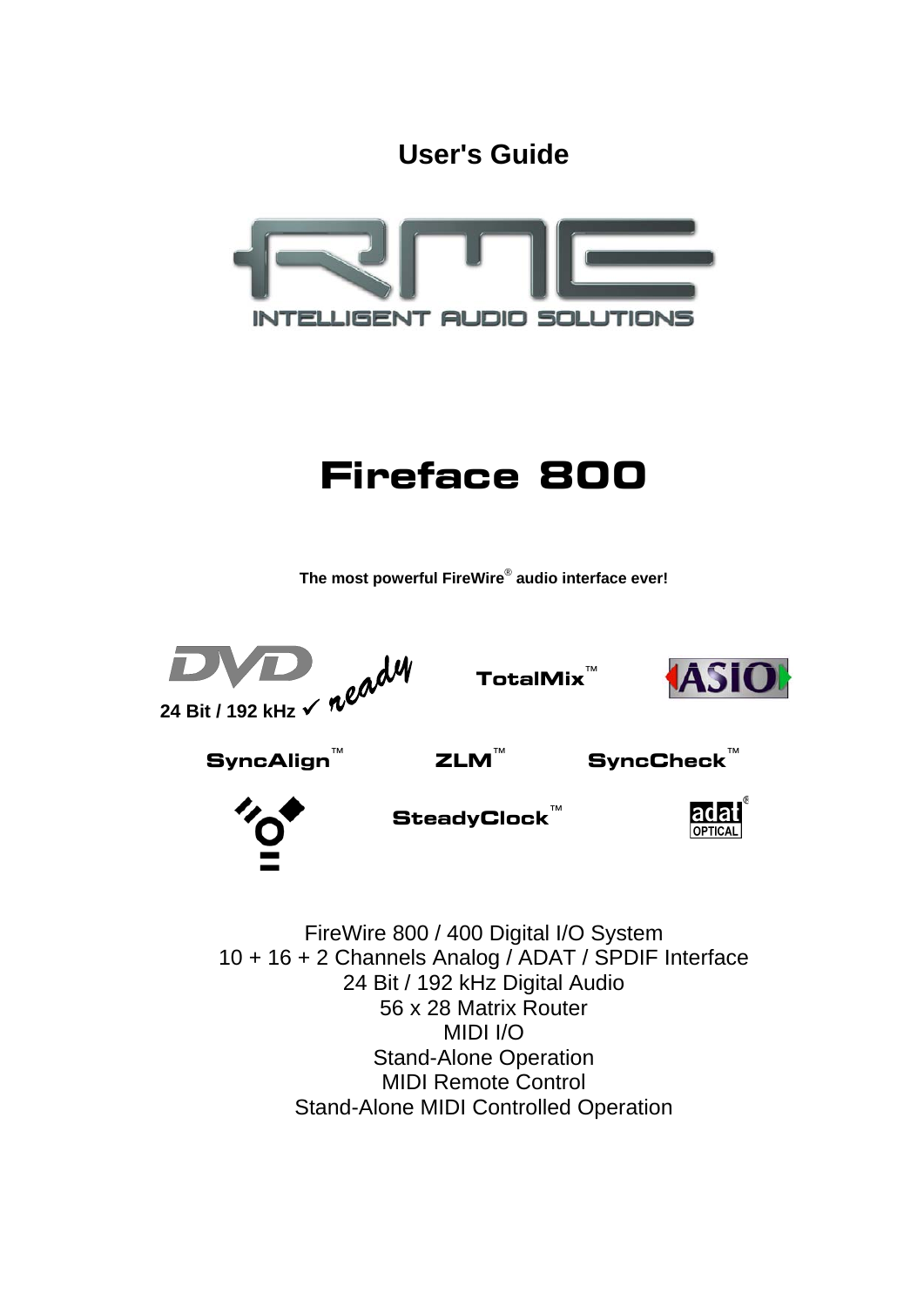**User's Guide**

RME

INTELLIGENT AUDIO SOLUTIONS

# Fireface 800

**The most powerful FireWire® audio interface ever!**

DVD ready

24 Bit / 192 kHz ✓

TotalMix™

ASIO

SyncAlign™

ZLM™

SyncCheck™

SteadyClock™

adat® OPTICAL

FireWire 800 / 400 Digital I/O System
10 + 16 + 2 Channels Analog / ADAT / SPDIF Interface
24 Bit / 192 kHz Digital Audio
56 x 28 Matrix Router
MIDI I/O
Stand-Alone Operation
MIDI Remote Control
Stand-Alone MIDI Controlled Operation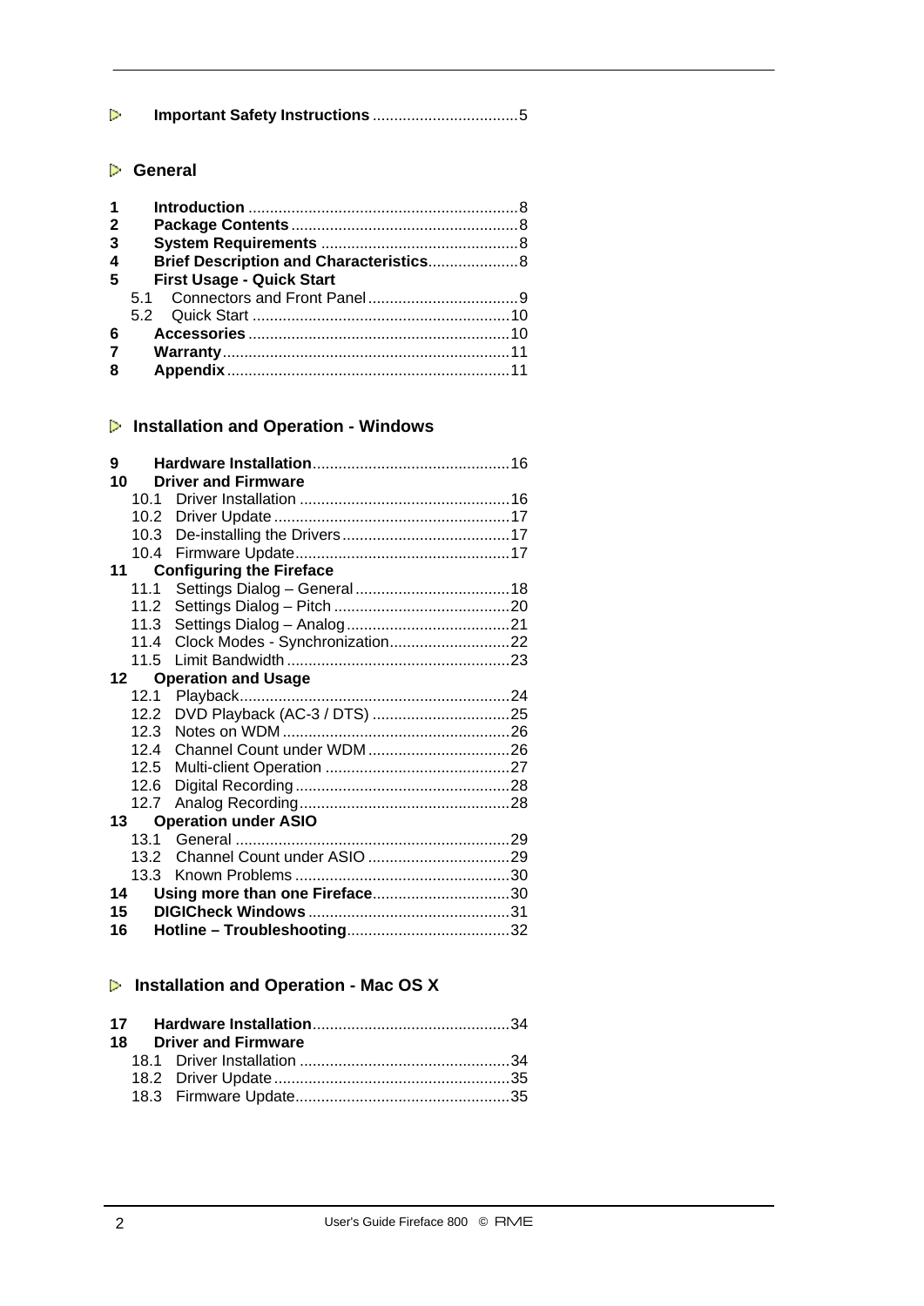**Important Safety Instructions** .................................5

## General

**1 Introduction** .............................................................8
**2 Package Contents** ....................................................8
**3 System Requirements** .............................................8
**4 Brief Description and Characteristics**.....................8
**5 First Usage - Quick Start**
5.1 Connectors and Front Panel..................................9
5.2 Quick Start ...........................................................10
**6 Accessories** ............................................................10
**7 Warranty**..................................................................11
**8 Appendix**.................................................................11

## Installation and Operation - Windows

**9 Hardware Installation**.............................................16
**10 Driver and Firmware**
10.1 Driver Installation ................................................16
10.2 Driver Update ......................................................17
10.3 De-installing the Drivers.......................................17
10.4 Firmware Update..................................................17
**11 Configuring the Fireface**
11.1 Settings Dialog – General....................................18
11.2 Settings Dialog – Pitch .........................................20
11.3 Settings Dialog – Analog......................................21
11.4 Clock Modes - Synchronization............................22
11.5 Limit Bandwidth ....................................................23
**12 Operation and Usage**
12.1 Playback...............................................................24
12.2 DVD Playback (AC-3 / DTS) ................................25
12.3 Notes on WDM .....................................................26
12.4 Channel Count under WDM .................................26
12.5 Multi-client Operation ...........................................27
12.6 Digital Recording..................................................28
12.7 Analog Recording.................................................28
**13 Operation under ASIO**
13.1 General ................................................................29
13.2 Channel Count under ASIO .................................29
13.3 Known Problems ..................................................30
**14 Using more than one Fireface**................................30
**15 DIGICheck Windows** ...............................................31
**16 Hotline – Troubleshooting**......................................32

## Installation and Operation - Mac OS X

**17 Hardware Installation**.............................................34
**18 Driver and Firmware**
18.1 Driver Installation .................................................34
18.2 Driver Update .......................................................35
18.3 Firmware Update..................................................35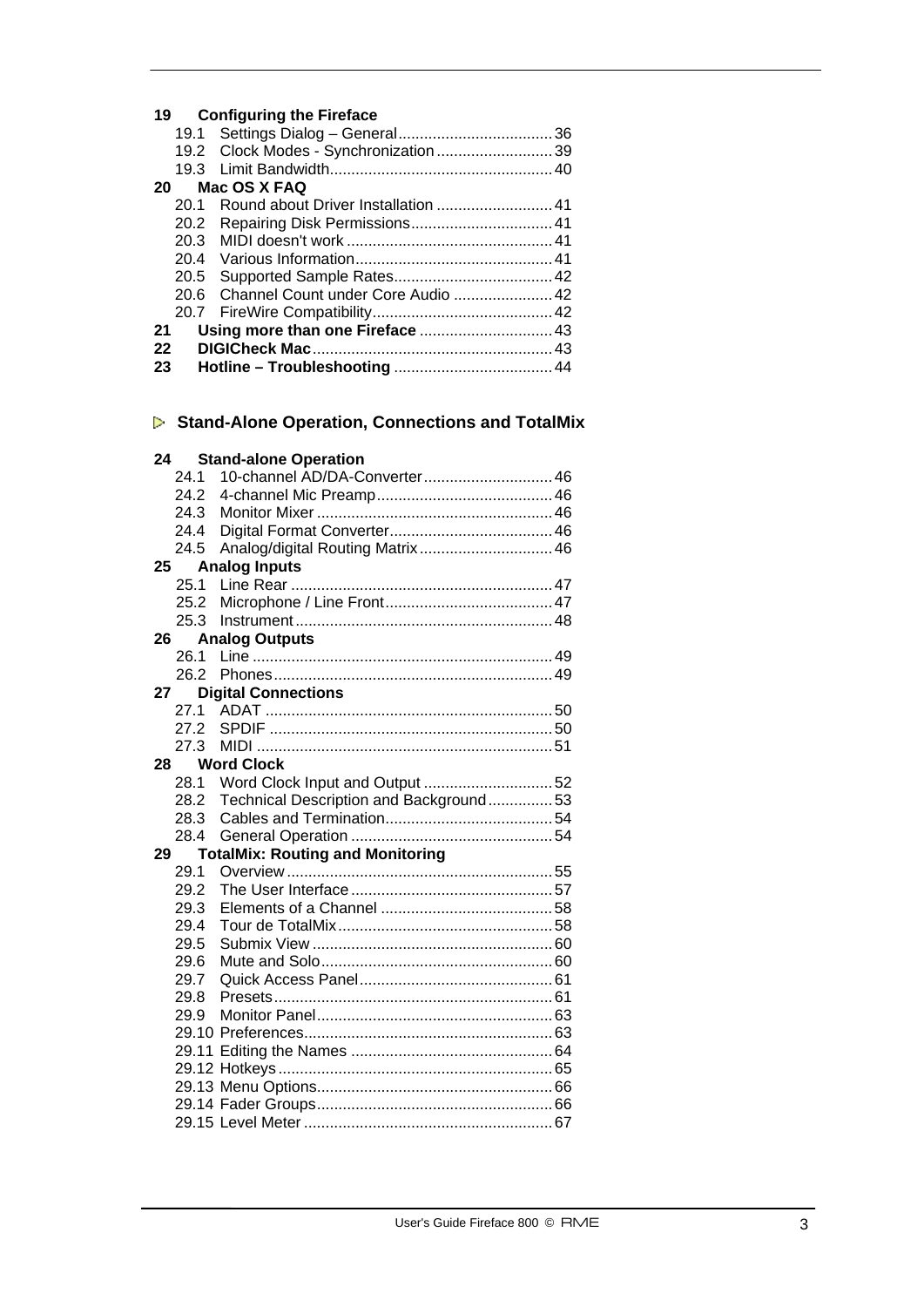**19 Configuring the Fireface**

- 19.1 Settings Dialog – General .................................... 36
- 19.2 Clock Modes - Synchronization ........................... 39
- 19.3 Limit Bandwidth .................................................... 40

**20 Mac OS X FAQ**

- 20.1 Round about Driver Installation ........................... 41
- 20.2 Repairing Disk Permissions ................................. 41
- 20.3 MIDI doesn't work ................................................ 41
- 20.4 Various Information .............................................. 41
- 20.5 Supported Sample Rates ..................................... 42
- 20.6 Channel Count under Core Audio ....................... 42
- 20.7 FireWire Compatibility .......................................... 42

**21 Using more than one Fireface** ............................... 43

**22 DIGICheck Mac** ........................................................ 43

**23 Hotline – Troubleshooting** ..................................... 44

## Stand-Alone Operation, Connections and TotalMix

**24 Stand-alone Operation**

- 24.1 10-channel AD/DA-Converter .............................. 46
- 24.2 4-channel Mic Preamp ......................................... 46
- 24.3 Monitor Mixer ....................................................... 46
- 24.4 Digital Format Converter ...................................... 46
- 24.5 Analog/digital Routing Matrix ............................... 46

**25 Analog Inputs**

- 25.1 Line Rear ............................................................. 47
- 25.2 Microphone / Line Front ....................................... 47
- 25.3 Instrument ............................................................ 48

**26 Analog Outputs**

- 26.1 Line ...................................................................... 49
- 26.2 Phones ................................................................. 49

**27 Digital Connections**

- 27.1 ADAT ................................................................... 50
- 27.2 SPDIF .................................................................. 50
- 27.3 MIDI ..................................................................... 51

**28 Word Clock**

- 28.1 Word Clock Input and Output .............................. 52
- 28.2 Technical Description and Background ............... 53
- 28.3 Cables and Termination ....................................... 54
- 28.4 General Operation ............................................... 54

**29 TotalMix: Routing and Monitoring**

- 29.1 Overview .............................................................. 55
- 29.2 The User Interface ............................................... 57
- 29.3 Elements of a Channel ........................................ 58
- 29.4 Tour de TotalMix .................................................. 58
- 29.5 Submix View ........................................................ 60
- 29.6 Mute and Solo ...................................................... 60
- 29.7 Quick Access Panel ............................................. 61
- 29.8 Presets ................................................................. 61
- 29.9 Monitor Panel ....................................................... 63
- 29.10 Preferences ........................................................ 63
- 29.11 Editing the Names ............................................. 64
- 29.12 Hotkeys .............................................................. 65
- 29.13 Menu Options ..................................................... 66
- 29.14 Fader Groups ..................................................... 66
- 29.15 Level Meter ........................................................ 67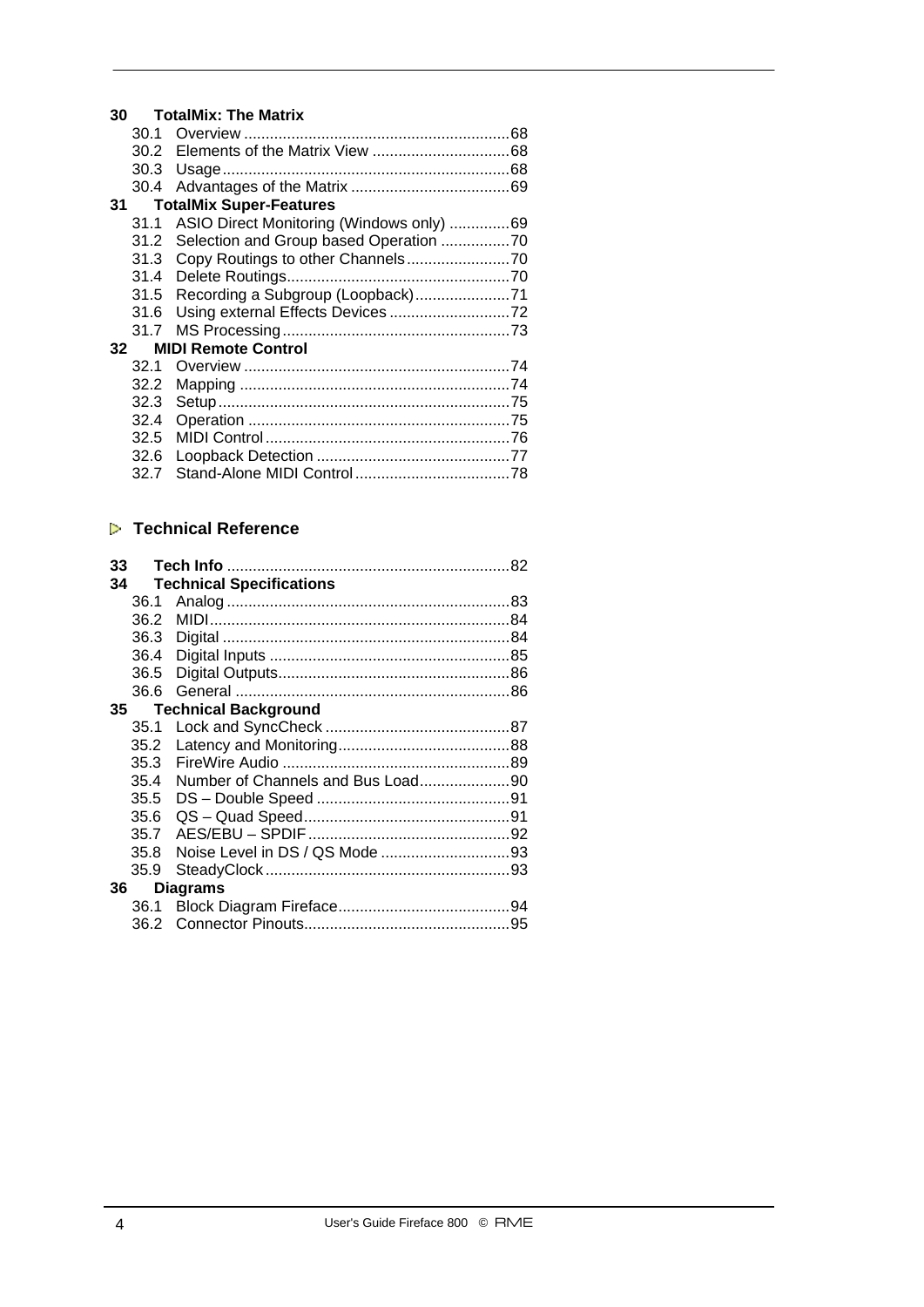**30 TotalMix: The Matrix**

- 30.1 Overview ............................................................. 68
- 30.2 Elements of the Matrix View ................................ 68
- 30.3 Usage.................................................................. 68
- 30.4 Advantages of the Matrix ..................................... 69

**31 TotalMix Super-Features**

- 31.1 ASIO Direct Monitoring (Windows only) .............. 69
- 31.2 Selection and Group based Operation ................ 70
- 31.3 Copy Routings to other Channels........................ 70
- 31.4 Delete Routings.................................................... 70
- 31.5 Recording a Subgroup (Loopback)...................... 71
- 31.6 Using external Effects Devices ............................ 72
- 31.7 MS Processing..................................................... 73

**32 MIDI Remote Control**

- 32.1 Overview ............................................................. 74
- 32.2 Mapping .............................................................. 74
- 32.3 Setup................................................................... 75
- 32.4 Operation ............................................................ 75
- 32.5 MIDI Control ........................................................ 76
- 32.6 Loopback Detection ............................................ 77
- 32.7 Stand-Alone MIDI Control .................................... 78

## ▷ Technical Reference

**33 Tech Info** ................................................................. 82

**34 Technical Specifications**

- 36.1 Analog ................................................................. 83
- 36.2 MIDI..................................................................... 84
- 36.3 Digital .................................................................. 84
- 36.4 Digital Inputs ....................................................... 85
- 36.5 Digital Outputs..................................................... 86
- 36.6 General ............................................................... 86

**35 Technical Background**

- 35.1 Lock and SyncCheck .......................................... 87
- 35.2 Latency and Monitoring....................................... 88
- 35.3 FireWire Audio .................................................... 89
- 35.4 Number of Channels and Bus Load..................... 90
- 35.5 DS – Double Speed ............................................ 91
- 35.6 QS – Quad Speed................................................ 91
- 35.7 AES/EBU – SPDIF............................................... 92
- 35.8 Noise Level in DS / QS Mode ............................. 93
- 35.9 SteadyClock ........................................................ 93

**36 Diagrams**

- 36.1 Block Diagram Fireface....................................... 94
- 36.2 Connector Pinouts............................................... 95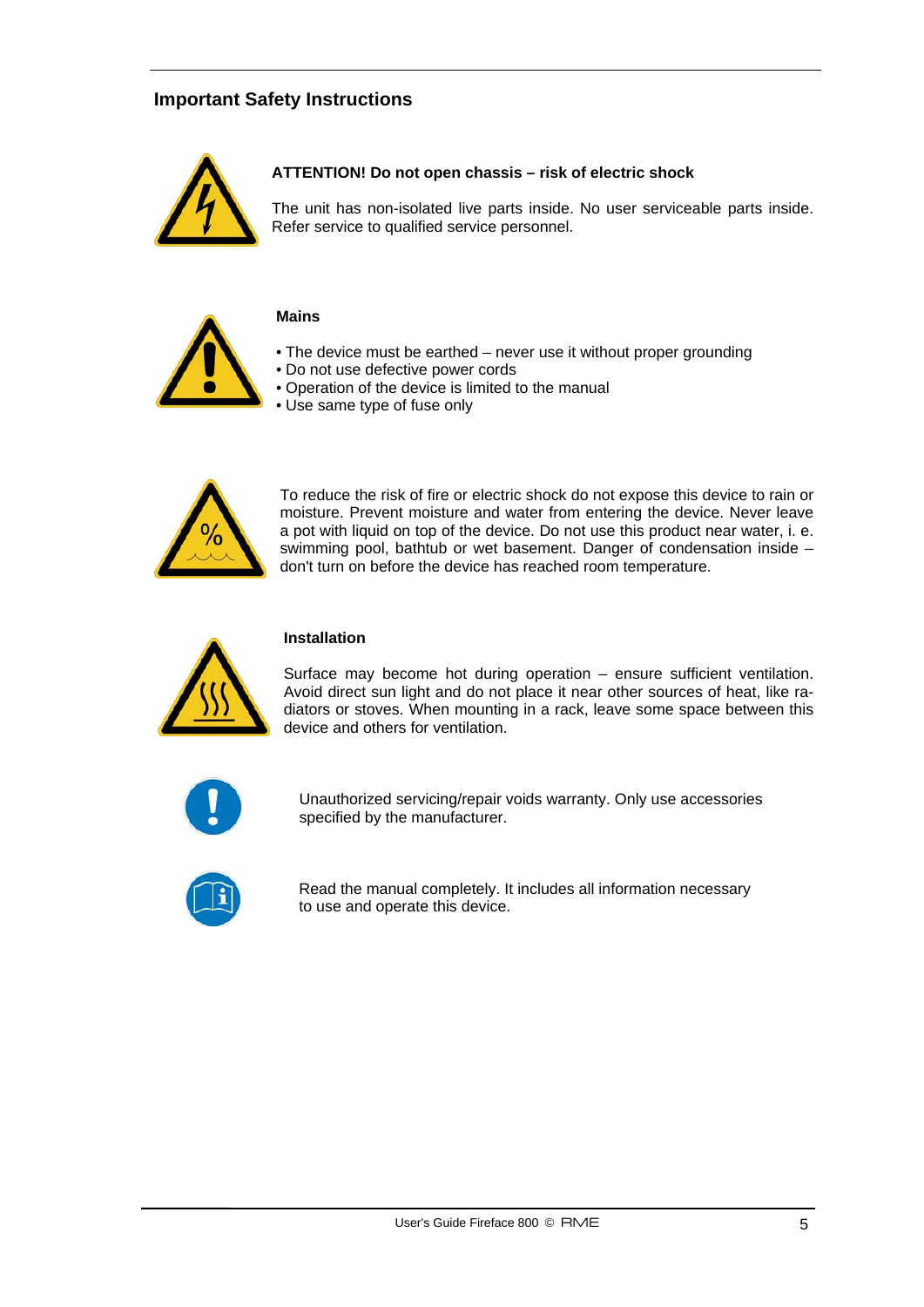## Important Safety Instructions

**ATTENTION! Do not open chassis – risk of electric shock**

The unit has non-isolated live parts inside. No user serviceable parts inside. Refer service to qualified service personnel.

**Mains**

- The device must be earthed – never use it without proper grounding
- Do not use defective power cords
- Operation of the device is limited to the manual
- Use same type of fuse only

To reduce the risk of fire or electric shock do not expose this device to rain or moisture. Prevent moisture and water from entering the device. Never leave a pot with liquid on top of the device. Do not use this product near water, i. e. swimming pool, bathtub or wet basement. Danger of condensation inside – don't turn on before the device has reached room temperature.

**Installation**

Surface may become hot during operation – ensure sufficient ventilation. Avoid direct sun light and do not place it near other sources of heat, like radiators or stoves. When mounting in a rack, leave some space between this device and others for ventilation.

Unauthorized servicing/repair voids warranty. Only use accessories specified by the manufacturer.

Read the manual completely. It includes all information necessary to use and operate this device.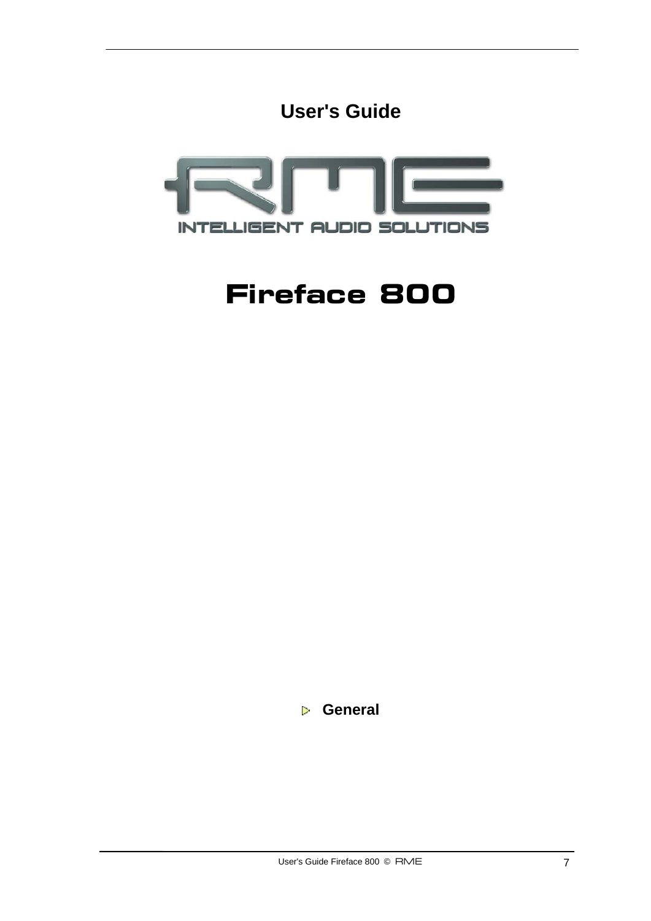# User's Guide

RME

INTELLIGENT AUDIO SOLUTIONS

# Fireface 800

## General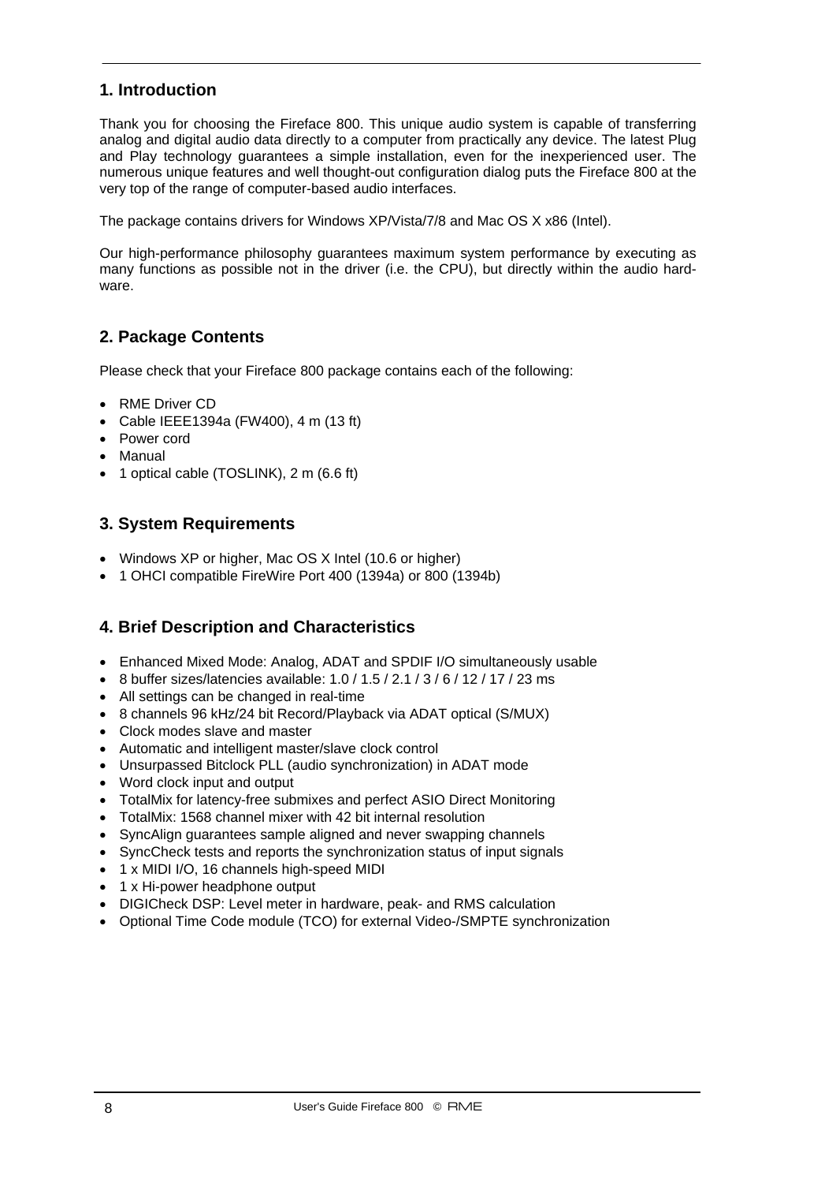## 1. Introduction

Thank you for choosing the Fireface 800. This unique audio system is capable of transferring analog and digital audio data directly to a computer from practically any device. The latest Plug and Play technology guarantees a simple installation, even for the inexperienced user. The numerous unique features and well thought-out configuration dialog puts the Fireface 800 at the very top of the range of computer-based audio interfaces.

The package contains drivers for Windows XP/Vista/7/8 and Mac OS X x86 (Intel).

Our high-performance philosophy guarantees maximum system performance by executing as many functions as possible not in the driver (i.e. the CPU), but directly within the audio hardware.

## 2. Package Contents

Please check that your Fireface 800 package contains each of the following:

- RME Driver CD
- Cable IEEE1394a (FW400), 4 m (13 ft)
- Power cord
- Manual
- 1 optical cable (TOSLINK), 2 m (6.6 ft)

## 3. System Requirements

- Windows XP or higher, Mac OS X Intel (10.6 or higher)
- 1 OHCI compatible FireWire Port 400 (1394a) or 800 (1394b)

## 4. Brief Description and Characteristics

- Enhanced Mixed Mode: Analog, ADAT and SPDIF I/O simultaneously usable
- 8 buffer sizes/latencies available: 1.0 / 1.5 / 2.1 / 3 / 6 / 12 / 17 / 23 ms
- All settings can be changed in real-time
- 8 channels 96 kHz/24 bit Record/Playback via ADAT optical (S/MUX)
- Clock modes slave and master
- Automatic and intelligent master/slave clock control
- Unsurpassed Bitclock PLL (audio synchronization) in ADAT mode
- Word clock input and output
- TotalMix for latency-free submixes and perfect ASIO Direct Monitoring
- TotalMix: 1568 channel mixer with 42 bit internal resolution
- SyncAlign guarantees sample aligned and never swapping channels
- SyncCheck tests and reports the synchronization status of input signals
- 1 x MIDI I/O, 16 channels high-speed MIDI
- 1 x Hi-power headphone output
- DIGICheck DSP: Level meter in hardware, peak- and RMS calculation
- Optional Time Code module (TCO) for external Video-/SMPTE synchronization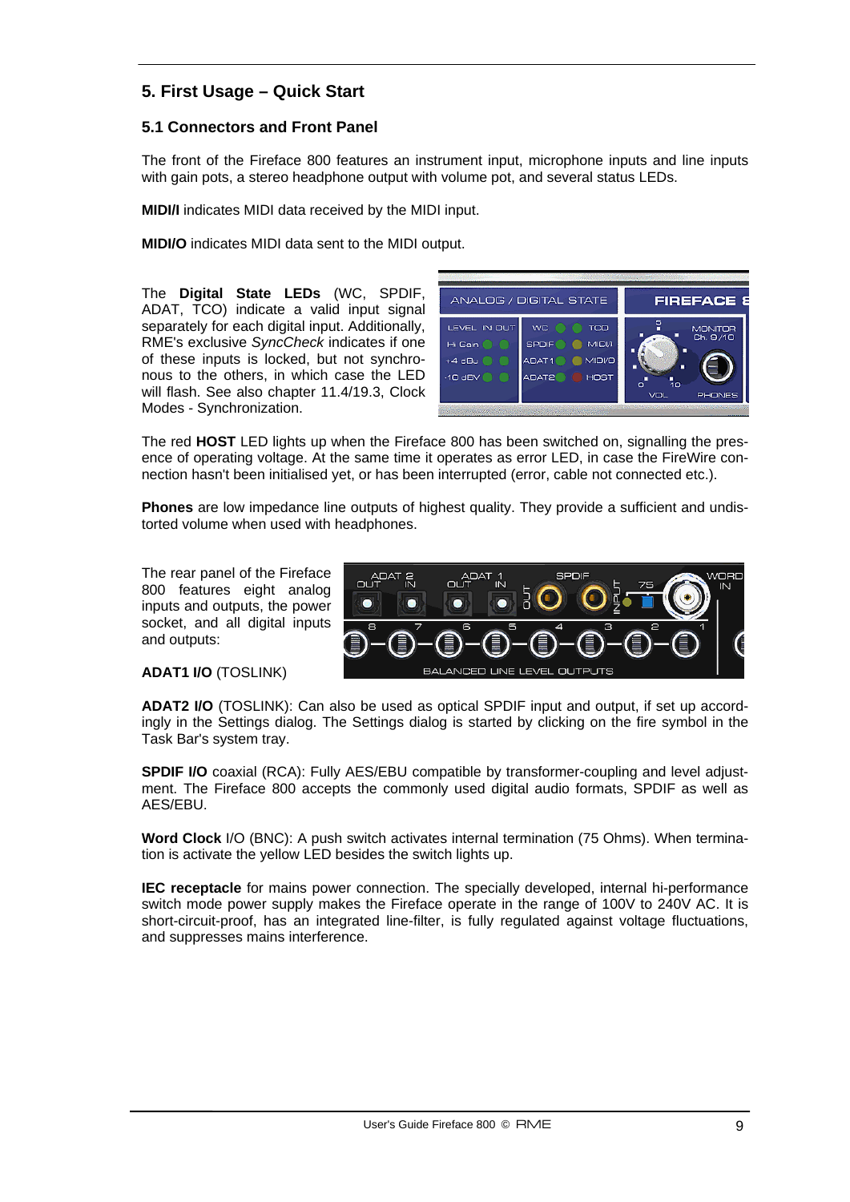## 5. First Usage – Quick Start

### 5.1 Connectors and Front Panel

The front of the Fireface 800 features an instrument input, microphone inputs and line inputs with gain pots, a stereo headphone output with volume pot, and several status LEDs.

**MIDI/I** indicates MIDI data received by the MIDI input.

**MIDI/O** indicates MIDI data sent to the MIDI output.

The **Digital State LEDs** (WC, SPDIF, ADAT, TCO) indicate a valid input signal separately for each digital input. Additionally, RME's exclusive *SyncCheck* indicates if one of these inputs is locked, but not synchronous to the others, in which case the LED will flash. See also chapter 11.4/19.3, Clock Modes - Synchronization.

The red **HOST** LED lights up when the Fireface 800 has been switched on, signalling the presence of operating voltage. At the same time it operates as error LED, in case the FireWire connection hasn't been initialised yet, or has been interrupted (error, cable not connected etc.).

**Phones** are low impedance line outputs of highest quality. They provide a sufficient and undistorted volume when used with headphones.

The rear panel of the Fireface 800 features eight analog inputs and outputs, the power socket, and all digital inputs and outputs:

**ADAT1 I/O** (TOSLINK)

**ADAT2 I/O** (TOSLINK): Can also be used as optical SPDIF input and output, if set up accordingly in the Settings dialog. The Settings dialog is started by clicking on the fire symbol in the Task Bar's system tray.

**SPDIF I/O** coaxial (RCA): Fully AES/EBU compatible by transformer-coupling and level adjustment. The Fireface 800 accepts the commonly used digital audio formats, SPDIF as well as AES/EBU.

**Word Clock** I/O (BNC): A push switch activates internal termination (75 Ohms). When termination is activate the yellow LED besides the switch lights up.

**IEC receptacle** for mains power connection. The specially developed, internal hi-performance switch mode power supply makes the Fireface operate in the range of 100V to 240V AC. It is short-circuit-proof, has an integrated line-filter, is fully regulated against voltage fluctuations, and suppresses mains interference.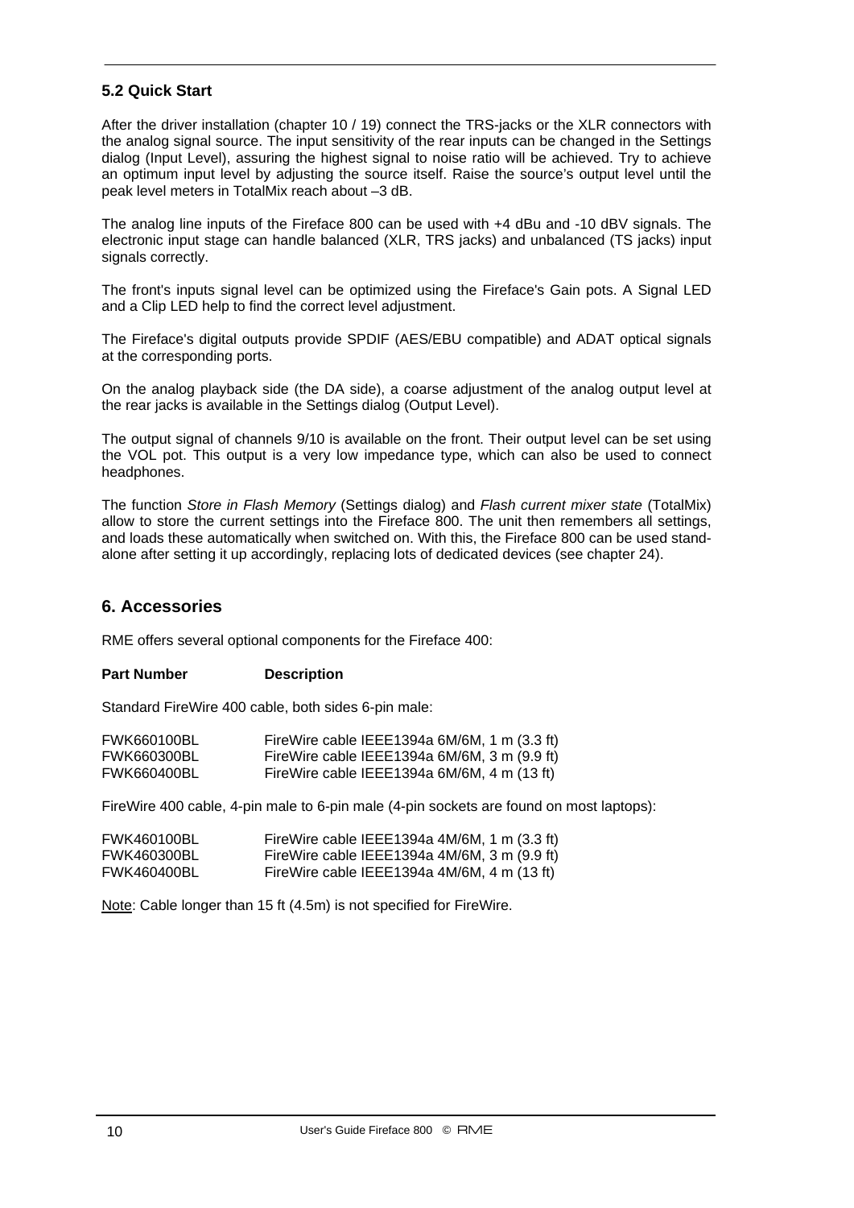## 5.2 Quick Start

After the driver installation (chapter 10 / 19) connect the TRS-jacks or the XLR connectors with the analog signal source. The input sensitivity of the rear inputs can be changed in the Settings dialog (Input Level), assuring the highest signal to noise ratio will be achieved. Try to achieve an optimum input level by adjusting the source itself. Raise the source's output level until the peak level meters in TotalMix reach about –3 dB.

The analog line inputs of the Fireface 800 can be used with +4 dBu and -10 dBV signals. The electronic input stage can handle balanced (XLR, TRS jacks) and unbalanced (TS jacks) input signals correctly.

The front's inputs signal level can be optimized using the Fireface's Gain pots. A Signal LED and a Clip LED help to find the correct level adjustment.

The Fireface's digital outputs provide SPDIF (AES/EBU compatible) and ADAT optical signals at the corresponding ports.

On the analog playback side (the DA side), a coarse adjustment of the analog output level at the rear jacks is available in the Settings dialog (Output Level).

The output signal of channels 9/10 is available on the front. Their output level can be set using the VOL pot. This output is a very low impedance type, which can also be used to connect headphones.

The function *Store in Flash Memory* (Settings dialog) and *Flash current mixer state* (TotalMix) allow to store the current settings into the Fireface 800. The unit then remembers all settings, and loads these automatically when switched on. With this, the Fireface 800 can be used stand-alone after setting it up accordingly, replacing lots of dedicated devices (see chapter 24).

## 6. Accessories

RME offers several optional components for the Fireface 400:

| **Part Number** | **Description** |
|---|---|

Standard FireWire 400 cable, both sides 6-pin male:

| | |
|---|---|
| FWK660100BL | FireWire cable IEEE1394a 6M/6M, 1 m (3.3 ft) |
| FWK660300BL | FireWire cable IEEE1394a 6M/6M, 3 m (9.9 ft) |
| FWK660400BL | FireWire cable IEEE1394a 6M/6M, 4 m (13 ft) |

FireWire 400 cable, 4-pin male to 6-pin male (4-pin sockets are found on most laptops):

| | |
|---|---|
| FWK460100BL | FireWire cable IEEE1394a 4M/6M, 1 m (3.3 ft) |
| FWK460300BL | FireWire cable IEEE1394a 4M/6M, 3 m (9.9 ft) |
| FWK460400BL | FireWire cable IEEE1394a 4M/6M, 4 m (13 ft) |

Note: Cable longer than 15 ft (4.5m) is not specified for FireWire.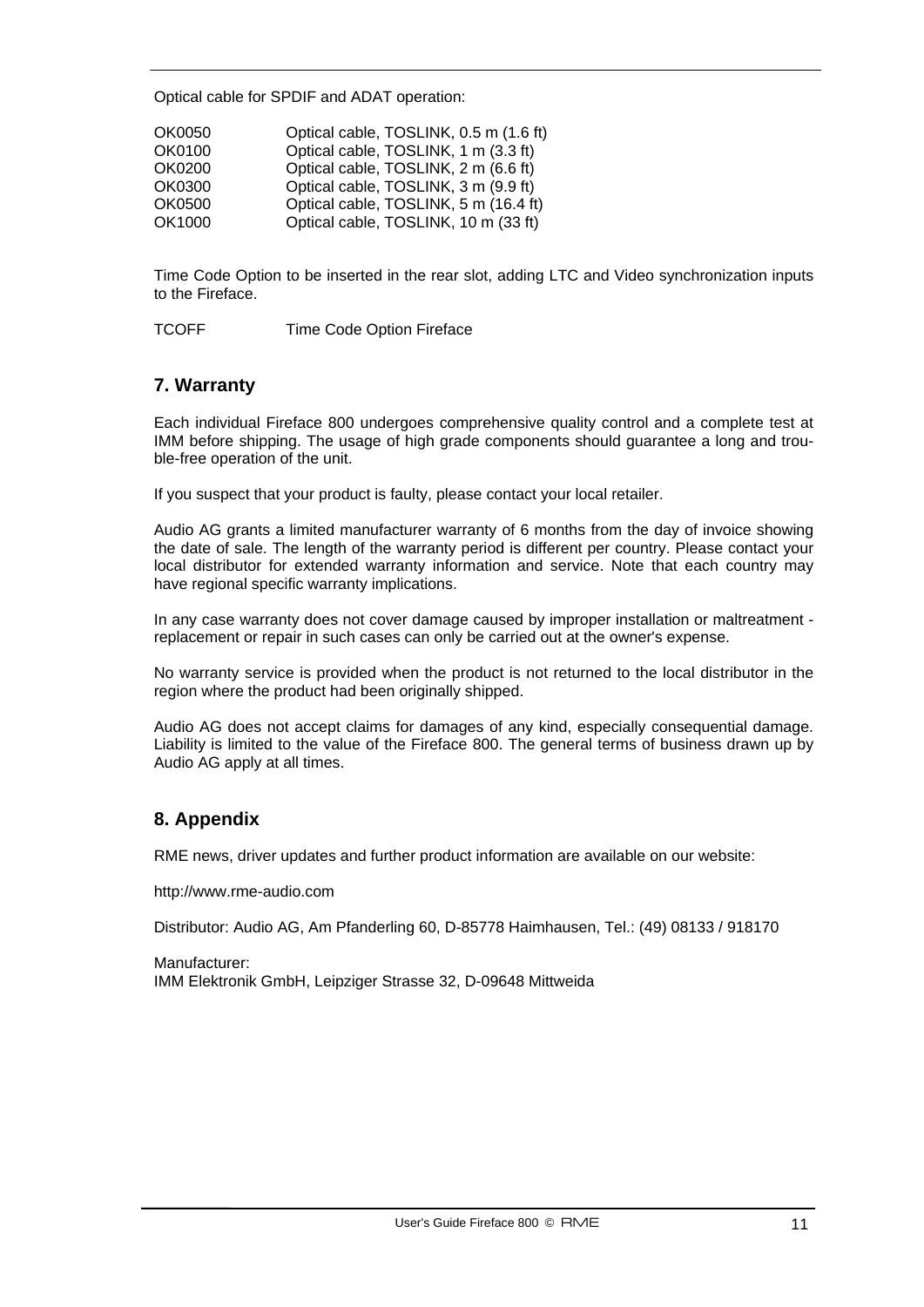Optical cable for SPDIF and ADAT operation:

| | |
|---|---|
| OK0050 | Optical cable, TOSLINK, 0.5 m (1.6 ft) |
| OK0100 | Optical cable, TOSLINK, 1 m (3.3 ft) |
| OK0200 | Optical cable, TOSLINK, 2 m (6.6 ft) |
| OK0300 | Optical cable, TOSLINK, 3 m (9.9 ft) |
| OK0500 | Optical cable, TOSLINK, 5 m (16.4 ft) |
| OK1000 | Optical cable, TOSLINK, 10 m (33 ft) |

Time Code Option to be inserted in the rear slot, adding LTC and Video synchronization inputs to the Fireface.

TCOFF Time Code Option Fireface

## 7. Warranty

Each individual Fireface 800 undergoes comprehensive quality control and a complete test at IMM before shipping. The usage of high grade components should guarantee a long and trouble-free operation of the unit.

If you suspect that your product is faulty, please contact your local retailer.

Audio AG grants a limited manufacturer warranty of 6 months from the day of invoice showing the date of sale. The length of the warranty period is different per country. Please contact your local distributor for extended warranty information and service. Note that each country may have regional specific warranty implications.

In any case warranty does not cover damage caused by improper installation or maltreatment - replacement or repair in such cases can only be carried out at the owner's expense.

No warranty service is provided when the product is not returned to the local distributor in the region where the product had been originally shipped.

Audio AG does not accept claims for damages of any kind, especially consequential damage. Liability is limited to the value of the Fireface 800. The general terms of business drawn up by Audio AG apply at all times.

## 8. Appendix

RME news, driver updates and further product information are available on our website:

http://www.rme-audio.com

Distributor: Audio AG, Am Pfanderling 60, D-85778 Haimhausen, Tel.: (49) 08133 / 918170

Manufacturer:
IMM Elektronik GmbH, Leipziger Strasse 32, D-09648 Mittweida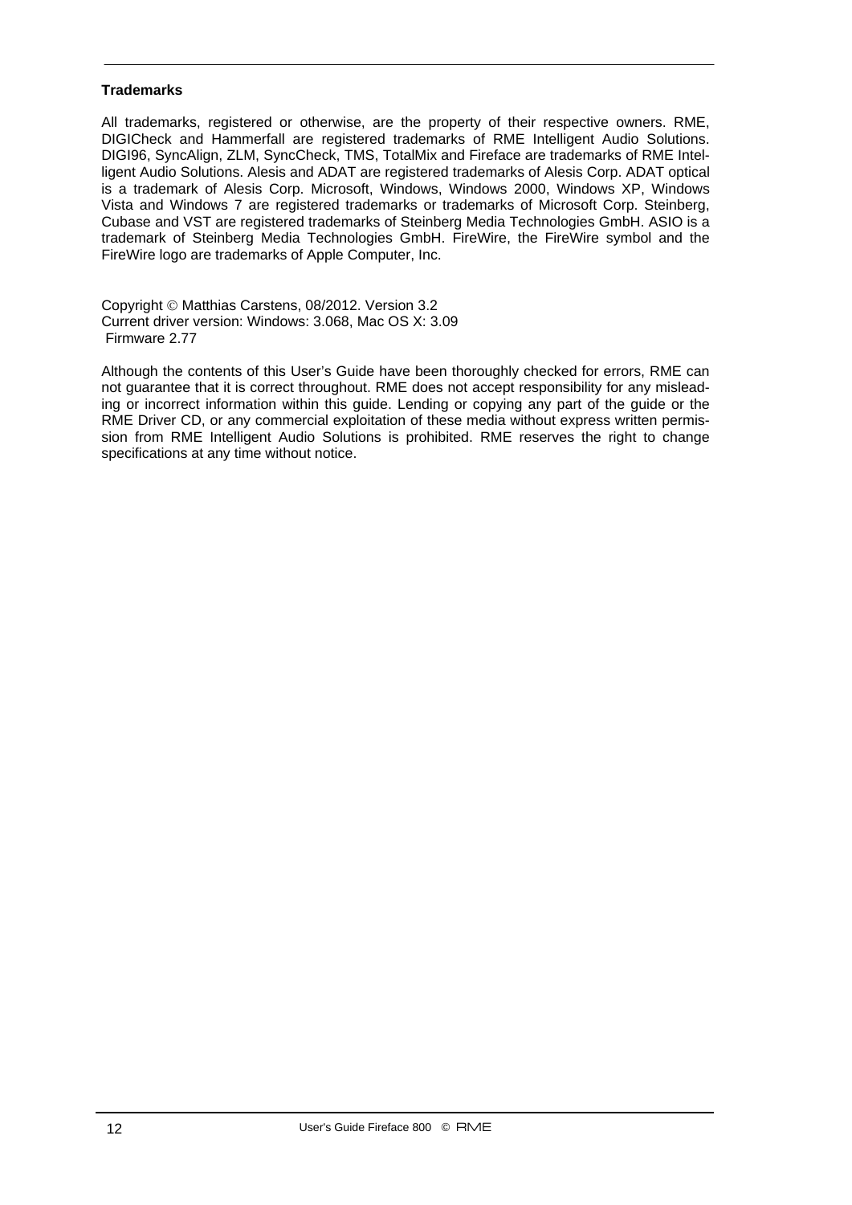### Trademarks

All trademarks, registered or otherwise, are the property of their respective owners. RME, DIGICheck and Hammerfall are registered trademarks of RME Intelligent Audio Solutions. DIGI96, SyncAlign, ZLM, SyncCheck, TMS, TotalMix and Fireface are trademarks of RME Intelligent Audio Solutions. Alesis and ADAT are registered trademarks of Alesis Corp. ADAT optical is a trademark of Alesis Corp. Microsoft, Windows, Windows 2000, Windows XP, Windows Vista and Windows 7 are registered trademarks or trademarks of Microsoft Corp. Steinberg, Cubase and VST are registered trademarks of Steinberg Media Technologies GmbH. ASIO is a trademark of Steinberg Media Technologies GmbH. FireWire, the FireWire symbol and the FireWire logo are trademarks of Apple Computer, Inc.

Copyright © Matthias Carstens, 08/2012. Version 3.2
Current driver version: Windows: 3.068, Mac OS X: 3.09
Firmware 2.77

Although the contents of this User's Guide have been thoroughly checked for errors, RME can not guarantee that it is correct throughout. RME does not accept responsibility for any misleading or incorrect information within this guide. Lending or copying any part of the guide or the RME Driver CD, or any commercial exploitation of these media without express written permission from RME Intelligent Audio Solutions is prohibited. RME reserves the right to change specifications at any time without notice.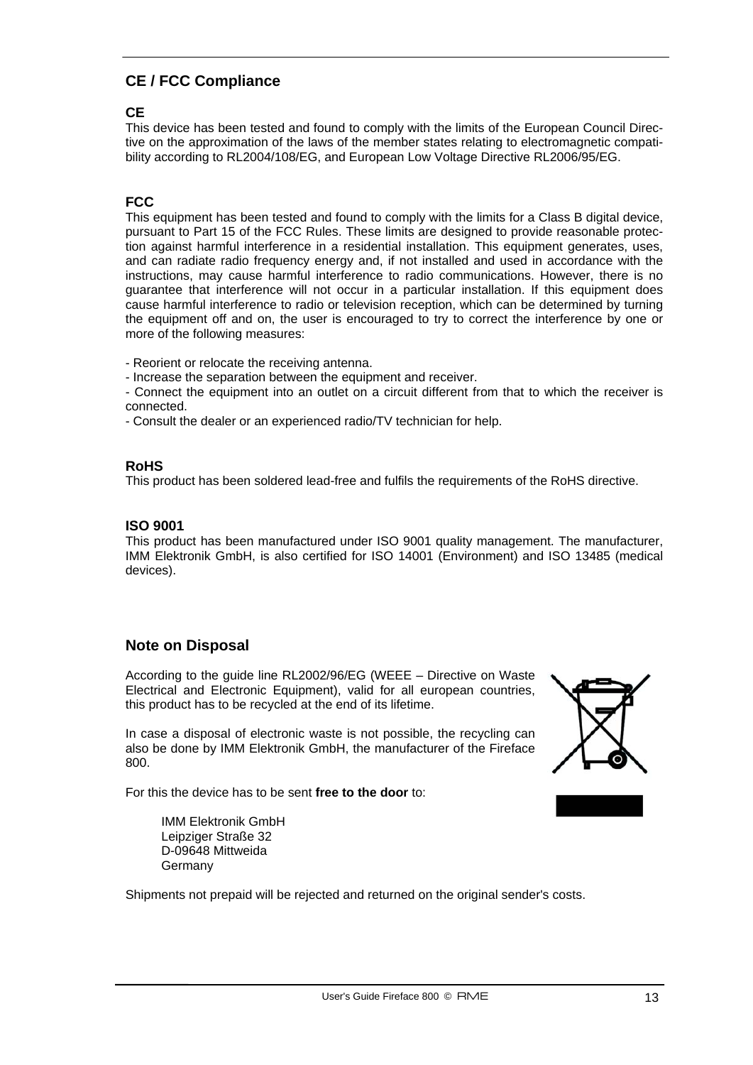## CE / FCC Compliance

### CE

This device has been tested and found to comply with the limits of the European Council Directive on the approximation of the laws of the member states relating to electromagnetic compatibility according to RL2004/108/EG, and European Low Voltage Directive RL2006/95/EG.

### FCC

This equipment has been tested and found to comply with the limits for a Class B digital device, pursuant to Part 15 of the FCC Rules. These limits are designed to provide reasonable protection against harmful interference in a residential installation. This equipment generates, uses, and can radiate radio frequency energy and, if not installed and used in accordance with the instructions, may cause harmful interference to radio communications. However, there is no guarantee that interference will not occur in a particular installation. If this equipment does cause harmful interference to radio or television reception, which can be determined by turning the equipment off and on, the user is encouraged to try to correct the interference by one or more of the following measures:

- Reorient or relocate the receiving antenna.
- Increase the separation between the equipment and receiver.
- Connect the equipment into an outlet on a circuit different from that to which the receiver is connected.
- Consult the dealer or an experienced radio/TV technician for help.

### RoHS

This product has been soldered lead-free and fulfils the requirements of the RoHS directive.

### ISO 9001

This product has been manufactured under ISO 9001 quality management. The manufacturer, IMM Elektronik GmbH, is also certified for ISO 14001 (Environment) and ISO 13485 (medical devices).

## Note on Disposal

According to the guide line RL2002/96/EG (WEEE – Directive on Waste Electrical and Electronic Equipment), valid for all european countries, this product has to be recycled at the end of its lifetime.

In case a disposal of electronic waste is not possible, the recycling can also be done by IMM Elektronik GmbH, the manufacturer of the Fireface 800.

For this the device has to be sent **free to the door** to:

IMM Elektronik GmbH
Leipziger Straße 32
D-09648 Mittweida
Germany

Shipments not prepaid will be rejected and returned on the original sender's costs.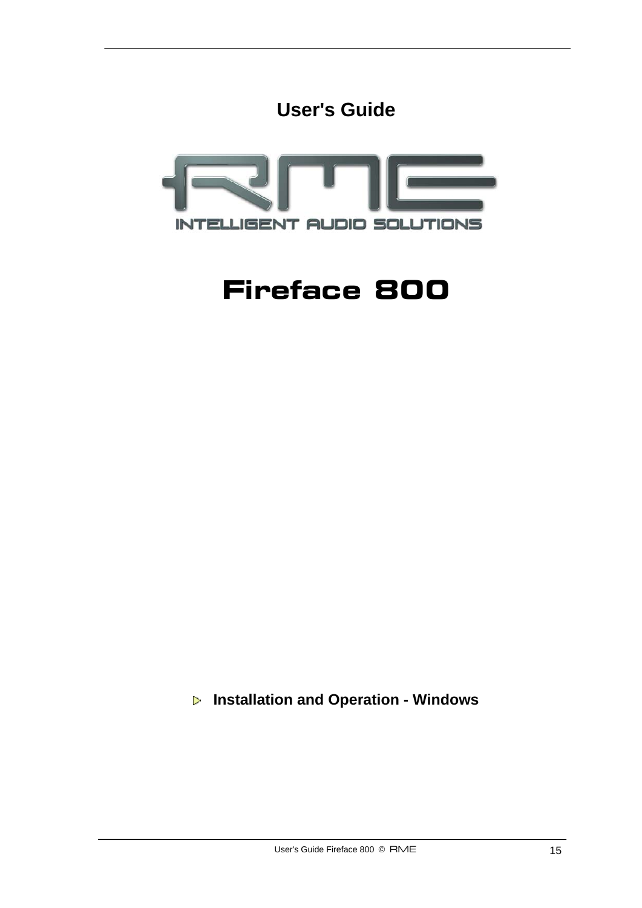# User's Guide

INTELLIGENT AUDIO SOLUTIONS

# Fireface 800

## Installation and Operation - Windows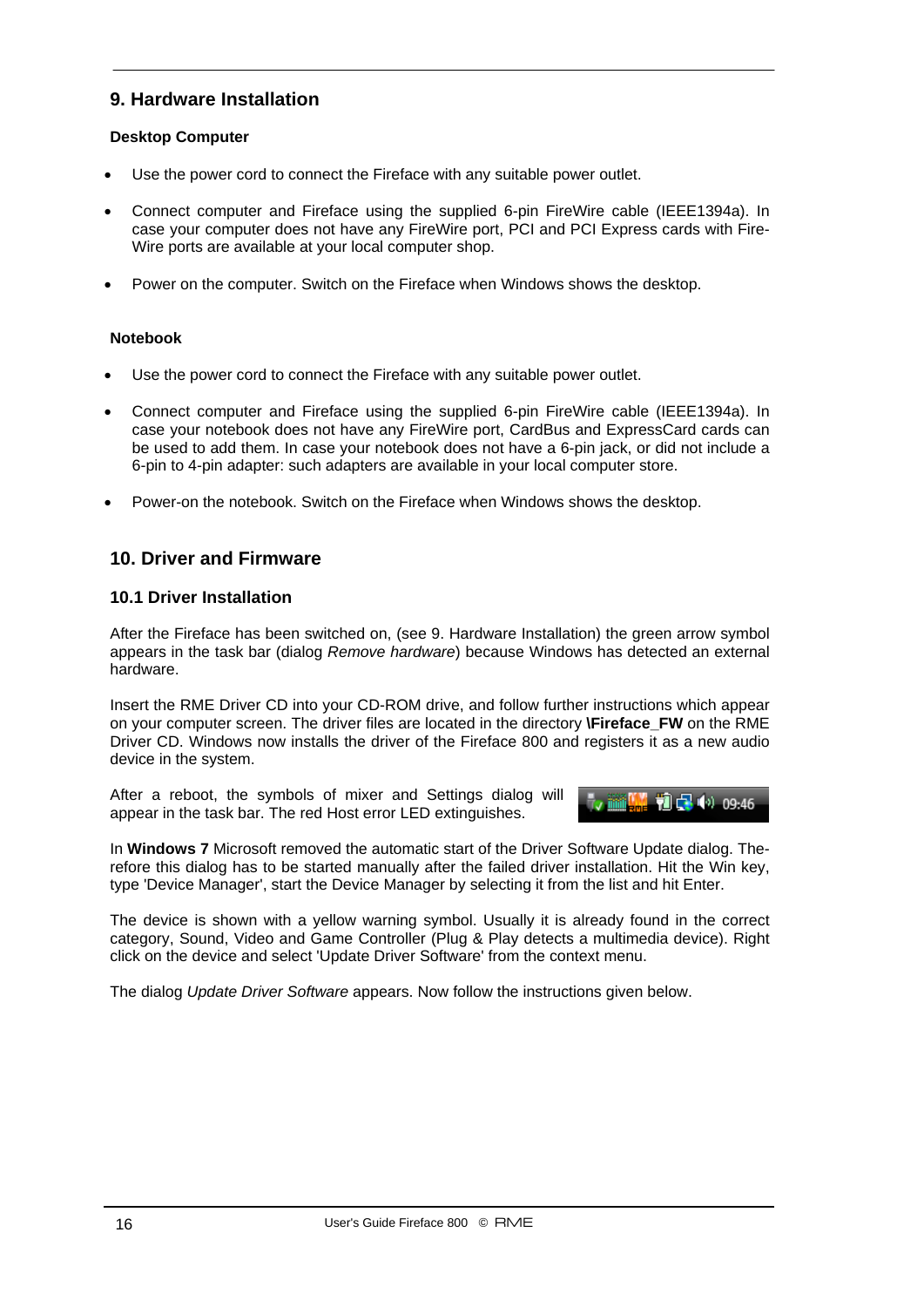## 9. Hardware Installation

**Desktop Computer**

- Use the power cord to connect the Fireface with any suitable power outlet.
- Connect computer and Fireface using the supplied 6-pin FireWire cable (IEEE1394a). In case your computer does not have any FireWire port, PCI and PCI Express cards with Fire-Wire ports are available at your local computer shop.
- Power on the computer. Switch on the Fireface when Windows shows the desktop.

**Notebook**

- Use the power cord to connect the Fireface with any suitable power outlet.
- Connect computer and Fireface using the supplied 6-pin FireWire cable (IEEE1394a). In case your notebook does not have any FireWire port, CardBus and ExpressCard cards can be used to add them. In case your notebook does not have a 6-pin jack, or did not include a 6-pin to 4-pin adapter: such adapters are available in your local computer store.
- Power-on the notebook. Switch on the Fireface when Windows shows the desktop.

## 10. Driver and Firmware

### 10.1 Driver Installation

After the Fireface has been switched on, (see 9. Hardware Installation) the green arrow symbol appears in the task bar (dialog *Remove hardware*) because Windows has detected an external hardware.

Insert the RME Driver CD into your CD-ROM drive, and follow further instructions which appear on your computer screen. The driver files are located in the directory **\Fireface_FW** on the RME Driver CD. Windows now installs the driver of the Fireface 800 and registers it as a new audio device in the system.

After a reboot, the symbols of mixer and Settings dialog will appear in the task bar. The red Host error LED extinguishes.

In **Windows 7** Microsoft removed the automatic start of the Driver Software Update dialog. Therefore this dialog has to be started manually after the failed driver installation. Hit the Win key, type 'Device Manager', start the Device Manager by selecting it from the list and hit Enter.

The device is shown with a yellow warning symbol. Usually it is already found in the correct category, Sound, Video and Game Controller (Plug & Play detects a multimedia device). Right click on the device and select 'Update Driver Software' from the context menu.

The dialog *Update Driver Software* appears. Now follow the instructions given below.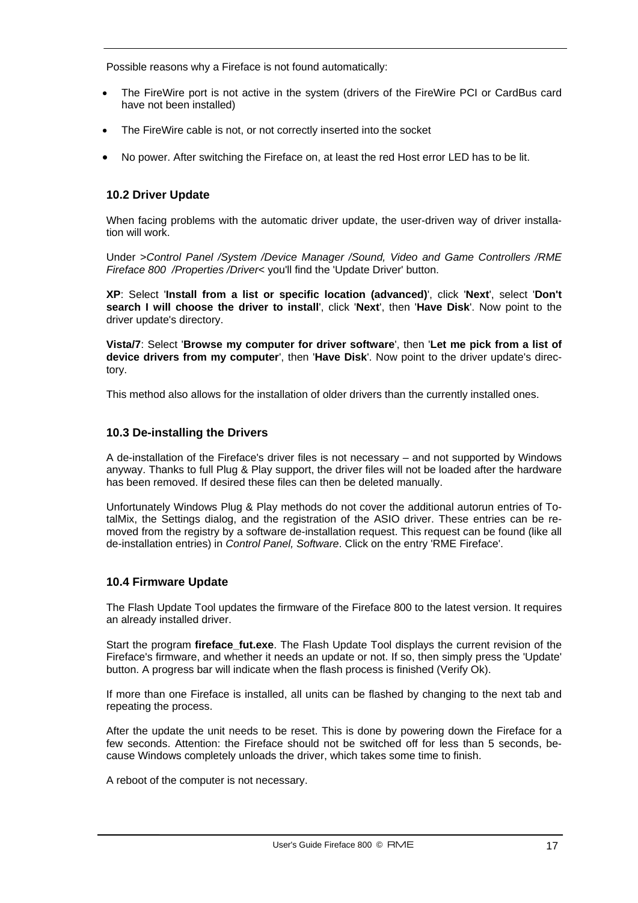Possible reasons why a Fireface is not found automatically:

- The FireWire port is not active in the system (drivers of the FireWire PCI or CardBus card have not been installed)
- The FireWire cable is not, or not correctly inserted into the socket
- No power. After switching the Fireface on, at least the red Host error LED has to be lit.

### 10.2 Driver Update

When facing problems with the automatic driver update, the user-driven way of driver installation will work.

Under *>Control Panel /System /Device Manager /Sound, Video and Game Controllers /RME Fireface 800 /Properties /Driver<* you'll find the 'Update Driver' button.

**XP**: Select '**Install from a list or specific location (advanced)**', click '**Next**', select '**Don't search I will choose the driver to install**', click '**Next**', then '**Have Disk**'. Now point to the driver update's directory.

**Vista/7**: Select '**Browse my computer for driver software**', then '**Let me pick from a list of device drivers from my computer**', then '**Have Disk**'. Now point to the driver update's directory.

This method also allows for the installation of older drivers than the currently installed ones.

### 10.3 De-installing the Drivers

A de-installation of the Fireface's driver files is not necessary – and not supported by Windows anyway. Thanks to full Plug & Play support, the driver files will not be loaded after the hardware has been removed. If desired these files can then be deleted manually.

Unfortunately Windows Plug & Play methods do not cover the additional autorun entries of TotalMix, the Settings dialog, and the registration of the ASIO driver. These entries can be removed from the registry by a software de-installation request. This request can be found (like all de-installation entries) in *Control Panel, Software*. Click on the entry 'RME Fireface'.

### 10.4 Firmware Update

The Flash Update Tool updates the firmware of the Fireface 800 to the latest version. It requires an already installed driver.

Start the program **fireface_fut.exe**. The Flash Update Tool displays the current revision of the Fireface's firmware, and whether it needs an update or not. If so, then simply press the 'Update' button. A progress bar will indicate when the flash process is finished (Verify Ok).

If more than one Fireface is installed, all units can be flashed by changing to the next tab and repeating the process.

After the update the unit needs to be reset. This is done by powering down the Fireface for a few seconds. Attention: the Fireface should not be switched off for less than 5 seconds, because Windows completely unloads the driver, which takes some time to finish.

A reboot of the computer is not necessary.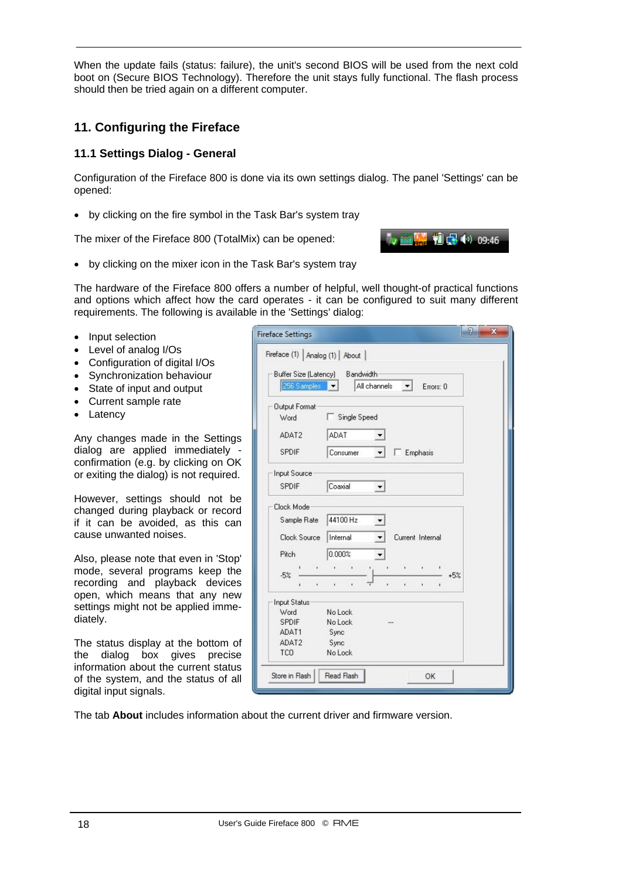When the update fails (status: failure), the unit's second BIOS will be used from the next cold boot on (Secure BIOS Technology). Therefore the unit stays fully functional. The flash process should then be tried again on a different computer.

# 11. Configuring the Fireface

## 11.1 Settings Dialog - General

Configuration of the Fireface 800 is done via its own settings dialog. The panel 'Settings' can be opened:

- by clicking on the fire symbol in the Task Bar's system tray

The mixer of the Fireface 800 (TotalMix) can be opened:

- by clicking on the mixer icon in the Task Bar's system tray

The hardware of the Fireface 800 offers a number of helpful, well thought-of practical functions and options which affect how the card operates - it can be configured to suit many different requirements. The following is available in the 'Settings' dialog:

- Input selection
- Level of analog I/Os
- Configuration of digital I/Os
- Synchronization behaviour
- State of input and output
- Current sample rate
- Latency

Any changes made in the Settings dialog are applied immediately - confirmation (e.g. by clicking on OK or exiting the dialog) is not required.

However, settings should not be changed during playback or record if it can be avoided, as this can cause unwanted noises.

Also, please note that even in 'Stop' mode, several programs keep the recording and playback devices open, which means that any new settings might not be applied immediately.

The status display at the bottom of the dialog box gives precise information about the current status of the system, and the status of all digital input signals.

The tab **About** includes information about the current driver and firmware version.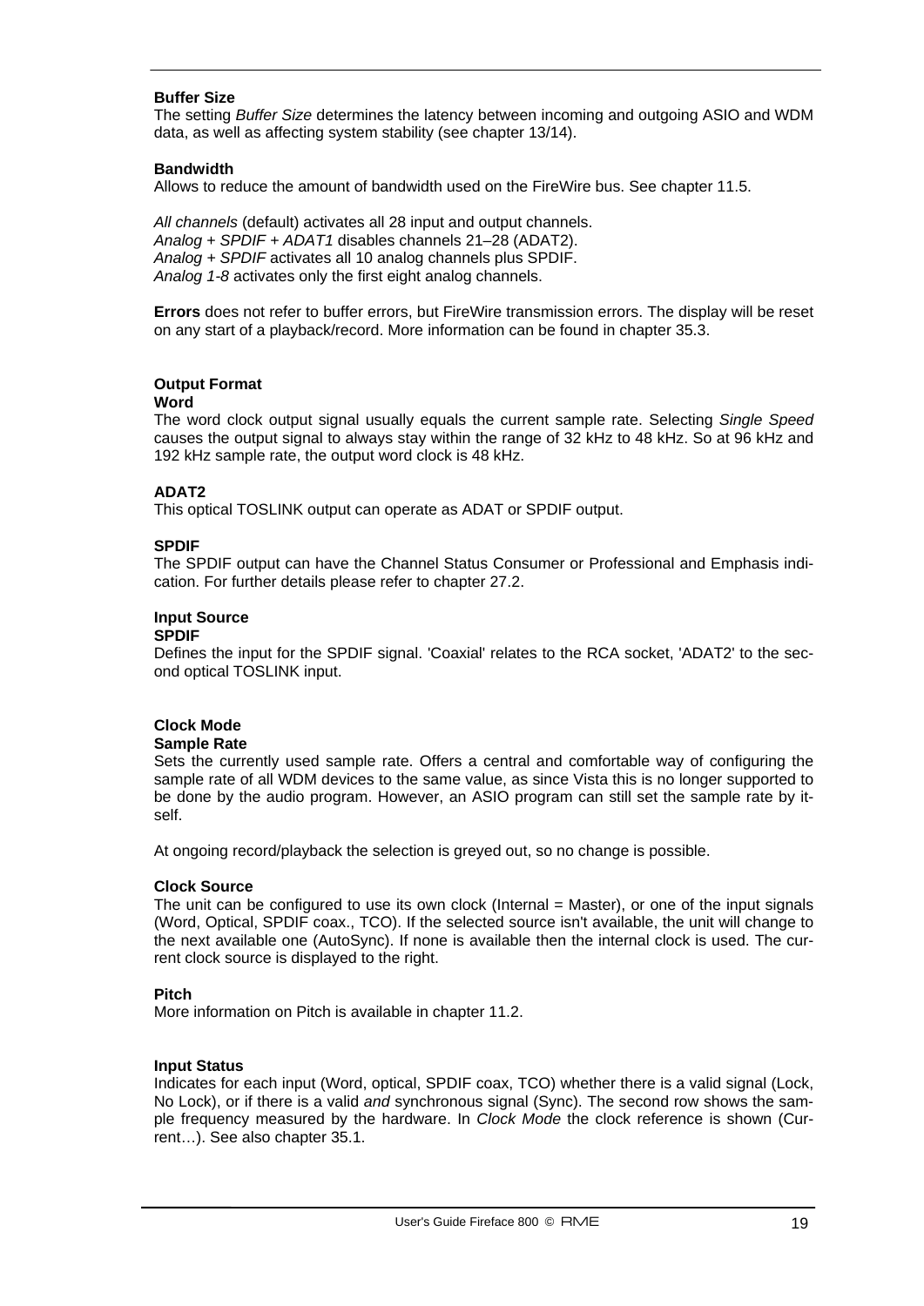**Buffer Size**
The setting *Buffer Size* determines the latency between incoming and outgoing ASIO and WDM data, as well as affecting system stability (see chapter 13/14).

**Bandwidth**
Allows to reduce the amount of bandwidth used on the FireWire bus. See chapter 11.5.

*All channels* (default) activates all 28 input and output channels.
*Analog + SPDIF + ADAT1* disables channels 21–28 (ADAT2).
*Analog + SPDIF* activates all 10 analog channels plus SPDIF.
*Analog 1-8* activates only the first eight analog channels.

**Errors** does not refer to buffer errors, but FireWire transmission errors. The display will be reset on any start of a playback/record. More information can be found in chapter 35.3.

**Output Format**
**Word**
The word clock output signal usually equals the current sample rate. Selecting *Single Speed* causes the output signal to always stay within the range of 32 kHz to 48 kHz. So at 96 kHz and 192 kHz sample rate, the output word clock is 48 kHz.

**ADAT2**
This optical TOSLINK output can operate as ADAT or SPDIF output.

**SPDIF**
The SPDIF output can have the Channel Status Consumer or Professional and Emphasis indication. For further details please refer to chapter 27.2.

**Input Source**
**SPDIF**
Defines the input for the SPDIF signal. 'Coaxial' relates to the RCA socket, 'ADAT2' to the second optical TOSLINK input.

**Clock Mode**
**Sample Rate**
Sets the currently used sample rate. Offers a central and comfortable way of configuring the sample rate of all WDM devices to the same value, as since Vista this is no longer supported to be done by the audio program. However, an ASIO program can still set the sample rate by itself.

At ongoing record/playback the selection is greyed out, so no change is possible.

**Clock Source**
The unit can be configured to use its own clock (Internal = Master), or one of the input signals (Word, Optical, SPDIF coax., TCO). If the selected source isn't available, the unit will change to the next available one (AutoSync). If none is available then the internal clock is used. The current clock source is displayed to the right.

**Pitch**
More information on Pitch is available in chapter 11.2.

**Input Status**
Indicates for each input (Word, optical, SPDIF coax, TCO) whether there is a valid signal (Lock, No Lock), or if there is a valid *and* synchronous signal (Sync). The second row shows the sample frequency measured by the hardware. In *Clock Mode* the clock reference is shown (Current…). See also chapter 35.1.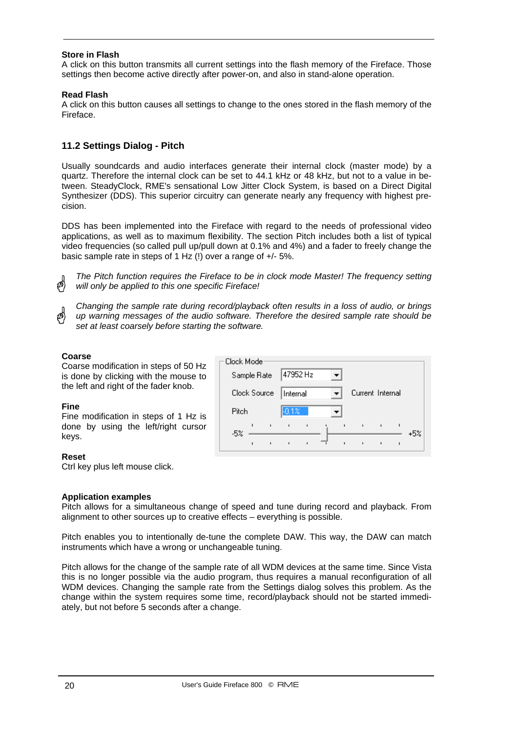### Store in Flash

A click on this button transmits all current settings into the flash memory of the Fireface. Those settings then become active directly after power-on, and also in stand-alone operation.

### Read Flash

A click on this button causes all settings to change to the ones stored in the flash memory of the Fireface.

## 11.2 Settings Dialog - Pitch

Usually soundcards and audio interfaces generate their internal clock (master mode) by a quartz. Therefore the internal clock can be set to 44.1 kHz or 48 kHz, but not to a value in between. SteadyClock, RME's sensational Low Jitter Clock System, is based on a Direct Digital Synthesizer (DDS). This superior circuitry can generate nearly any frequency with highest precision.

DDS has been implemented into the Fireface with regard to the needs of professional video applications, as well as to maximum flexibility. The section Pitch includes both a list of typical video frequencies (so called pull up/pull down at 0.1% and 4%) and a fader to freely change the basic sample rate in steps of 1 Hz (!) over a range of +/- 5%.

*The Pitch function requires the Fireface to be in clock mode Master! The frequency setting will only be applied to this one specific Fireface!*

*Changing the sample rate during record/playback often results in a loss of audio, or brings up warning messages of the audio software. Therefore the desired sample rate should be set at least coarsely before starting the software.*

### Coarse

Coarse modification in steps of 50 Hz is done by clicking with the mouse to the left and right of the fader knob.

### Fine

Fine modification in steps of 1 Hz is done by using the left/right cursor keys.

### Reset

Ctrl key plus left mouse click.

### Application examples

Pitch allows for a simultaneous change of speed and tune during record and playback. From alignment to other sources up to creative effects – everything is possible.

Pitch enables you to intentionally de-tune the complete DAW. This way, the DAW can match instruments which have a wrong or unchangeable tuning.

Pitch allows for the change of the sample rate of all WDM devices at the same time. Since Vista this is no longer possible via the audio program, thus requires a manual reconfiguration of all WDM devices. Changing the sample rate from the Settings dialog solves this problem. As the change within the system requires some time, record/playback should not be started immediately, but not before 5 seconds after a change.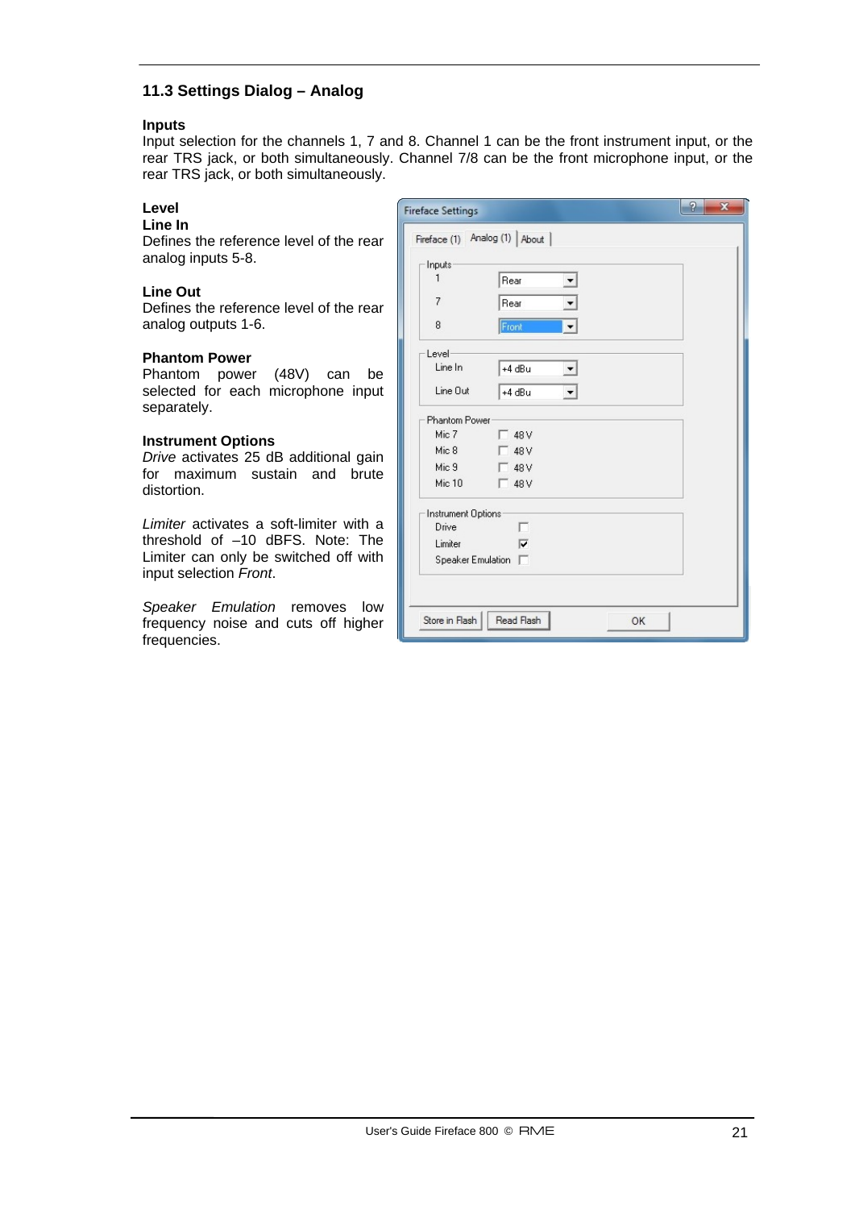## 11.3 Settings Dialog – Analog

**Inputs**
Input selection for the channels 1, 7 and 8. Channel 1 can be the front instrument input, or the rear TRS jack, or both simultaneously. Channel 7/8 can be the front microphone input, or the rear TRS jack, or both simultaneously.

**Level**
**Line In**
Defines the reference level of the rear analog inputs 5-8.

**Line Out**
Defines the reference level of the rear analog outputs 1-6.

**Phantom Power**
Phantom power (48V) can be selected for each microphone input separately.

**Instrument Options**
*Drive* activates 25 dB additional gain for maximum sustain and brute distortion.

*Limiter* activates a soft-limiter with a threshold of –10 dBFS. Note: The Limiter can only be switched off with input selection *Front*.

*Speaker Emulation* removes low frequency noise and cuts off higher frequencies.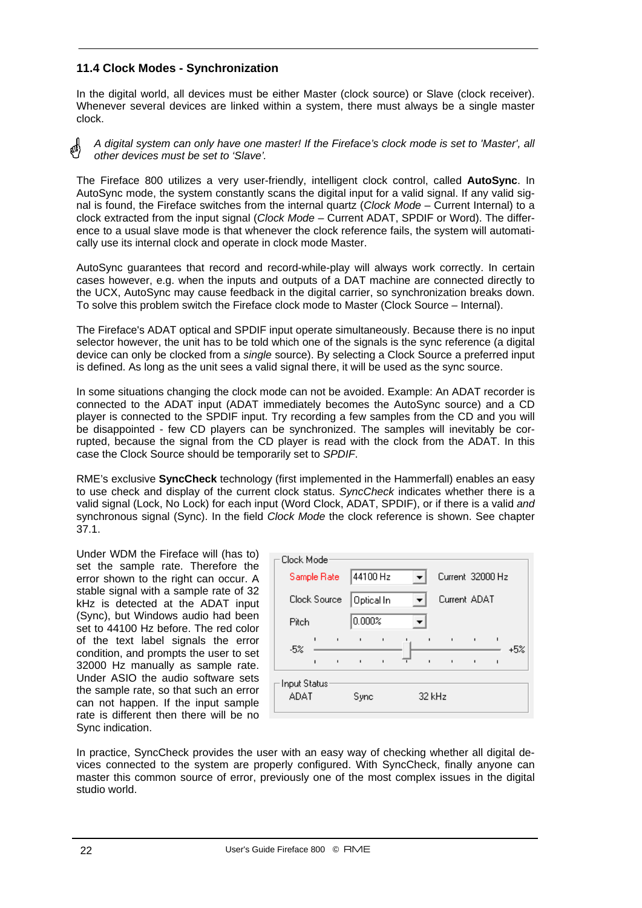### 11.4 Clock Modes - Synchronization

In the digital world, all devices must be either Master (clock source) or Slave (clock receiver). Whenever several devices are linked within a system, there must always be a single master clock.

*A digital system can only have one master! If the Fireface's clock mode is set to 'Master', all other devices must be set to 'Slave'.*

The Fireface 800 utilizes a very user-friendly, intelligent clock control, called **AutoSync**. In AutoSync mode, the system constantly scans the digital input for a valid signal. If any valid signal is found, the Fireface switches from the internal quartz (*Clock Mode* – Current Internal) to a clock extracted from the input signal (*Clock Mode* – Current ADAT, SPDIF or Word). The difference to a usual slave mode is that whenever the clock reference fails, the system will automatically use its internal clock and operate in clock mode Master.

AutoSync guarantees that record and record-while-play will always work correctly. In certain cases however, e.g. when the inputs and outputs of a DAT machine are connected directly to the UCX, AutoSync may cause feedback in the digital carrier, so synchronization breaks down. To solve this problem switch the Fireface clock mode to Master (Clock Source – Internal).

The Fireface's ADAT optical and SPDIF input operate simultaneously. Because there is no input selector however, the unit has to be told which one of the signals is the sync reference (a digital device can only be clocked from a *single* source). By selecting a Clock Source a preferred input is defined. As long as the unit sees a valid signal there, it will be used as the sync source.

In some situations changing the clock mode can not be avoided. Example: An ADAT recorder is connected to the ADAT input (ADAT immediately becomes the AutoSync source) and a CD player is connected to the SPDIF input. Try recording a few samples from the CD and you will be disappointed - few CD players can be synchronized. The samples will inevitably be corrupted, because the signal from the CD player is read with the clock from the ADAT. In this case the Clock Source should be temporarily set to *SPDIF*.

RME's exclusive **SyncCheck** technology (first implemented in the Hammerfall) enables an easy to use check and display of the current clock status. *SyncCheck* indicates whether there is a valid signal (Lock, No Lock) for each input (Word Clock, ADAT, SPDIF), or if there is a valid *and* synchronous signal (Sync). In the field *Clock Mode* the clock reference is shown. See chapter 37.1.

Under WDM the Fireface will (has to) set the sample rate. Therefore the error shown to the right can occur. A stable signal with a sample rate of 32 kHz is detected at the ADAT input (Sync), but Windows audio had been set to 44100 Hz before. The red color of the text label signals the error condition, and prompts the user to set 32000 Hz manually as sample rate. Under ASIO the audio software sets the sample rate, so that such an error can not happen. If the input sample rate is different then there will be no Sync indication.

Clock Mode
Sample Rate: 44100 Hz — Current 32000 Hz
Clock Source: Optical In — Current ADAT
Pitch: 0.000% (-5% … +5%)

Input Status
ADAT — Sync — 32 kHz

In practice, SyncCheck provides the user with an easy way of checking whether all digital devices connected to the system are properly configured. With SyncCheck, finally anyone can master this common source of error, previously one of the most complex issues in the digital studio world.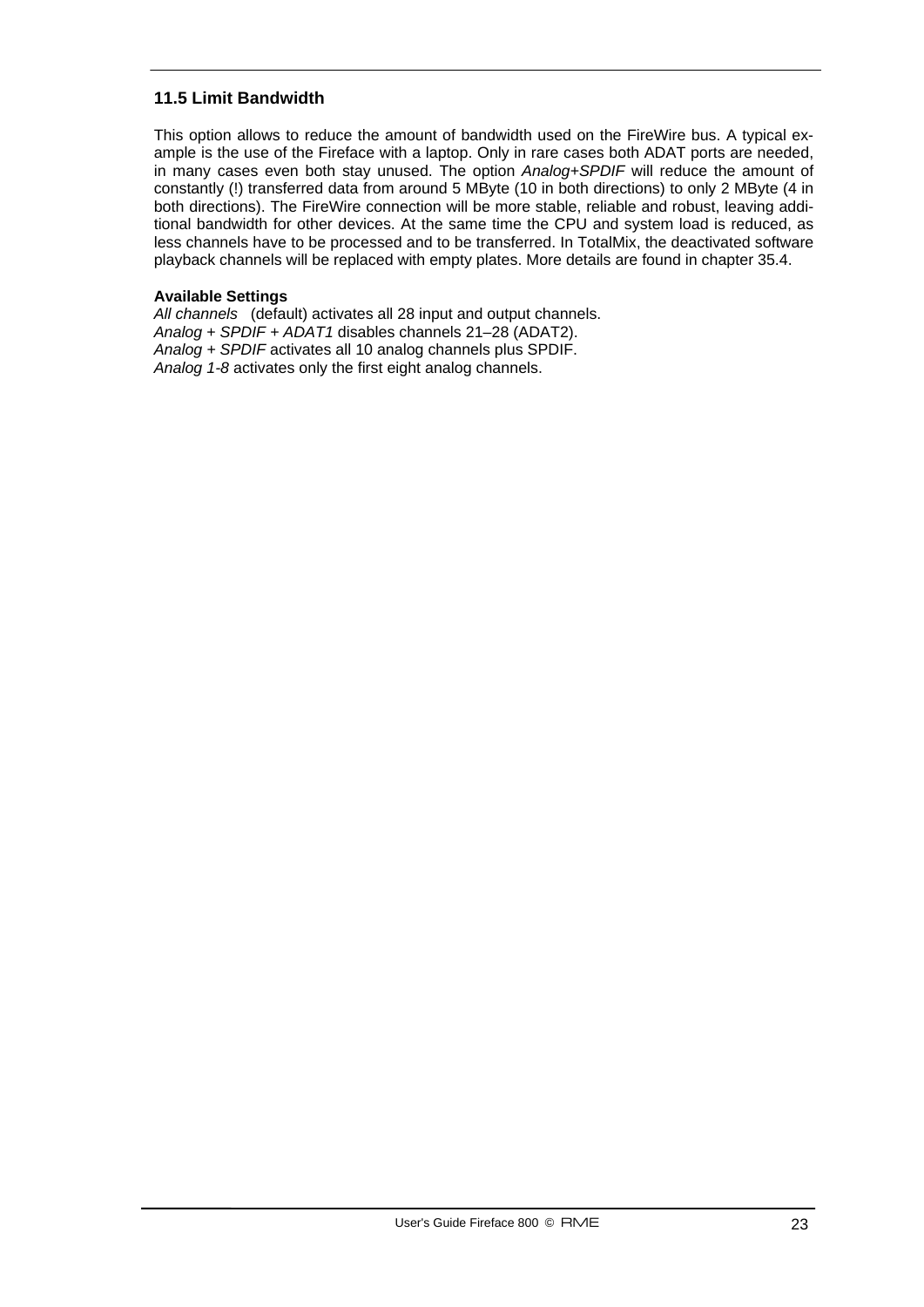### 11.5 Limit Bandwidth

This option allows to reduce the amount of bandwidth used on the FireWire bus. A typical example is the use of the Fireface with a laptop. Only in rare cases both ADAT ports are needed, in many cases even both stay unused. The option *Analog+SPDIF* will reduce the amount of constantly (!) transferred data from around 5 MByte (10 in both directions) to only 2 MByte (4 in both directions). The FireWire connection will be more stable, reliable and robust, leaving additional bandwidth for other devices. At the same time the CPU and system load is reduced, as less channels have to be processed and to be transferred. In TotalMix, the deactivated software playback channels will be replaced with empty plates. More details are found in chapter 35.4.

**Available Settings**
*All channels* (default) activates all 28 input and output channels.
*Analog + SPDIF + ADAT1* disables channels 21–28 (ADAT2).
*Analog + SPDIF* activates all 10 analog channels plus SPDIF.
*Analog 1-8* activates only the first eight analog channels.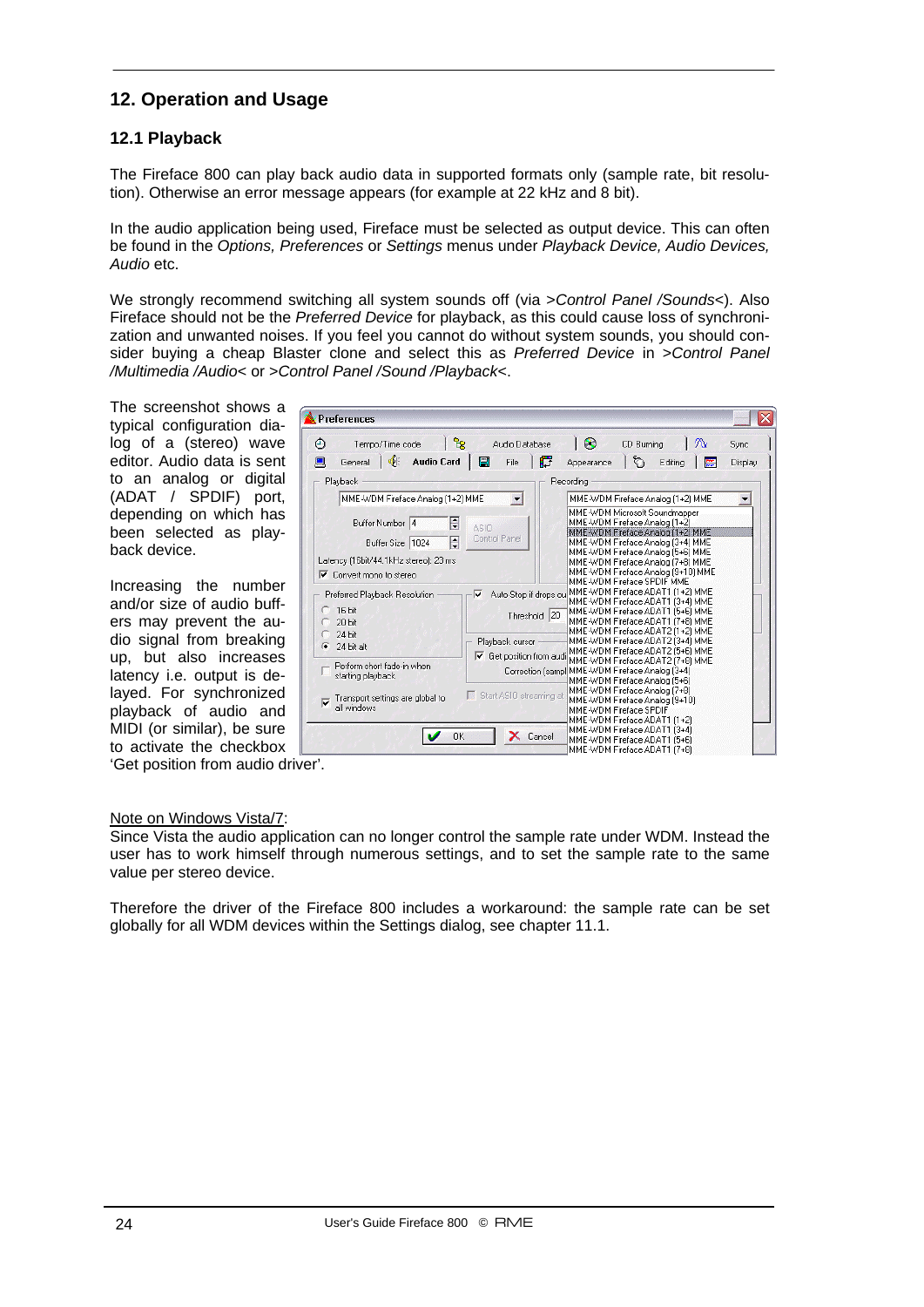## 12. Operation and Usage

### 12.1 Playback

The Fireface 800 can play back audio data in supported formats only (sample rate, bit resolution). Otherwise an error message appears (for example at 22 kHz and 8 bit).

In the audio application being used, Fireface must be selected as output device. This can often be found in the *Options, Preferences* or *Settings* menus under *Playback Device, Audio Devices, Audio* etc.

We strongly recommend switching all system sounds off (via >*Control Panel /Sounds*<). Also Fireface should not be the *Preferred Device* for playback, as this could cause loss of synchronization and unwanted noises. If you feel you cannot do without system sounds, you should consider buying a cheap Blaster clone and select this as *Preferred Device* in >*Control Panel /Multimedia /Audio*< or >*Control Panel /Sound /Playback*<.

The screenshot shows a typical configuration dialog of a (stereo) wave editor. Audio data is sent to an analog or digital (ADAT / SPDIF) port, depending on which has been selected as playback device.

Increasing the number and/or size of audio buffers may prevent the audio signal from breaking up, but also increases latency i.e. output is delayed. For synchronized playback of audio and MIDI (or similar), be sure to activate the checkbox 'Get position from audio driver'.

<u>Note on Windows Vista/7</u>:
Since Vista the audio application can no longer control the sample rate under WDM. Instead the user has to work himself through numerous settings, and to set the sample rate to the same value per stereo device.

Therefore the driver of the Fireface 800 includes a workaround: the sample rate can be set globally for all WDM devices within the Settings dialog, see chapter 11.1.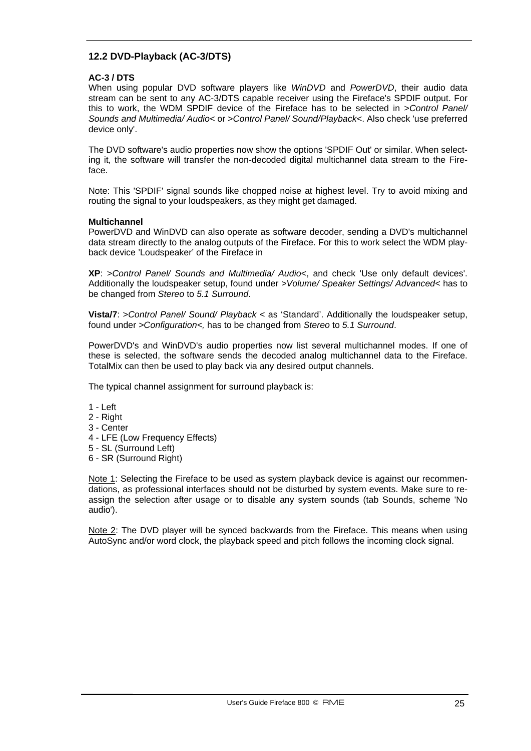## 12.2 DVD-Playback (AC-3/DTS)

**AC-3 / DTS**
When using popular DVD software players like *WinDVD* and *PowerDVD*, their audio data stream can be sent to any AC-3/DTS capable receiver using the Fireface's SPDIF output. For this to work, the WDM SPDIF device of the Fireface has to be selected in *>Control Panel/ Sounds and Multimedia/ Audio<* or *>Control Panel/ Sound/Playback<*. Also check 'use preferred device only'.

The DVD software's audio properties now show the options 'SPDIF Out' or similar. When selecting it, the software will transfer the non-decoded digital multichannel data stream to the Fireface.

<u>Note</u>: This 'SPDIF' signal sounds like chopped noise at highest level. Try to avoid mixing and routing the signal to your loudspeakers, as they might get damaged.

**Multichannel**
PowerDVD and WinDVD can also operate as software decoder, sending a DVD's multichannel data stream directly to the analog outputs of the Fireface. For this to work select the WDM playback device 'Loudspeaker' of the Fireface in

**XP**: *>Control Panel/ Sounds and Multimedia/ Audio<*, and check 'Use only default devices'. Additionally the loudspeaker setup, found under *>Volume/ Speaker Settings/ Advanced<* has to be changed from *Stereo* to *5.1 Surround*.

**Vista/7**: *>Control Panel/ Sound/ Playback <* as 'Standard'. Additionally the loudspeaker setup, found under *>Configuration<,* has to be changed from *Stereo* to *5.1 Surround*.

PowerDVD's and WinDVD's audio properties now list several multichannel modes. If one of these is selected, the software sends the decoded analog multichannel data to the Fireface. TotalMix can then be used to play back via any desired output channels.

The typical channel assignment for surround playback is:

1 - Left
2 - Right
3 - Center
4 - LFE (Low Frequency Effects)
5 - SL (Surround Left)
6 - SR (Surround Right)

<u>Note 1</u>: Selecting the Fireface to be used as system playback device is against our recommendations, as professional interfaces should not be disturbed by system events. Make sure to reassign the selection after usage or to disable any system sounds (tab Sounds, scheme 'No audio').

<u>Note 2</u>: The DVD player will be synced backwards from the Fireface. This means when using AutoSync and/or word clock, the playback speed and pitch follows the incoming clock signal.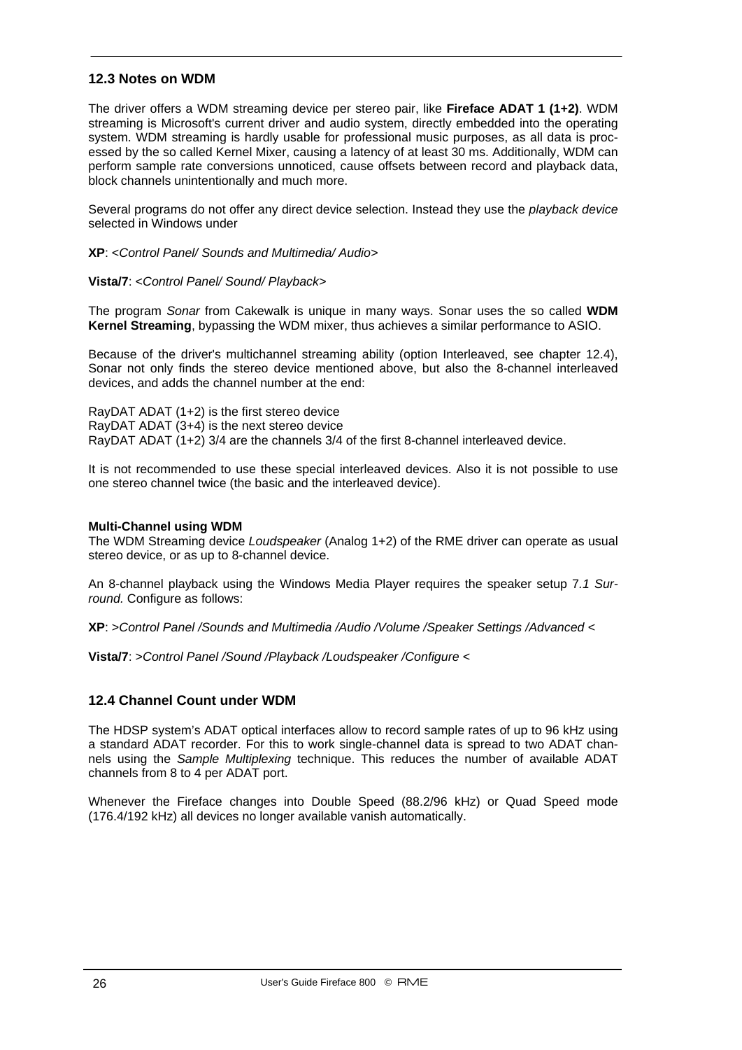## 12.3 Notes on WDM

The driver offers a WDM streaming device per stereo pair, like **Fireface ADAT 1 (1+2)**. WDM streaming is Microsoft's current driver and audio system, directly embedded into the operating system. WDM streaming is hardly usable for professional music purposes, as all data is processed by the so called Kernel Mixer, causing a latency of at least 30 ms. Additionally, WDM can perform sample rate conversions unnoticed, cause offsets between record and playback data, block channels unintentionally and much more.

Several programs do not offer any direct device selection. Instead they use the *playback device* selected in Windows under

**XP**: *<Control Panel/ Sounds and Multimedia/ Audio>*

**Vista/7**: *<Control Panel/ Sound/ Playback>*

The program *Sonar* from Cakewalk is unique in many ways. Sonar uses the so called **WDM Kernel Streaming**, bypassing the WDM mixer, thus achieves a similar performance to ASIO.

Because of the driver's multichannel streaming ability (option Interleaved, see chapter 12.4), Sonar not only finds the stereo device mentioned above, but also the 8-channel interleaved devices, and adds the channel number at the end:

RayDAT ADAT (1+2) is the first stereo device
RayDAT ADAT (3+4) is the next stereo device
RayDAT ADAT (1+2) 3/4 are the channels 3/4 of the first 8-channel interleaved device.

It is not recommended to use these special interleaved devices. Also it is not possible to use one stereo channel twice (the basic and the interleaved device).

**Multi-Channel using WDM**
The WDM Streaming device *Loudspeaker* (Analog 1+2) of the RME driver can operate as usual stereo device, or as up to 8-channel device.

An 8-channel playback using the Windows Media Player requires the speaker setup 7*.1 Surround.* Configure as follows:

**XP**: *>Control Panel /Sounds and Multimedia /Audio /Volume /Speaker Settings /Advanced <*

**Vista/7**: *>Control Panel /Sound /Playback /Loudspeaker /Configure <*

## 12.4 Channel Count under WDM

The HDSP system's ADAT optical interfaces allow to record sample rates of up to 96 kHz using a standard ADAT recorder. For this to work single-channel data is spread to two ADAT channels using the *Sample Multiplexing* technique. This reduces the number of available ADAT channels from 8 to 4 per ADAT port.

Whenever the Fireface changes into Double Speed (88.2/96 kHz) or Quad Speed mode (176.4/192 kHz) all devices no longer available vanish automatically.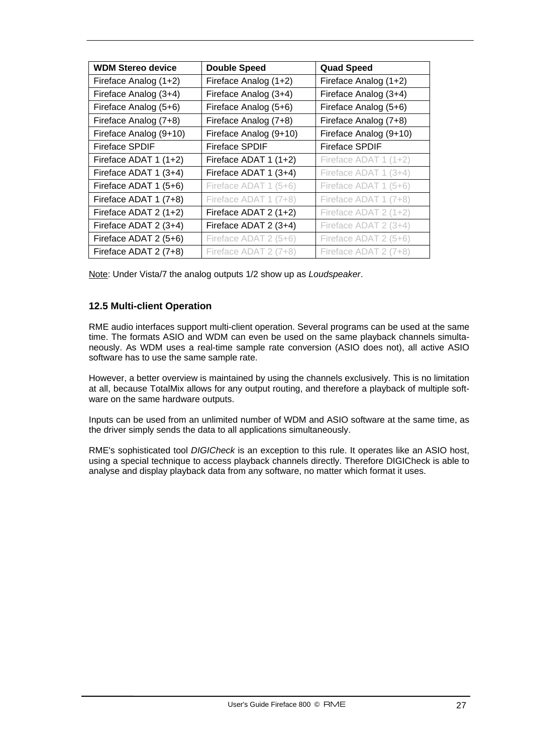| WDM Stereo device | Double Speed | Quad Speed |
|---|---|---|
| Fireface Analog (1+2) | Fireface Analog (1+2) | Fireface Analog (1+2) |
| Fireface Analog (3+4) | Fireface Analog (3+4) | Fireface Analog (3+4) |
| Fireface Analog (5+6) | Fireface Analog (5+6) | Fireface Analog (5+6) |
| Fireface Analog (7+8) | Fireface Analog (7+8) | Fireface Analog (7+8) |
| Fireface Analog (9+10) | Fireface Analog (9+10) | Fireface Analog (9+10) |
| Fireface SPDIF | Fireface SPDIF | Fireface SPDIF |
| Fireface ADAT 1 (1+2) | Fireface ADAT 1 (1+2) | Fireface ADAT 1 (1+2) |
| Fireface ADAT 1 (3+4) | Fireface ADAT 1 (3+4) | Fireface ADAT 1 (3+4) |
| Fireface ADAT 1 (5+6) | Fireface ADAT 1 (5+6) | Fireface ADAT 1 (5+6) |
| Fireface ADAT 1 (7+8) | Fireface ADAT 1 (7+8) | Fireface ADAT 1 (7+8) |
| Fireface ADAT 2 (1+2) | Fireface ADAT 2 (1+2) | Fireface ADAT 2 (1+2) |
| Fireface ADAT 2 (3+4) | Fireface ADAT 2 (3+4) | Fireface ADAT 2 (3+4) |
| Fireface ADAT 2 (5+6) | Fireface ADAT 2 (5+6) | Fireface ADAT 2 (5+6) |
| Fireface ADAT 2 (7+8) | Fireface ADAT 2 (7+8) | Fireface ADAT 2 (7+8) |

Note: Under Vista/7 the analog outputs 1/2 show up as *Loudspeaker*.

### 12.5 Multi-client Operation

RME audio interfaces support multi-client operation. Several programs can be used at the same time. The formats ASIO and WDM can even be used on the same playback channels simultaneously. As WDM uses a real-time sample rate conversion (ASIO does not), all active ASIO software has to use the same sample rate.

However, a better overview is maintained by using the channels exclusively. This is no limitation at all, because TotalMix allows for any output routing, and therefore a playback of multiple software on the same hardware outputs.

Inputs can be used from an unlimited number of WDM and ASIO software at the same time, as the driver simply sends the data to all applications simultaneously.

RME's sophisticated tool *DIGICheck* is an exception to this rule. It operates like an ASIO host, using a special technique to access playback channels directly. Therefore DIGICheck is able to analyse and display playback data from any software, no matter which format it uses.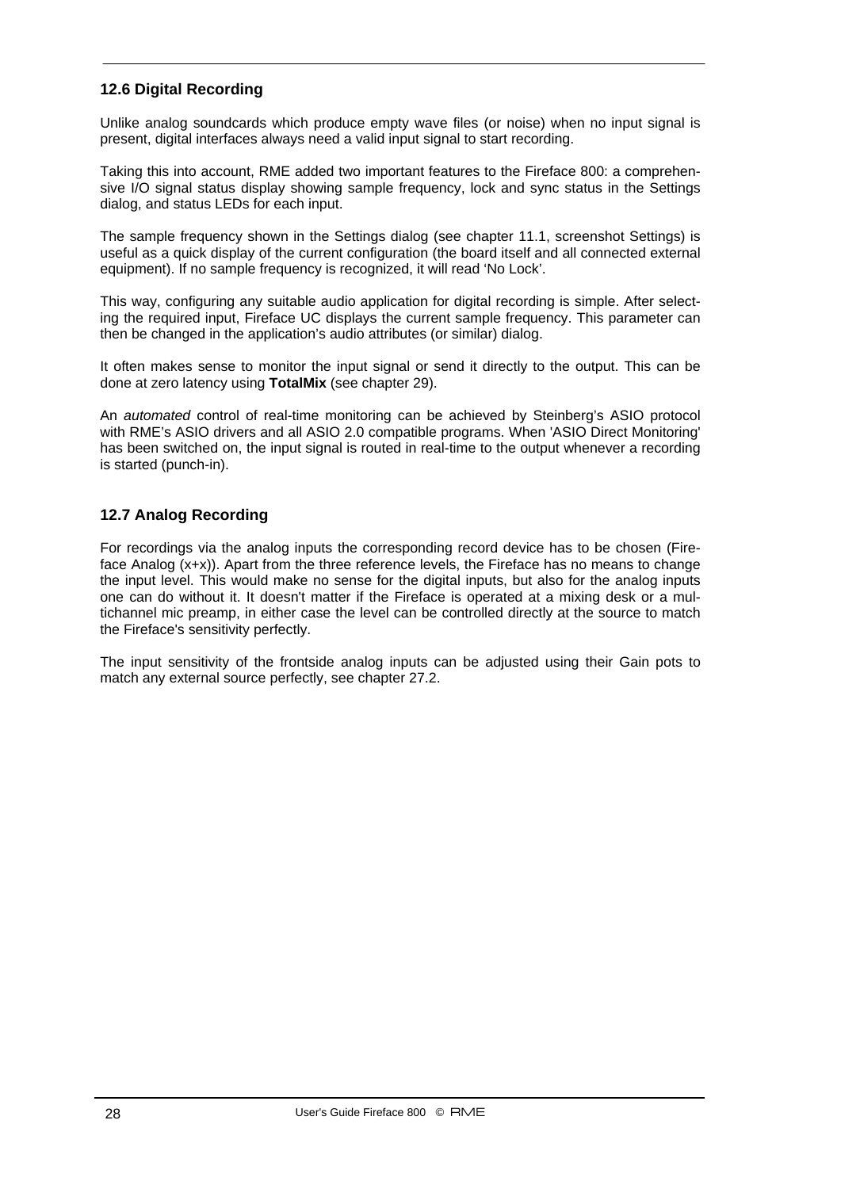## 12.6 Digital Recording

Unlike analog soundcards which produce empty wave files (or noise) when no input signal is present, digital interfaces always need a valid input signal to start recording.

Taking this into account, RME added two important features to the Fireface 800: a comprehensive I/O signal status display showing sample frequency, lock and sync status in the Settings dialog, and status LEDs for each input.

The sample frequency shown in the Settings dialog (see chapter 11.1, screenshot Settings) is useful as a quick display of the current configuration (the board itself and all connected external equipment). If no sample frequency is recognized, it will read 'No Lock'.

This way, configuring any suitable audio application for digital recording is simple. After selecting the required input, Fireface UC displays the current sample frequency. This parameter can then be changed in the application's audio attributes (or similar) dialog.

It often makes sense to monitor the input signal or send it directly to the output. This can be done at zero latency using **TotalMix** (see chapter 29).

An *automated* control of real-time monitoring can be achieved by Steinberg's ASIO protocol with RME's ASIO drivers and all ASIO 2.0 compatible programs. When 'ASIO Direct Monitoring' has been switched on, the input signal is routed in real-time to the output whenever a recording is started (punch-in).

## 12.7 Analog Recording

For recordings via the analog inputs the corresponding record device has to be chosen (Fireface Analog (x+x)). Apart from the three reference levels, the Fireface has no means to change the input level. This would make no sense for the digital inputs, but also for the analog inputs one can do without it. It doesn't matter if the Fireface is operated at a mixing desk or a multichannel mic preamp, in either case the level can be controlled directly at the source to match the Fireface's sensitivity perfectly.

The input sensitivity of the frontside analog inputs can be adjusted using their Gain pots to match any external source perfectly, see chapter 27.2.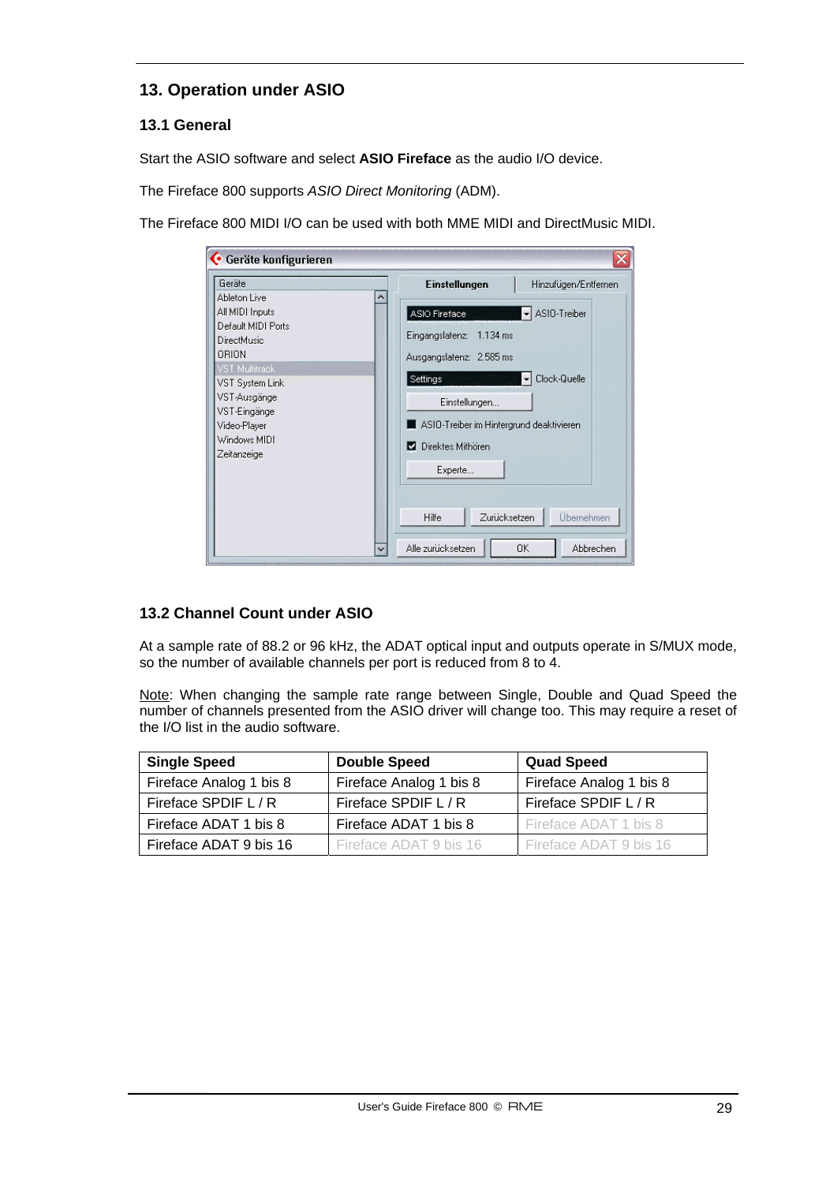## 13. Operation under ASIO

### 13.1 General

Start the ASIO software and select **ASIO Fireface** as the audio I/O device.

The Fireface 800 supports *ASIO Direct Monitoring* (ADM).

The Fireface 800 MIDI I/O can be used with both MME MIDI and DirectMusic MIDI.

### 13.2 Channel Count under ASIO

At a sample rate of 88.2 or 96 kHz, the ADAT optical input and outputs operate in S/MUX mode, so the number of available channels per port is reduced from 8 to 4.

Note: When changing the sample rate range between Single, Double and Quad Speed the number of channels presented from the ASIO driver will change too. This may require a reset of the I/O list in the audio software.

| Single Speed | Double Speed | Quad Speed |
|---|---|---|
| Fireface Analog 1 bis 8 | Fireface Analog 1 bis 8 | Fireface Analog 1 bis 8 |
| Fireface SPDIF L / R | Fireface SPDIF L / R | Fireface SPDIF L / R |
| Fireface ADAT 1 bis 8 | Fireface ADAT 1 bis 8 | Fireface ADAT 1 bis 8 |
| Fireface ADAT 9 bis 16 | Fireface ADAT 9 bis 16 | Fireface ADAT 9 bis 16 |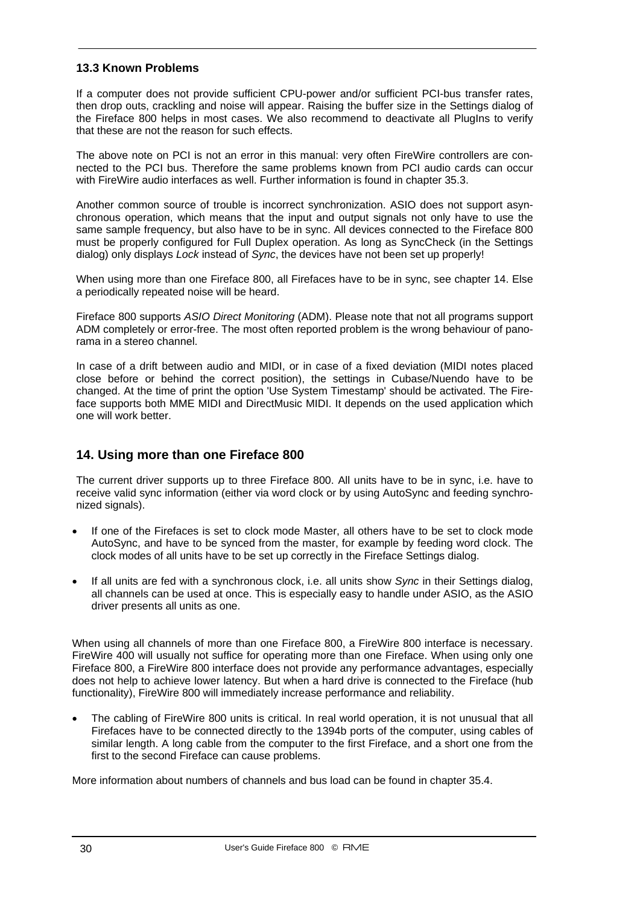### 13.3 Known Problems

If a computer does not provide sufficient CPU-power and/or sufficient PCI-bus transfer rates, then drop outs, crackling and noise will appear. Raising the buffer size in the Settings dialog of the Fireface 800 helps in most cases. We also recommend to deactivate all PlugIns to verify that these are not the reason for such effects.

The above note on PCI is not an error in this manual: very often FireWire controllers are connected to the PCI bus. Therefore the same problems known from PCI audio cards can occur with FireWire audio interfaces as well. Further information is found in chapter 35.3.

Another common source of trouble is incorrect synchronization. ASIO does not support asynchronous operation, which means that the input and output signals not only have to use the same sample frequency, but also have to be in sync. All devices connected to the Fireface 800 must be properly configured for Full Duplex operation. As long as SyncCheck (in the Settings dialog) only displays *Lock* instead of *Sync*, the devices have not been set up properly!

When using more than one Fireface 800, all Firefaces have to be in sync, see chapter 14. Else a periodically repeated noise will be heard.

Fireface 800 supports *ASIO Direct Monitoring* (ADM). Please note that not all programs support ADM completely or error-free. The most often reported problem is the wrong behaviour of panorama in a stereo channel.

In case of a drift between audio and MIDI, or in case of a fixed deviation (MIDI notes placed close before or behind the correct position), the settings in Cubase/Nuendo have to be changed. At the time of print the option 'Use System Timestamp' should be activated. The Fireface supports both MME MIDI and DirectMusic MIDI. It depends on the used application which one will work better.

## 14. Using more than one Fireface 800

The current driver supports up to three Fireface 800. All units have to be in sync, i.e. have to receive valid sync information (either via word clock or by using AutoSync and feeding synchronized signals).

- If one of the Firefaces is set to clock mode Master, all others have to be set to clock mode AutoSync, and have to be synced from the master, for example by feeding word clock. The clock modes of all units have to be set up correctly in the Fireface Settings dialog.
- If all units are fed with a synchronous clock, i.e. all units show *Sync* in their Settings dialog, all channels can be used at once. This is especially easy to handle under ASIO, as the ASIO driver presents all units as one.

When using all channels of more than one Fireface 800, a FireWire 800 interface is necessary. FireWire 400 will usually not suffice for operating more than one Fireface. When using only one Fireface 800, a FireWire 800 interface does not provide any performance advantages, especially does not help to achieve lower latency. But when a hard drive is connected to the Fireface (hub functionality), FireWire 800 will immediately increase performance and reliability.

- The cabling of FireWire 800 units is critical. In real world operation, it is not unusual that all Firefaces have to be connected directly to the 1394b ports of the computer, using cables of similar length. A long cable from the computer to the first Fireface, and a short one from the first to the second Fireface can cause problems.

More information about numbers of channels and bus load can be found in chapter 35.4.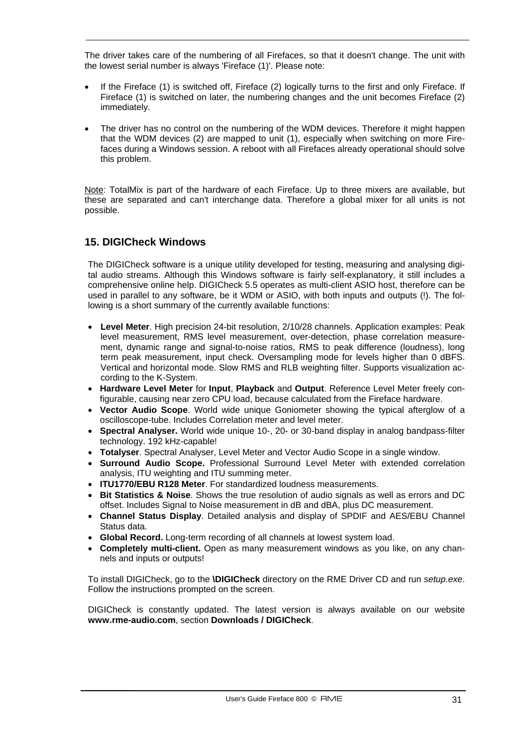The driver takes care of the numbering of all Firefaces, so that it doesn't change. The unit with the lowest serial number is always 'Fireface (1)'. Please note:

- If the Fireface (1) is switched off, Fireface (2) logically turns to the first and only Fireface. If Fireface (1) is switched on later, the numbering changes and the unit becomes Fireface (2) immediately.

- The driver has no control on the numbering of the WDM devices. Therefore it might happen that the WDM devices (2) are mapped to unit (1), especially when switching on more Firefaces during a Windows session. A reboot with all Firefaces already operational should solve this problem.

Note: TotalMix is part of the hardware of each Fireface. Up to three mixers are available, but these are separated and can't interchange data. Therefore a global mixer for all units is not possible.

## 15. DIGICheck Windows

The DIGICheck software is a unique utility developed for testing, measuring and analysing digital audio streams. Although this Windows software is fairly self-explanatory, it still includes a comprehensive online help. DIGICheck 5.5 operates as multi-client ASIO host, therefore can be used in parallel to any software, be it WDM or ASIO, with both inputs and outputs (!). The following is a short summary of the currently available functions:

- **Level Meter**. High precision 24-bit resolution, 2/10/28 channels. Application examples: Peak level measurement, RMS level measurement, over-detection, phase correlation measurement, dynamic range and signal-to-noise ratios, RMS to peak difference (loudness), long term peak measurement, input check. Oversampling mode for levels higher than 0 dBFS. Vertical and horizontal mode. Slow RMS and RLB weighting filter. Supports visualization according to the K-System.
- **Hardware Level Meter** for **Input**, **Playback** and **Output**. Reference Level Meter freely configurable, causing near zero CPU load, because calculated from the Fireface hardware.
- **Vector Audio Scope**. World wide unique Goniometer showing the typical afterglow of a oscilloscope-tube. Includes Correlation meter and level meter.
- **Spectral Analyser.** World wide unique 10-, 20- or 30-band display in analog bandpass-filter technology. 192 kHz-capable!
- **Totalyser**. Spectral Analyser, Level Meter and Vector Audio Scope in a single window.
- **Surround Audio Scope.** Professional Surround Level Meter with extended correlation analysis, ITU weighting and ITU summing meter.
- **ITU1770/EBU R128 Meter**. For standardized loudness measurements.
- **Bit Statistics & Noise**. Shows the true resolution of audio signals as well as errors and DC offset. Includes Signal to Noise measurement in dB and dBA, plus DC measurement.
- **Channel Status Display**. Detailed analysis and display of SPDIF and AES/EBU Channel Status data.
- **Global Record.** Long-term recording of all channels at lowest system load.
- **Completely multi-client.** Open as many measurement windows as you like, on any channels and inputs or outputs!

To install DIGICheck, go to the **\DIGICheck** directory on the RME Driver CD and run *setup.exe*. Follow the instructions prompted on the screen.

DIGICheck is constantly updated. The latest version is always available on our website **www.rme-audio.com**, section **Downloads / DIGICheck**.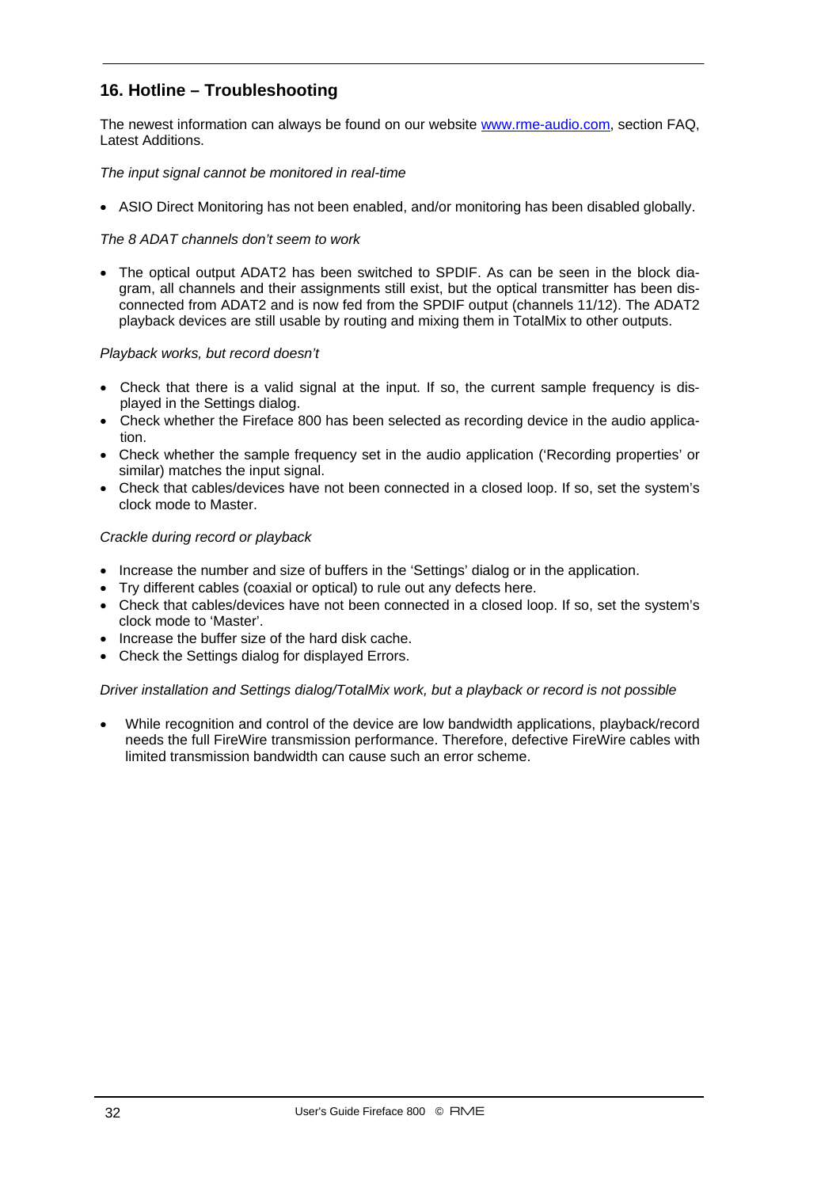## 16. Hotline – Troubleshooting

The newest information can always be found on our website www.rme-audio.com, section FAQ, Latest Additions.

*The input signal cannot be monitored in real-time*

- ASIO Direct Monitoring has not been enabled, and/or monitoring has been disabled globally.

*The 8 ADAT channels don't seem to work*

- The optical output ADAT2 has been switched to SPDIF. As can be seen in the block diagram, all channels and their assignments still exist, but the optical transmitter has been disconnected from ADAT2 and is now fed from the SPDIF output (channels 11/12). The ADAT2 playback devices are still usable by routing and mixing them in TotalMix to other outputs.

*Playback works, but record doesn't*

- Check that there is a valid signal at the input. If so, the current sample frequency is displayed in the Settings dialog.
- Check whether the Fireface 800 has been selected as recording device in the audio application.
- Check whether the sample frequency set in the audio application ('Recording properties' or similar) matches the input signal.
- Check that cables/devices have not been connected in a closed loop. If so, set the system's clock mode to Master.

*Crackle during record or playback*

- Increase the number and size of buffers in the 'Settings' dialog or in the application.
- Try different cables (coaxial or optical) to rule out any defects here.
- Check that cables/devices have not been connected in a closed loop. If so, set the system's clock mode to 'Master'.
- Increase the buffer size of the hard disk cache.
- Check the Settings dialog for displayed Errors.

*Driver installation and Settings dialog/TotalMix work, but a playback or record is not possible*

- While recognition and control of the device are low bandwidth applications, playback/record needs the full FireWire transmission performance. Therefore, defective FireWire cables with limited transmission bandwidth can cause such an error scheme.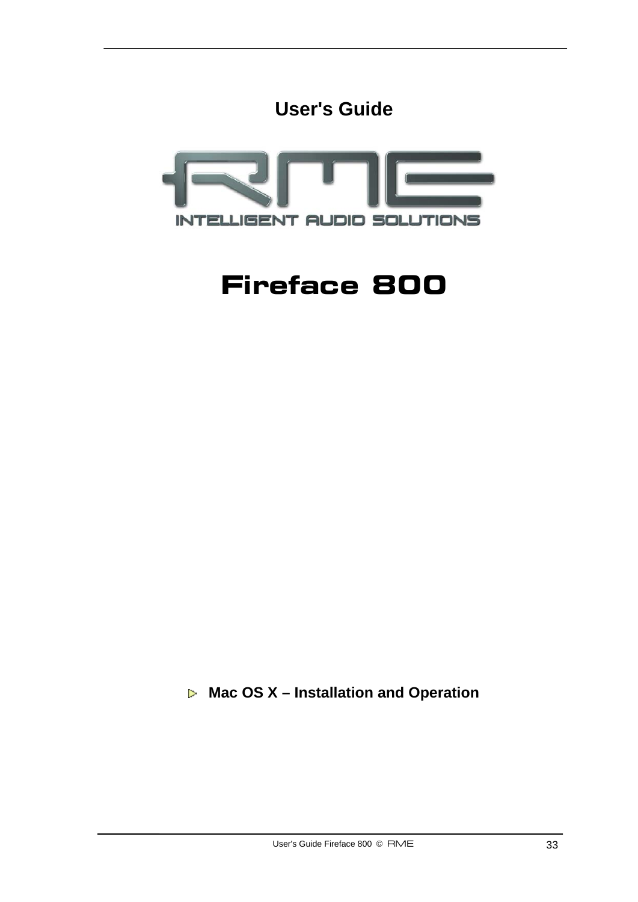# User's Guide

RME

INTELLIGENT AUDIO SOLUTIONS

# Fireface 800

**Mac OS X – Installation and Operation**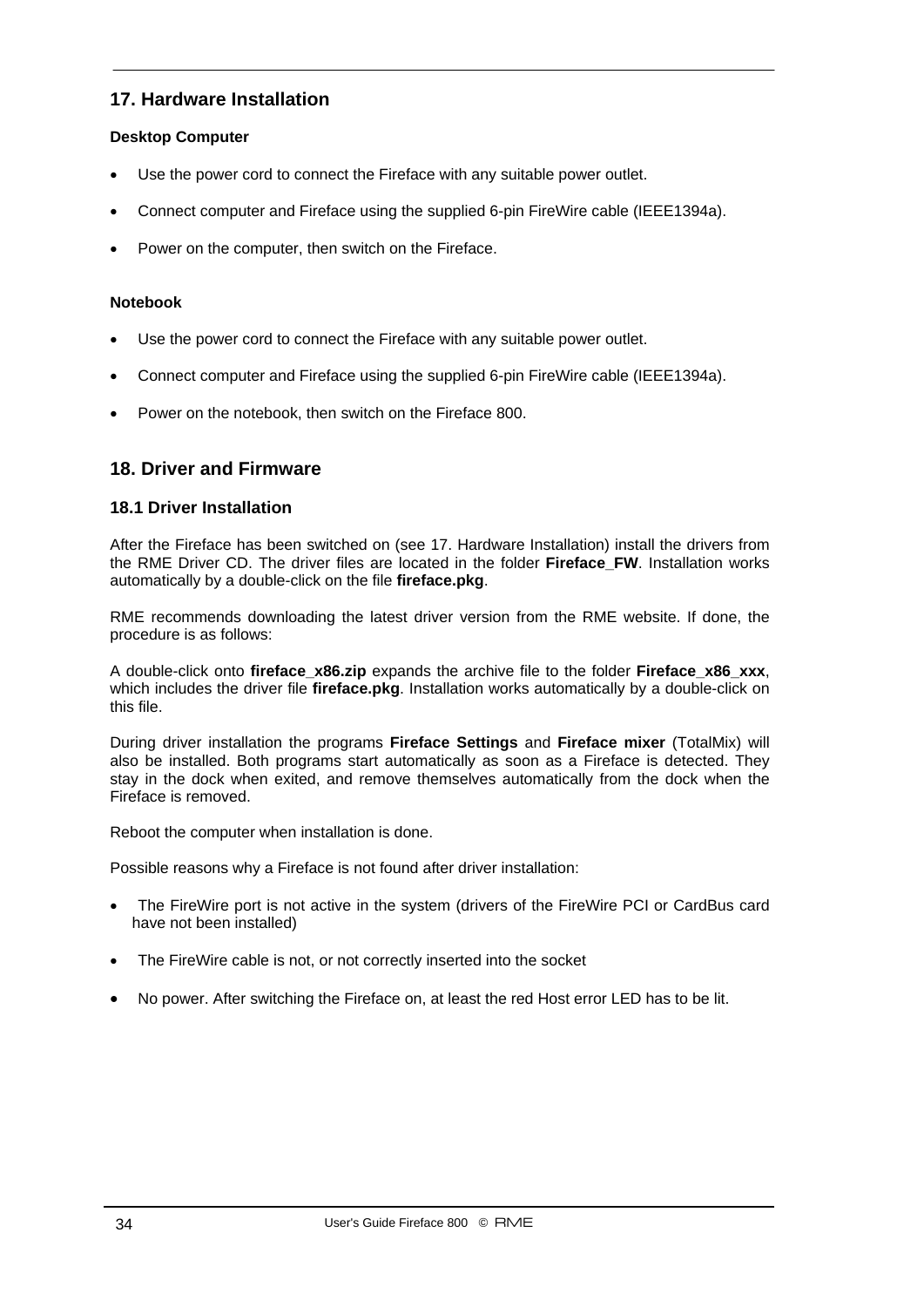## 17. Hardware Installation

**Desktop Computer**

- Use the power cord to connect the Fireface with any suitable power outlet.
- Connect computer and Fireface using the supplied 6-pin FireWire cable (IEEE1394a).
- Power on the computer, then switch on the Fireface.

**Notebook**

- Use the power cord to connect the Fireface with any suitable power outlet.
- Connect computer and Fireface using the supplied 6-pin FireWire cable (IEEE1394a).
- Power on the notebook, then switch on the Fireface 800.

## 18. Driver and Firmware

### 18.1 Driver Installation

After the Fireface has been switched on (see 17. Hardware Installation) install the drivers from the RME Driver CD. The driver files are located in the folder **Fireface_FW**. Installation works automatically by a double-click on the file **fireface.pkg**.

RME recommends downloading the latest driver version from the RME website. If done, the procedure is as follows:

A double-click onto **fireface_x86.zip** expands the archive file to the folder **Fireface_x86_xxx**, which includes the driver file **fireface.pkg**. Installation works automatically by a double-click on this file.

During driver installation the programs **Fireface Settings** and **Fireface mixer** (TotalMix) will also be installed. Both programs start automatically as soon as a Fireface is detected. They stay in the dock when exited, and remove themselves automatically from the dock when the Fireface is removed.

Reboot the computer when installation is done.

Possible reasons why a Fireface is not found after driver installation:

- The FireWire port is not active in the system (drivers of the FireWire PCI or CardBus card have not been installed)
- The FireWire cable is not, or not correctly inserted into the socket
- No power. After switching the Fireface on, at least the red Host error LED has to be lit.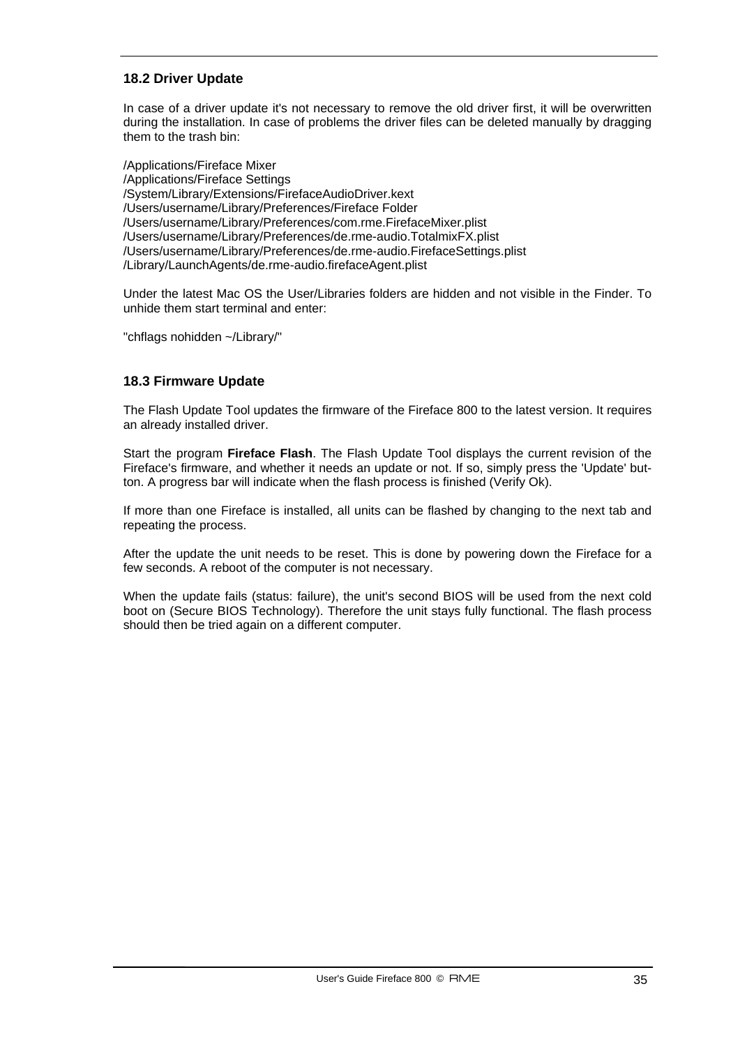### 18.2 Driver Update

In case of a driver update it's not necessary to remove the old driver first, it will be overwritten during the installation. In case of problems the driver files can be deleted manually by dragging them to the trash bin:

/Applications/Fireface Mixer
/Applications/Fireface Settings
/System/Library/Extensions/FirefaceAudioDriver.kext
/Users/username/Library/Preferences/Fireface Folder
/Users/username/Library/Preferences/com.rme.FirefaceMixer.plist
/Users/username/Library/Preferences/de.rme-audio.TotalmixFX.plist
/Users/username/Library/Preferences/de.rme-audio.FirefaceSettings.plist
/Library/LaunchAgents/de.rme-audio.firefaceAgent.plist

Under the latest Mac OS the User/Libraries folders are hidden and not visible in the Finder. To unhide them start terminal and enter:

"chflags nohidden ~/Library/"

### 18.3 Firmware Update

The Flash Update Tool updates the firmware of the Fireface 800 to the latest version. It requires an already installed driver.

Start the program **Fireface Flash**. The Flash Update Tool displays the current revision of the Fireface's firmware, and whether it needs an update or not. If so, simply press the 'Update' button. A progress bar will indicate when the flash process is finished (Verify Ok).

If more than one Fireface is installed, all units can be flashed by changing to the next tab and repeating the process.

After the update the unit needs to be reset. This is done by powering down the Fireface for a few seconds. A reboot of the computer is not necessary.

When the update fails (status: failure), the unit's second BIOS will be used from the next cold boot on (Secure BIOS Technology). Therefore the unit stays fully functional. The flash process should then be tried again on a different computer.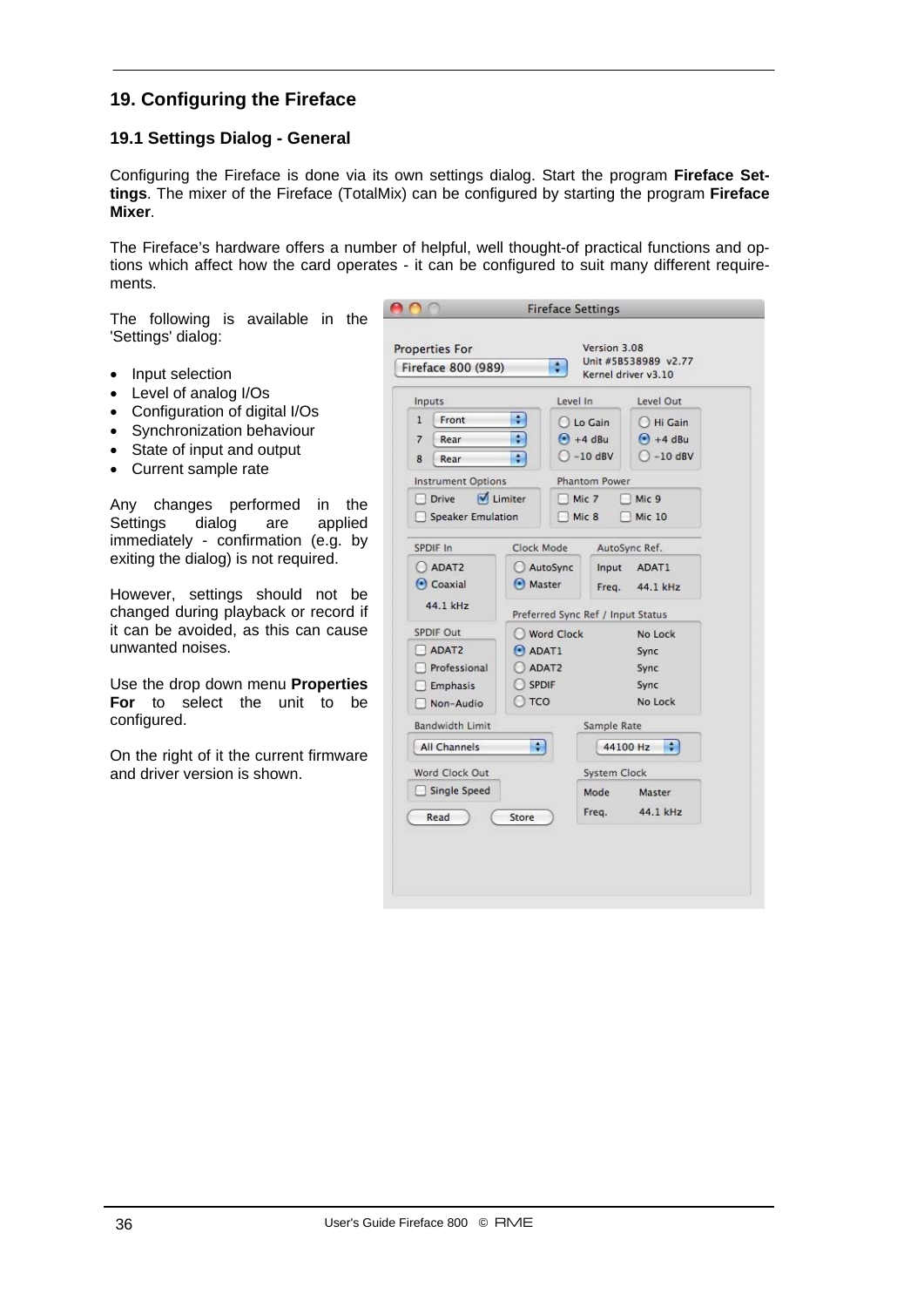## 19. Configuring the Fireface

### 19.1 Settings Dialog - General

Configuring the Fireface is done via its own settings dialog. Start the program **Fireface Settings**. The mixer of the Fireface (TotalMix) can be configured by starting the program **Fireface Mixer**.

The Fireface's hardware offers a number of helpful, well thought-of practical functions and options which affect how the card operates - it can be configured to suit many different requirements.

The following is available in the 'Settings' dialog:

- Input selection
- Level of analog I/Os
- Configuration of digital I/Os
- Synchronization behaviour
- State of input and output
- Current sample rate

Any changes performed in the Settings dialog are applied immediately - confirmation (e.g. by exiting the dialog) is not required.

However, settings should not be changed during playback or record if it can be avoided, as this can cause unwanted noises.

Use the drop down menu **Properties For** to select the unit to be configured.

On the right of it the current firmware and driver version is shown.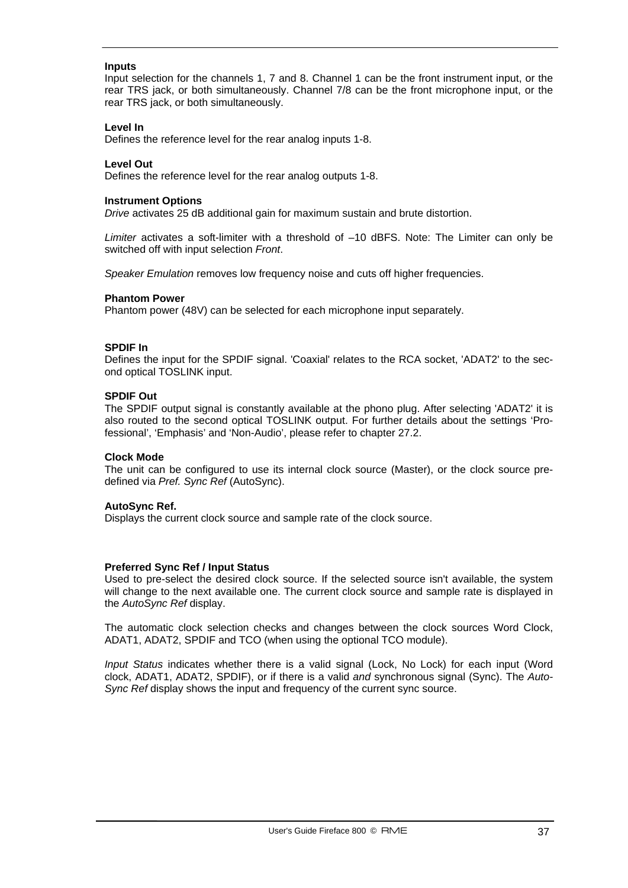**Inputs**
Input selection for the channels 1, 7 and 8. Channel 1 can be the front instrument input, or the rear TRS jack, or both simultaneously. Channel 7/8 can be the front microphone input, or the rear TRS jack, or both simultaneously.

**Level In**
Defines the reference level for the rear analog inputs 1-8.

**Level Out**
Defines the reference level for the rear analog outputs 1-8.

**Instrument Options**
*Drive* activates 25 dB additional gain for maximum sustain and brute distortion.

*Limiter* activates a soft-limiter with a threshold of –10 dBFS. Note: The Limiter can only be switched off with input selection *Front*.

*Speaker Emulation* removes low frequency noise and cuts off higher frequencies.

**Phantom Power**
Phantom power (48V) can be selected for each microphone input separately.

**SPDIF In**
Defines the input for the SPDIF signal. 'Coaxial' relates to the RCA socket, 'ADAT2' to the second optical TOSLINK input.

**SPDIF Out**
The SPDIF output signal is constantly available at the phono plug. After selecting 'ADAT2' it is also routed to the second optical TOSLINK output. For further details about the settings 'Professional', 'Emphasis' and 'Non-Audio', please refer to chapter 27.2.

**Clock Mode**
The unit can be configured to use its internal clock source (Master), or the clock source predefined via *Pref. Sync Ref* (AutoSync).

**AutoSync Ref.**
Displays the current clock source and sample rate of the clock source.

**Preferred Sync Ref / Input Status**
Used to pre-select the desired clock source. If the selected source isn't available, the system will change to the next available one. The current clock source and sample rate is displayed in the *AutoSync Ref* display.

The automatic clock selection checks and changes between the clock sources Word Clock, ADAT1, ADAT2, SPDIF and TCO (when using the optional TCO module).

*Input Status* indicates whether there is a valid signal (Lock, No Lock) for each input (Word clock, ADAT1, ADAT2, SPDIF), or if there is a valid *and* synchronous signal (Sync). The *AutoSync Ref* display shows the input and frequency of the current sync source.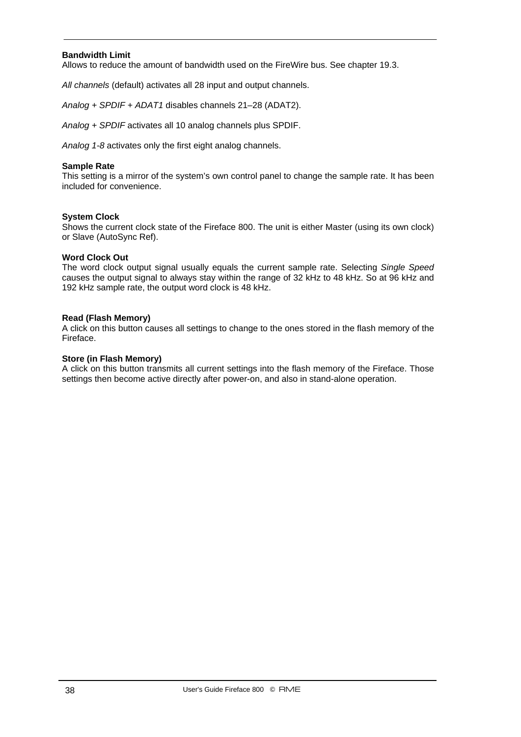**Bandwidth Limit**
Allows to reduce the amount of bandwidth used on the FireWire bus. See chapter 19.3.

*All channels* (default) activates all 28 input and output channels.

*Analog + SPDIF + ADAT1* disables channels 21–28 (ADAT2).

*Analog + SPDIF* activates all 10 analog channels plus SPDIF.

*Analog 1-8* activates only the first eight analog channels.

**Sample Rate**
This setting is a mirror of the system's own control panel to change the sample rate. It has been included for convenience.

**System Clock**
Shows the current clock state of the Fireface 800. The unit is either Master (using its own clock) or Slave (AutoSync Ref).

**Word Clock Out**
The word clock output signal usually equals the current sample rate. Selecting *Single Speed* causes the output signal to always stay within the range of 32 kHz to 48 kHz. So at 96 kHz and 192 kHz sample rate, the output word clock is 48 kHz.

**Read (Flash Memory)**
A click on this button causes all settings to change to the ones stored in the flash memory of the Fireface.

**Store (in Flash Memory)**
A click on this button transmits all current settings into the flash memory of the Fireface. Those settings then become active directly after power-on, and also in stand-alone operation.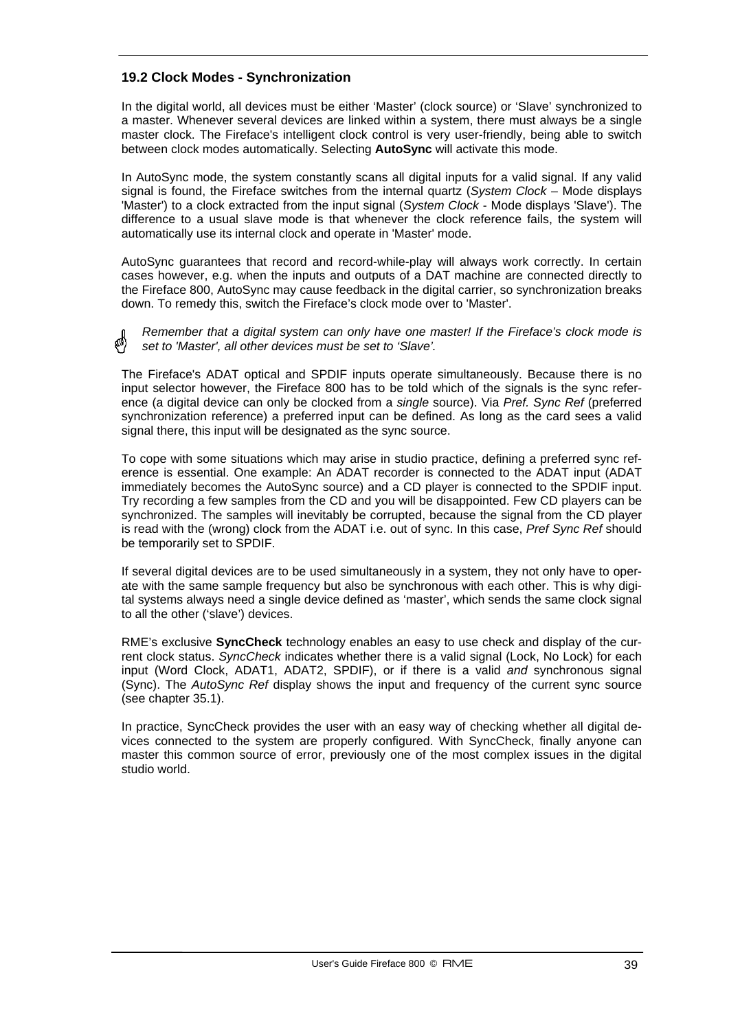### 19.2 Clock Modes - Synchronization

In the digital world, all devices must be either 'Master' (clock source) or 'Slave' synchronized to a master. Whenever several devices are linked within a system, there must always be a single master clock. The Fireface's intelligent clock control is very user-friendly, being able to switch between clock modes automatically. Selecting **AutoSync** will activate this mode.

In AutoSync mode, the system constantly scans all digital inputs for a valid signal. If any valid signal is found, the Fireface switches from the internal quartz (*System Clock* – Mode displays 'Master') to a clock extracted from the input signal (*System Clock* - Mode displays 'Slave'). The difference to a usual slave mode is that whenever the clock reference fails, the system will automatically use its internal clock and operate in 'Master' mode.

AutoSync guarantees that record and record-while-play will always work correctly. In certain cases however, e.g. when the inputs and outputs of a DAT machine are connected directly to the Fireface 800, AutoSync may cause feedback in the digital carrier, so synchronization breaks down. To remedy this, switch the Fireface's clock mode over to 'Master'.

*Remember that a digital system can only have one master! If the Fireface's clock mode is set to 'Master', all other devices must be set to 'Slave'.*

The Fireface's ADAT optical and SPDIF inputs operate simultaneously. Because there is no input selector however, the Fireface 800 has to be told which of the signals is the sync reference (a digital device can only be clocked from a *single* source). Via *Pref. Sync Ref* (preferred synchronization reference) a preferred input can be defined. As long as the card sees a valid signal there, this input will be designated as the sync source.

To cope with some situations which may arise in studio practice, defining a preferred sync reference is essential. One example: An ADAT recorder is connected to the ADAT input (ADAT immediately becomes the AutoSync source) and a CD player is connected to the SPDIF input. Try recording a few samples from the CD and you will be disappointed. Few CD players can be synchronized. The samples will inevitably be corrupted, because the signal from the CD player is read with the (wrong) clock from the ADAT i.e. out of sync. In this case, *Pref Sync Ref* should be temporarily set to SPDIF.

If several digital devices are to be used simultaneously in a system, they not only have to operate with the same sample frequency but also be synchronous with each other. This is why digital systems always need a single device defined as 'master', which sends the same clock signal to all the other ('slave') devices.

RME's exclusive **SyncCheck** technology enables an easy to use check and display of the current clock status. *SyncCheck* indicates whether there is a valid signal (Lock, No Lock) for each input (Word Clock, ADAT1, ADAT2, SPDIF), or if there is a valid *and* synchronous signal (Sync). The *AutoSync Ref* display shows the input and frequency of the current sync source (see chapter 35.1).

In practice, SyncCheck provides the user with an easy way of checking whether all digital devices connected to the system are properly configured. With SyncCheck, finally anyone can master this common source of error, previously one of the most complex issues in the digital studio world.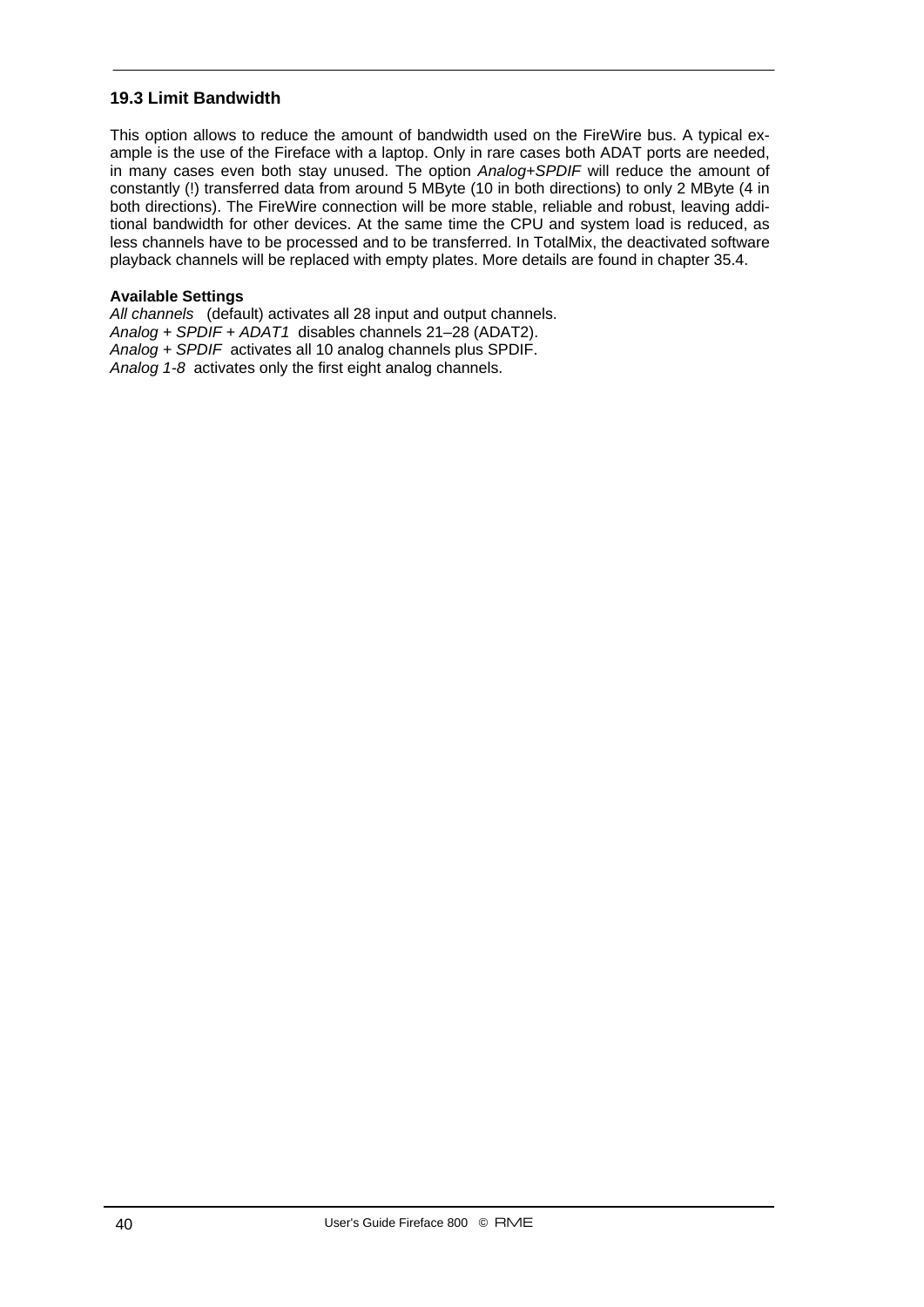### 19.3 Limit Bandwidth

This option allows to reduce the amount of bandwidth used on the FireWire bus. A typical example is the use of the Fireface with a laptop. Only in rare cases both ADAT ports are needed, in many cases even both stay unused. The option *Analog+SPDIF* will reduce the amount of constantly (!) transferred data from around 5 MByte (10 in both directions) to only 2 MByte (4 in both directions). The FireWire connection will be more stable, reliable and robust, leaving additional bandwidth for other devices. At the same time the CPU and system load is reduced, as less channels have to be processed and to be transferred. In TotalMix, the deactivated software playback channels will be replaced with empty plates. More details are found in chapter 35.4.

**Available Settings**
*All channels* (default) activates all 28 input and output channels.
*Analog + SPDIF + ADAT1* disables channels 21–28 (ADAT2).
*Analog + SPDIF* activates all 10 analog channels plus SPDIF.
*Analog 1-8* activates only the first eight analog channels.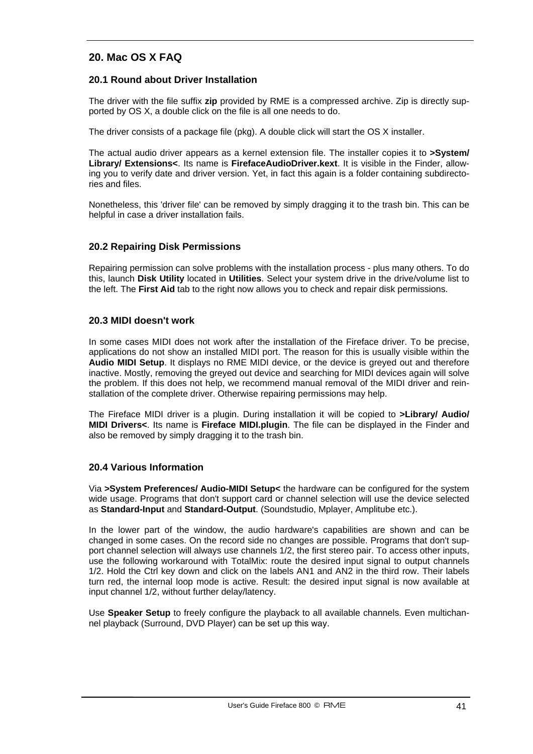## 20. Mac OS X FAQ

### 20.1 Round about Driver Installation

The driver with the file suffix **zip** provided by RME is a compressed archive. Zip is directly supported by OS X, a double click on the file is all one needs to do.

The driver consists of a package file (pkg). A double click will start the OS X installer.

The actual audio driver appears as a kernel extension file. The installer copies it to **>System/ Library/ Extensions<**. Its name is **FirefaceAudioDriver.kext**. It is visible in the Finder, allowing you to verify date and driver version. Yet, in fact this again is a folder containing subdirectories and files.

Nonetheless, this 'driver file' can be removed by simply dragging it to the trash bin. This can be helpful in case a driver installation fails.

### 20.2 Repairing Disk Permissions

Repairing permission can solve problems with the installation process - plus many others. To do this, launch **Disk Utility** located in **Utilities**. Select your system drive in the drive/volume list to the left. The **First Aid** tab to the right now allows you to check and repair disk permissions.

### 20.3 MIDI doesn't work

In some cases MIDI does not work after the installation of the Fireface driver. To be precise, applications do not show an installed MIDI port. The reason for this is usually visible within the **Audio MIDI Setup**. It displays no RME MIDI device, or the device is greyed out and therefore inactive. Mostly, removing the greyed out device and searching for MIDI devices again will solve the problem. If this does not help, we recommend manual removal of the MIDI driver and reinstallation of the complete driver. Otherwise repairing permissions may help.

The Fireface MIDI driver is a plugin. During installation it will be copied to **>Library/ Audio/ MIDI Drivers<**. Its name is **Fireface MIDI.plugin**. The file can be displayed in the Finder and also be removed by simply dragging it to the trash bin.

### 20.4 Various Information

Via **>System Preferences/ Audio-MIDI Setup<** the hardware can be configured for the system wide usage. Programs that don't support card or channel selection will use the device selected as **Standard-Input** and **Standard-Output**. (Soundstudio, Mplayer, Amplitube etc.).

In the lower part of the window, the audio hardware's capabilities are shown and can be changed in some cases. On the record side no changes are possible. Programs that don't support channel selection will always use channels 1/2, the first stereo pair. To access other inputs, use the following workaround with TotalMix: route the desired input signal to output channels 1/2. Hold the Ctrl key down and click on the labels AN1 and AN2 in the third row. Their labels turn red, the internal loop mode is active. Result: the desired input signal is now available at input channel 1/2, without further delay/latency.

Use **Speaker Setup** to freely configure the playback to all available channels. Even multichannel playback (Surround, DVD Player) can be set up this way.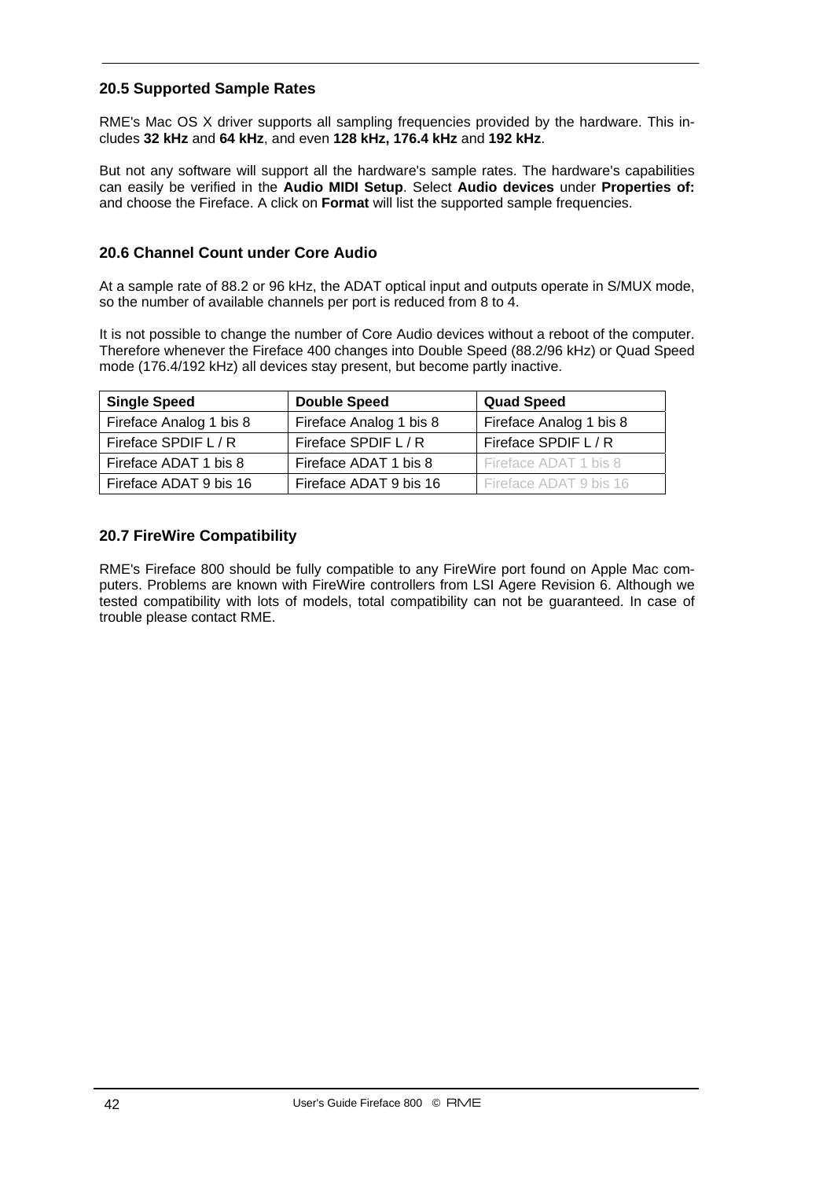## 20.5 Supported Sample Rates

RME's Mac OS X driver supports all sampling frequencies provided by the hardware. This includes **32 kHz** and **64 kHz**, and even **128 kHz, 176.4 kHz** and **192 kHz**.

But not any software will support all the hardware's sample rates. The hardware's capabilities can easily be verified in the **Audio MIDI Setup**. Select **Audio devices** under **Properties of:** and choose the Fireface. A click on **Format** will list the supported sample frequencies.

## 20.6 Channel Count under Core Audio

At a sample rate of 88.2 or 96 kHz, the ADAT optical input and outputs operate in S/MUX mode, so the number of available channels per port is reduced from 8 to 4.

It is not possible to change the number of Core Audio devices without a reboot of the computer. Therefore whenever the Fireface 400 changes into Double Speed (88.2/96 kHz) or Quad Speed mode (176.4/192 kHz) all devices stay present, but become partly inactive.

| Single Speed | Double Speed | Quad Speed |
|---|---|---|
| Fireface Analog 1 bis 8 | Fireface Analog 1 bis 8 | Fireface Analog 1 bis 8 |
| Fireface SPDIF L / R | Fireface SPDIF L / R | Fireface SPDIF L / R |
| Fireface ADAT 1 bis 8 | Fireface ADAT 1 bis 8 | Fireface ADAT 1 bis 8 |
| Fireface ADAT 9 bis 16 | Fireface ADAT 9 bis 16 | Fireface ADAT 9 bis 16 |

## 20.7 FireWire Compatibility

RME's Fireface 800 should be fully compatible to any FireWire port found on Apple Mac computers. Problems are known with FireWire controllers from LSI Agere Revision 6. Although we tested compatibility with lots of models, total compatibility can not be guaranteed. In case of trouble please contact RME.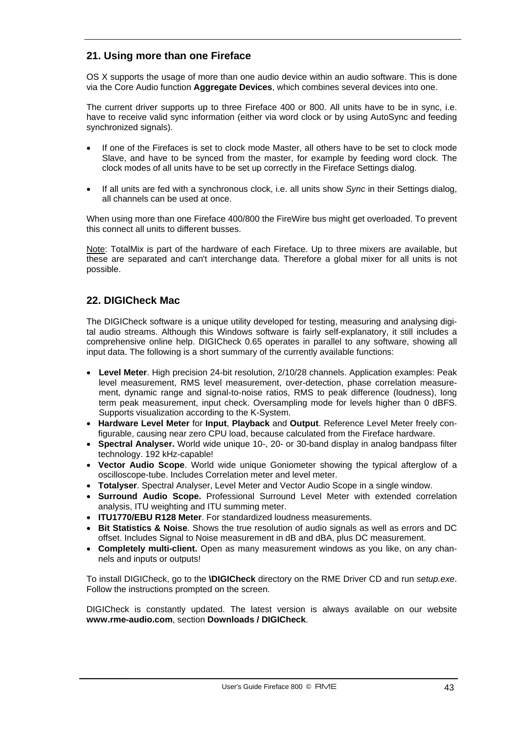## 21. Using more than one Fireface

OS X supports the usage of more than one audio device within an audio software. This is done via the Core Audio function **Aggregate Devices**, which combines several devices into one.

The current driver supports up to three Fireface 400 or 800. All units have to be in sync, i.e. have to receive valid sync information (either via word clock or by using AutoSync and feeding synchronized signals).

- If one of the Firefaces is set to clock mode Master, all others have to be set to clock mode Slave, and have to be synced from the master, for example by feeding word clock. The clock modes of all units have to be set up correctly in the Fireface Settings dialog.

- If all units are fed with a synchronous clock, i.e. all units show *Sync* in their Settings dialog, all channels can be used at once.

When using more than one Fireface 400/800 the FireWire bus might get overloaded. To prevent this connect all units to different busses.

Note: TotalMix is part of the hardware of each Fireface. Up to three mixers are available, but these are separated and can't interchange data. Therefore a global mixer for all units is not possible.

## 22. DIGICheck Mac

The DIGICheck software is a unique utility developed for testing, measuring and analysing digital audio streams. Although this Windows software is fairly self-explanatory, it still includes a comprehensive online help. DIGICheck 0.65 operates in parallel to any software, showing all input data. The following is a short summary of the currently available functions:

- **Level Meter**. High precision 24-bit resolution, 2/10/28 channels. Application examples: Peak level measurement, RMS level measurement, over-detection, phase correlation measurement, dynamic range and signal-to-noise ratios, RMS to peak difference (loudness), long term peak measurement, input check. Oversampling mode for levels higher than 0 dBFS. Supports visualization according to the K-System.
- **Hardware Level Meter** for **Input**, **Playback** and **Output**. Reference Level Meter freely configurable, causing near zero CPU load, because calculated from the Fireface hardware.
- **Spectral Analyser.** World wide unique 10-, 20- or 30-band display in analog bandpass filter technology. 192 kHz-capable!
- **Vector Audio Scope**. World wide unique Goniometer showing the typical afterglow of a oscilloscope-tube. Includes Correlation meter and level meter.
- **Totalyser**. Spectral Analyser, Level Meter and Vector Audio Scope in a single window.
- **Surround Audio Scope.** Professional Surround Level Meter with extended correlation analysis, ITU weighting and ITU summing meter.
- **ITU1770/EBU R128 Meter**. For standardized loudness measurements.
- **Bit Statistics & Noise**. Shows the true resolution of audio signals as well as errors and DC offset. Includes Signal to Noise measurement in dB and dBA, plus DC measurement.
- **Completely multi-client.** Open as many measurement windows as you like, on any channels and inputs or outputs!

To install DIGICheck, go to the **\DIGICheck** directory on the RME Driver CD and run *setup.exe*. Follow the instructions prompted on the screen.

DIGICheck is constantly updated. The latest version is always available on our website **www.rme-audio.com**, section **Downloads / DIGICheck**.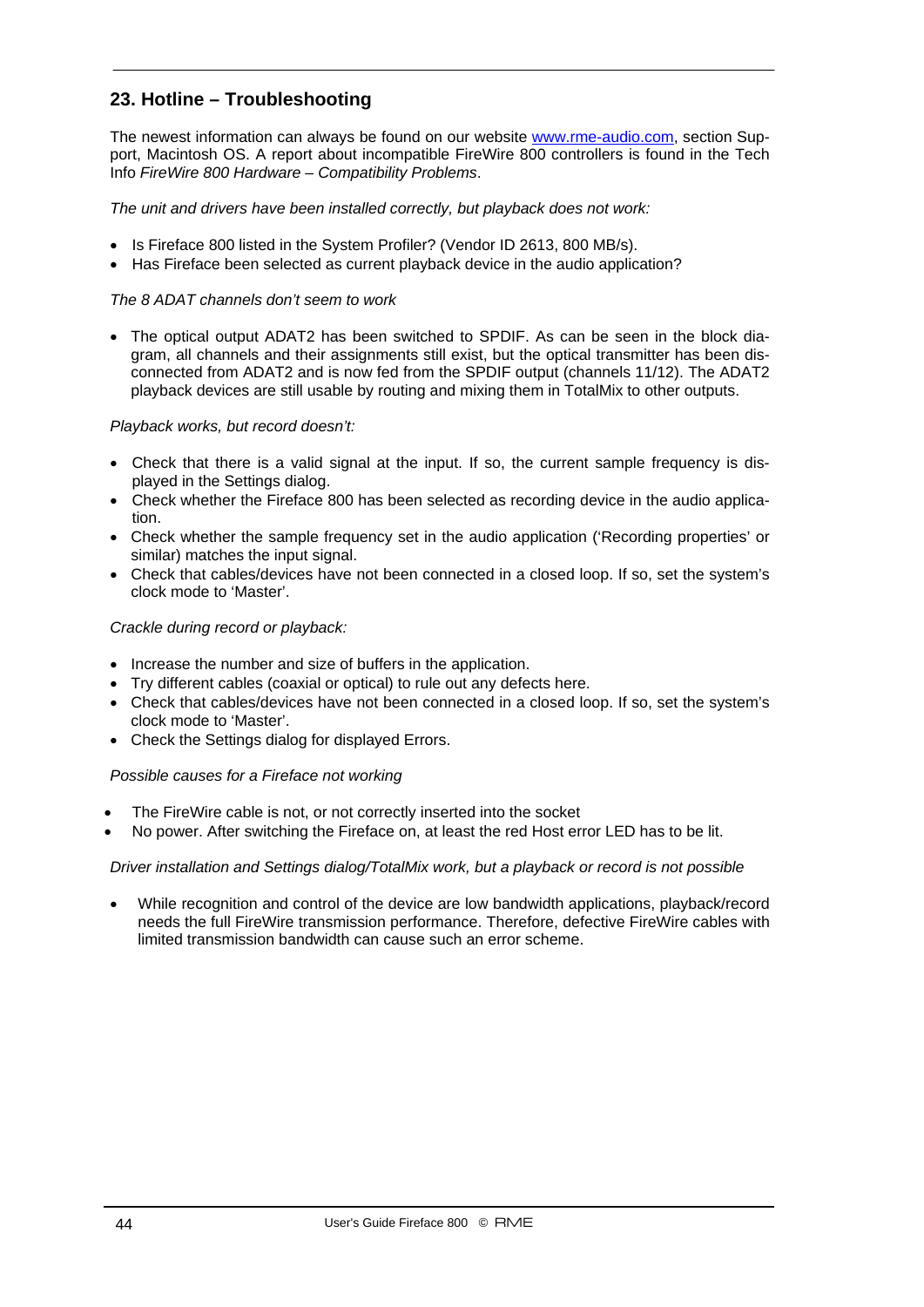## 23. Hotline – Troubleshooting

The newest information can always be found on our website [www.rme-audio.com](http://www.rme-audio.com), section Support, Macintosh OS. A report about incompatible FireWire 800 controllers is found in the Tech Info *FireWire 800 Hardware – Compatibility Problems*.

*The unit and drivers have been installed correctly, but playback does not work:*

- Is Fireface 800 listed in the System Profiler? (Vendor ID 2613, 800 MB/s).
- Has Fireface been selected as current playback device in the audio application?

*The 8 ADAT channels don't seem to work*

- The optical output ADAT2 has been switched to SPDIF. As can be seen in the block diagram, all channels and their assignments still exist, but the optical transmitter has been disconnected from ADAT2 and is now fed from the SPDIF output (channels 11/12). The ADAT2 playback devices are still usable by routing and mixing them in TotalMix to other outputs.

*Playback works, but record doesn't:*

- Check that there is a valid signal at the input. If so, the current sample frequency is displayed in the Settings dialog.
- Check whether the Fireface 800 has been selected as recording device in the audio application.
- Check whether the sample frequency set in the audio application ('Recording properties' or similar) matches the input signal.
- Check that cables/devices have not been connected in a closed loop. If so, set the system's clock mode to 'Master'.

*Crackle during record or playback:*

- Increase the number and size of buffers in the application.
- Try different cables (coaxial or optical) to rule out any defects here.
- Check that cables/devices have not been connected in a closed loop. If so, set the system's clock mode to 'Master'.
- Check the Settings dialog for displayed Errors.

*Possible causes for a Fireface not working*

- The FireWire cable is not, or not correctly inserted into the socket
- No power. After switching the Fireface on, at least the red Host error LED has to be lit.

*Driver installation and Settings dialog/TotalMix work, but a playback or record is not possible*

- While recognition and control of the device are low bandwidth applications, playback/record needs the full FireWire transmission performance. Therefore, defective FireWire cables with limited transmission bandwidth can cause such an error scheme.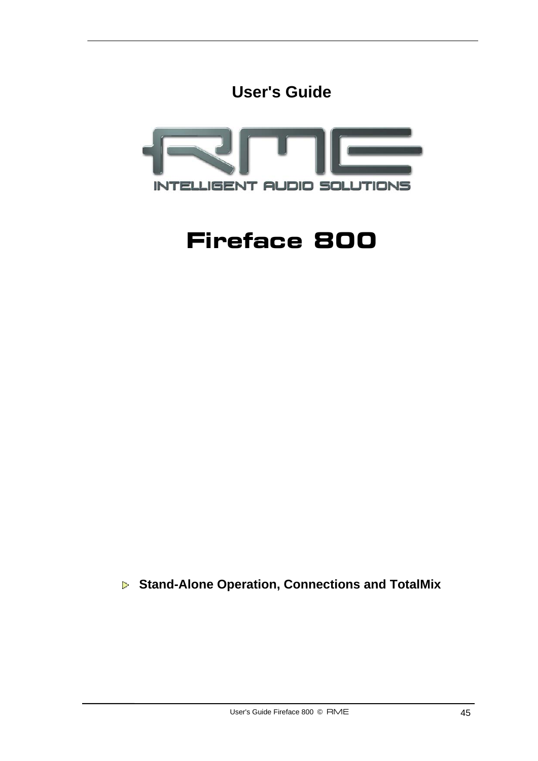## User's Guide

RME

INTELLIGENT AUDIO SOLUTIONS

# Fireface 800

- **Stand-Alone Operation, Connections and TotalMix**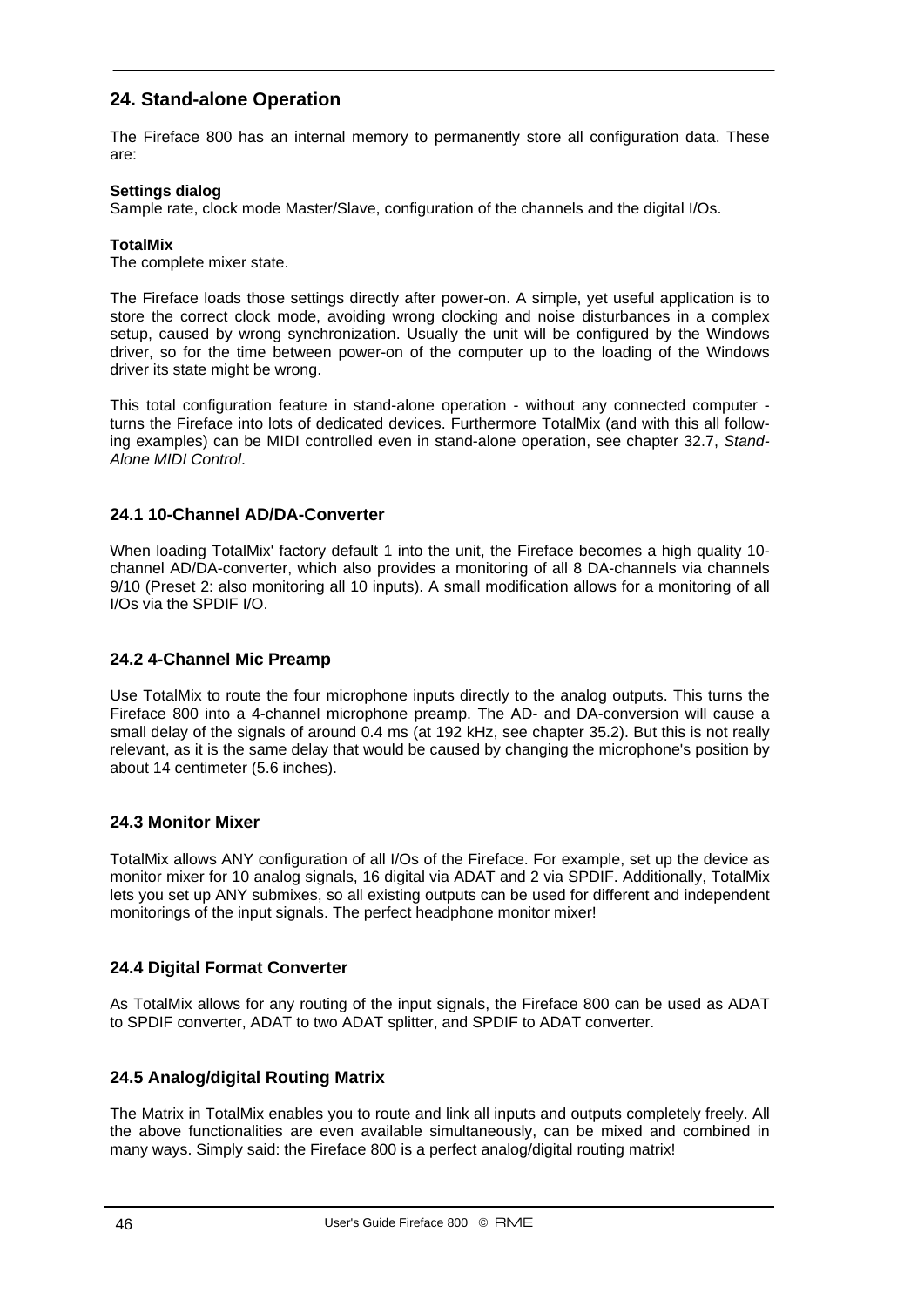## 24. Stand-alone Operation

The Fireface 800 has an internal memory to permanently store all configuration data. These are:

**Settings dialog**
Sample rate, clock mode Master/Slave, configuration of the channels and the digital I/Os.

**TotalMix**
The complete mixer state.

The Fireface loads those settings directly after power-on. A simple, yet useful application is to store the correct clock mode, avoiding wrong clocking and noise disturbances in a complex setup, caused by wrong synchronization. Usually the unit will be configured by the Windows driver, so for the time between power-on of the computer up to the loading of the Windows driver its state might be wrong.

This total configuration feature in stand-alone operation - without any connected computer - turns the Fireface into lots of dedicated devices. Furthermore TotalMix (and with this all following examples) can be MIDI controlled even in stand-alone operation, see chapter 32.7, *Stand-Alone MIDI Control*.

### 24.1 10-Channel AD/DA-Converter

When loading TotalMix' factory default 1 into the unit, the Fireface becomes a high quality 10-channel AD/DA-converter, which also provides a monitoring of all 8 DA-channels via channels 9/10 (Preset 2: also monitoring all 10 inputs). A small modification allows for a monitoring of all I/Os via the SPDIF I/O.

### 24.2 4-Channel Mic Preamp

Use TotalMix to route the four microphone inputs directly to the analog outputs. This turns the Fireface 800 into a 4-channel microphone preamp. The AD- and DA-conversion will cause a small delay of the signals of around 0.4 ms (at 192 kHz, see chapter 35.2). But this is not really relevant, as it is the same delay that would be caused by changing the microphone's position by about 14 centimeter (5.6 inches).

### 24.3 Monitor Mixer

TotalMix allows ANY configuration of all I/Os of the Fireface. For example, set up the device as monitor mixer for 10 analog signals, 16 digital via ADAT and 2 via SPDIF. Additionally, TotalMix lets you set up ANY submixes, so all existing outputs can be used for different and independent monitorings of the input signals. The perfect headphone monitor mixer!

### 24.4 Digital Format Converter

As TotalMix allows for any routing of the input signals, the Fireface 800 can be used as ADAT to SPDIF converter, ADAT to two ADAT splitter, and SPDIF to ADAT converter.

### 24.5 Analog/digital Routing Matrix

The Matrix in TotalMix enables you to route and link all inputs and outputs completely freely. All the above functionalities are even available simultaneously, can be mixed and combined in many ways. Simply said: the Fireface 800 is a perfect analog/digital routing matrix!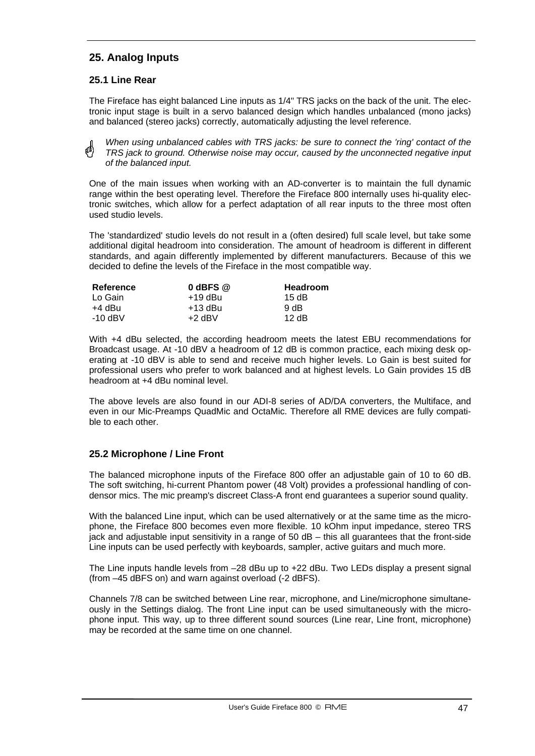# 25. Analog Inputs

## 25.1 Line Rear

The Fireface has eight balanced Line inputs as 1/4" TRS jacks on the back of the unit. The electronic input stage is built in a servo balanced design which handles unbalanced (mono jacks) and balanced (stereo jacks) correctly, automatically adjusting the level reference.

*When using unbalanced cables with TRS jacks: be sure to connect the 'ring' contact of the TRS jack to ground. Otherwise noise may occur, caused by the unconnected negative input of the balanced input.*

One of the main issues when working with an AD-converter is to maintain the full dynamic range within the best operating level. Therefore the Fireface 800 internally uses hi-quality electronic switches, which allow for a perfect adaptation of all rear inputs to the three most often used studio levels.

The 'standardized' studio levels do not result in a (often desired) full scale level, but take some additional digital headroom into consideration. The amount of headroom is different in different standards, and again differently implemented by different manufacturers. Because of this we decided to define the levels of the Fireface in the most compatible way.

| Reference | 0 dBFS @ | Headroom |
|---|---|---|
| Lo Gain | +19 dBu | 15 dB |
| +4 dBu | +13 dBu | 9 dB |
| -10 dBV | +2 dBV | 12 dB |

With +4 dBu selected, the according headroom meets the latest EBU recommendations for Broadcast usage. At -10 dBV a headroom of 12 dB is common practice, each mixing desk operating at -10 dBV is able to send and receive much higher levels. Lo Gain is best suited for professional users who prefer to work balanced and at highest levels. Lo Gain provides 15 dB headroom at +4 dBu nominal level.

The above levels are also found in our ADI-8 series of AD/DA converters, the Multiface, and even in our Mic-Preamps QuadMic and OctaMic. Therefore all RME devices are fully compatible to each other.

## 25.2 Microphone / Line Front

The balanced microphone inputs of the Fireface 800 offer an adjustable gain of 10 to 60 dB. The soft switching, hi-current Phantom power (48 Volt) provides a professional handling of condensor mics. The mic preamp's discreet Class-A front end guarantees a superior sound quality.

With the balanced Line input, which can be used alternatively or at the same time as the microphone, the Fireface 800 becomes even more flexible. 10 kOhm input impedance, stereo TRS jack and adjustable input sensitivity in a range of 50 dB – this all guarantees that the front-side Line inputs can be used perfectly with keyboards, sampler, active guitars and much more.

The Line inputs handle levels from –28 dBu up to +22 dBu. Two LEDs display a present signal (from –45 dBFS on) and warn against overload (-2 dBFS).

Channels 7/8 can be switched between Line rear, microphone, and Line/microphone simultaneously in the Settings dialog. The front Line input can be used simultaneously with the microphone input. This way, up to three different sound sources (Line rear, Line front, microphone) may be recorded at the same time on one channel.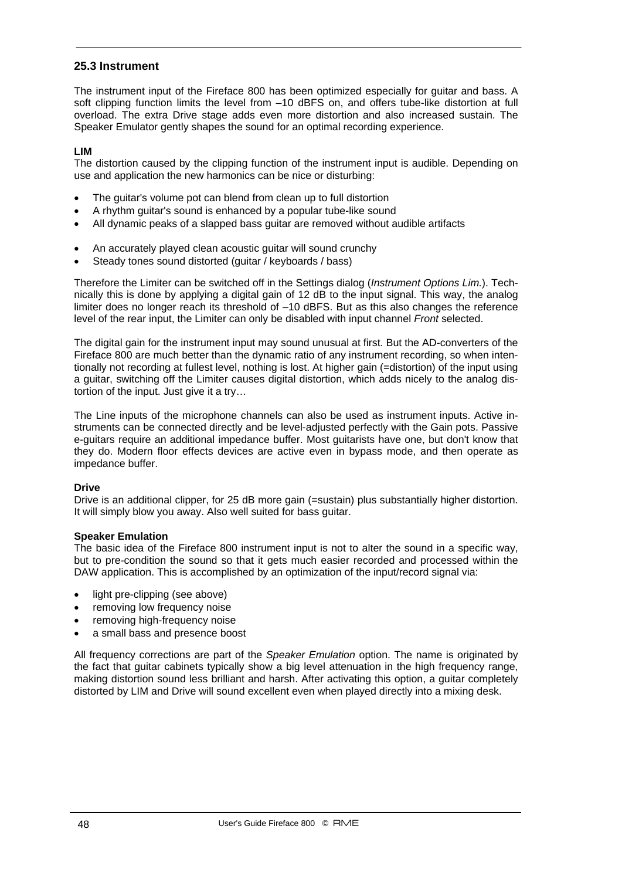## 25.3 Instrument

The instrument input of the Fireface 800 has been optimized especially for guitar and bass. A soft clipping function limits the level from –10 dBFS on, and offers tube-like distortion at full overload. The extra Drive stage adds even more distortion and also increased sustain. The Speaker Emulator gently shapes the sound for an optimal recording experience.

**LIM**
The distortion caused by the clipping function of the instrument input is audible. Depending on use and application the new harmonics can be nice or disturbing:

- The guitar's volume pot can blend from clean up to full distortion
- A rhythm guitar's sound is enhanced by a popular tube-like sound
- All dynamic peaks of a slapped bass guitar are removed without audible artifacts

- An accurately played clean acoustic guitar will sound crunchy
- Steady tones sound distorted (guitar / keyboards / bass)

Therefore the Limiter can be switched off in the Settings dialog (*Instrument Options Lim.*). Technically this is done by applying a digital gain of 12 dB to the input signal. This way, the analog limiter does no longer reach its threshold of –10 dBFS. But as this also changes the reference level of the rear input, the Limiter can only be disabled with input channel *Front* selected.

The digital gain for the instrument input may sound unusual at first. But the AD-converters of the Fireface 800 are much better than the dynamic ratio of any instrument recording, so when intentionally not recording at fullest level, nothing is lost. At higher gain (=distortion) of the input using a guitar, switching off the Limiter causes digital distortion, which adds nicely to the analog distortion of the input. Just give it a try…

The Line inputs of the microphone channels can also be used as instrument inputs. Active instruments can be connected directly and be level-adjusted perfectly with the Gain pots. Passive e-guitars require an additional impedance buffer. Most guitarists have one, but don't know that they do. Modern floor effects devices are active even in bypass mode, and then operate as impedance buffer.

**Drive**
Drive is an additional clipper, for 25 dB more gain (=sustain) plus substantially higher distortion. It will simply blow you away. Also well suited for bass guitar.

**Speaker Emulation**
The basic idea of the Fireface 800 instrument input is not to alter the sound in a specific way, but to pre-condition the sound so that it gets much easier recorded and processed within the DAW application. This is accomplished by an optimization of the input/record signal via:

- light pre-clipping (see above)
- removing low frequency noise
- removing high-frequency noise
- a small bass and presence boost

All frequency corrections are part of the *Speaker Emulation* option. The name is originated by the fact that guitar cabinets typically show a big level attenuation in the high frequency range, making distortion sound less brilliant and harsh. After activating this option, a guitar completely distorted by LIM and Drive will sound excellent even when played directly into a mixing desk.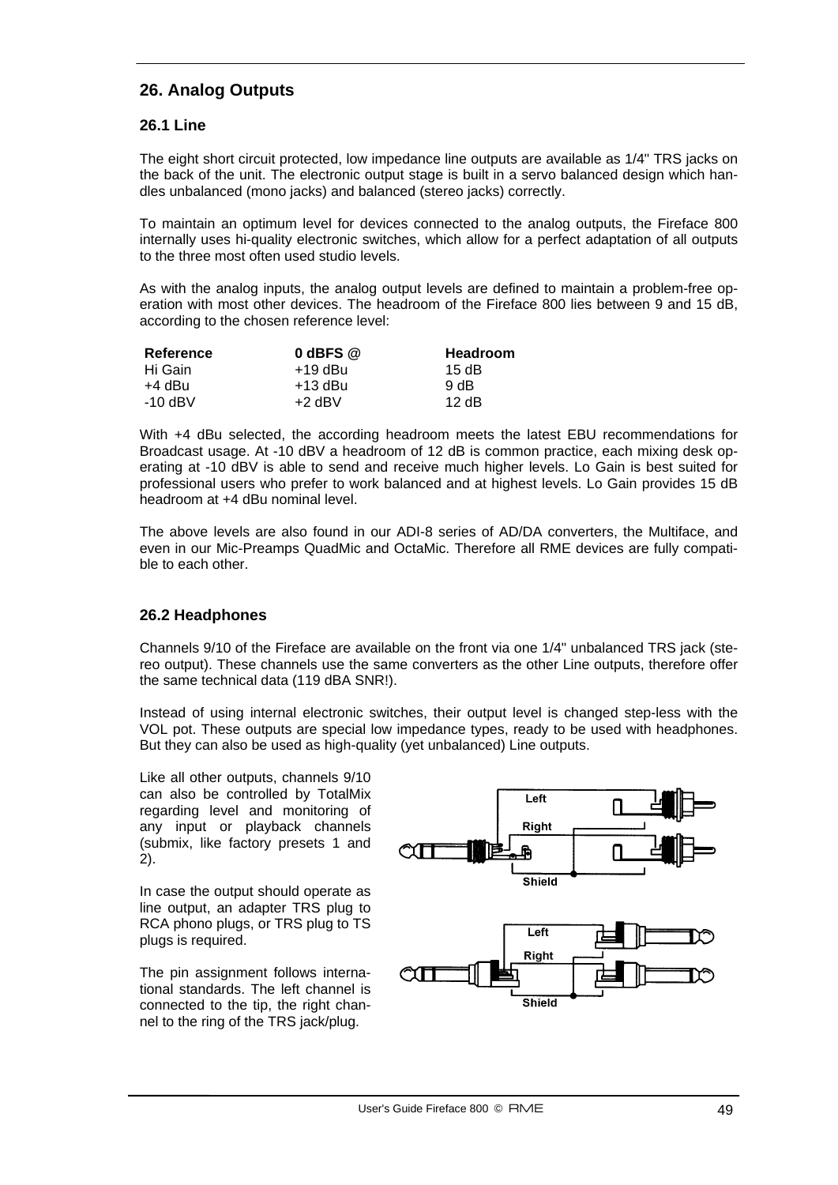# 26. Analog Outputs

## 26.1 Line

The eight short circuit protected, low impedance line outputs are available as 1/4" TRS jacks on the back of the unit. The electronic output stage is built in a servo balanced design which handles unbalanced (mono jacks) and balanced (stereo jacks) correctly.

To maintain an optimum level for devices connected to the analog outputs, the Fireface 800 internally uses hi-quality electronic switches, which allow for a perfect adaptation of all outputs to the three most often used studio levels.

As with the analog inputs, the analog output levels are defined to maintain a problem-free operation with most other devices. The headroom of the Fireface 800 lies between 9 and 15 dB, according to the chosen reference level:

| Reference | 0 dBFS @ | Headroom |
|---|---|---|
| Hi Gain | +19 dBu | 15 dB |
| +4 dBu | +13 dBu | 9 dB |
| -10 dBV | +2 dBV | 12 dB |

With +4 dBu selected, the according headroom meets the latest EBU recommendations for Broadcast usage. At -10 dBV a headroom of 12 dB is common practice, each mixing desk operating at -10 dBV is able to send and receive much higher levels. Lo Gain is best suited for professional users who prefer to work balanced and at highest levels. Lo Gain provides 15 dB headroom at +4 dBu nominal level.

The above levels are also found in our ADI-8 series of AD/DA converters, the Multiface, and even in our Mic-Preamps QuadMic and OctaMic. Therefore all RME devices are fully compatible to each other.

## 26.2 Headphones

Channels 9/10 of the Fireface are available on the front via one 1/4" unbalanced TRS jack (stereo output). These channels use the same converters as the other Line outputs, therefore offer the same technical data (119 dBA SNR!).

Instead of using internal electronic switches, their output level is changed step-less with the VOL pot. These outputs are special low impedance types, ready to be used with headphones. But they can also be used as high-quality (yet unbalanced) Line outputs.

Like all other outputs, channels 9/10 can also be controlled by TotalMix regarding level and monitoring of any input or playback channels (submix, like factory presets 1 and 2).

In case the output should operate as line output, an adapter TRS plug to RCA phono plugs, or TRS plug to TS plugs is required.

The pin assignment follows international standards. The left channel is connected to the tip, the right channel to the ring of the TRS jack/plug.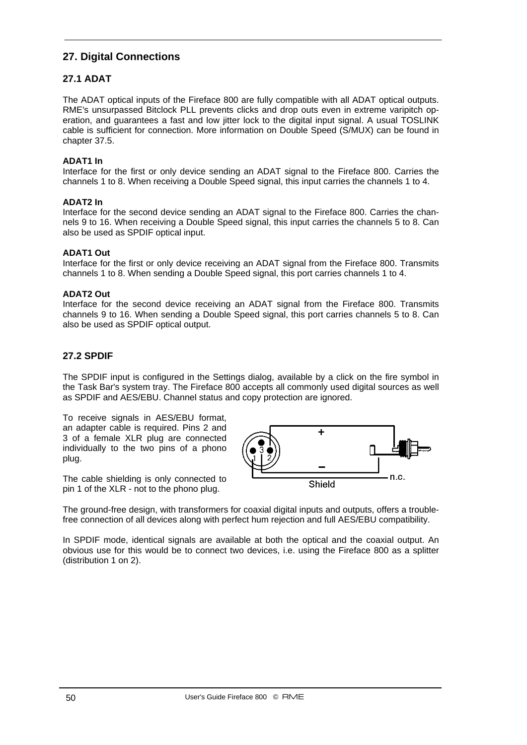## 27. Digital Connections

### 27.1 ADAT

The ADAT optical inputs of the Fireface 800 are fully compatible with all ADAT optical outputs. RME's unsurpassed Bitclock PLL prevents clicks and drop outs even in extreme varipitch operation, and guarantees a fast and low jitter lock to the digital input signal. A usual TOSLINK cable is sufficient for connection. More information on Double Speed (S/MUX) can be found in chapter 37.5.

**ADAT1 In**
Interface for the first or only device sending an ADAT signal to the Fireface 800. Carries the channels 1 to 8. When receiving a Double Speed signal, this input carries the channels 1 to 4.

**ADAT2 In**
Interface for the second device sending an ADAT signal to the Fireface 800. Carries the channels 9 to 16. When receiving a Double Speed signal, this input carries the channels 5 to 8. Can also be used as SPDIF optical input.

**ADAT1 Out**
Interface for the first or only device receiving an ADAT signal from the Fireface 800. Transmits channels 1 to 8. When sending a Double Speed signal, this port carries channels 1 to 4.

**ADAT2 Out**
Interface for the second device receiving an ADAT signal from the Fireface 800. Transmits channels 9 to 16. When sending a Double Speed signal, this port carries channels 5 to 8. Can also be used as SPDIF optical output.

### 27.2 SPDIF

The SPDIF input is configured in the Settings dialog, available by a click on the fire symbol in the Task Bar's system tray. The Fireface 800 accepts all commonly used digital sources as well as SPDIF and AES/EBU. Channel status and copy protection are ignored.

To receive signals in AES/EBU format, an adapter cable is required. Pins 2 and 3 of a female XLR plug are connected individually to the two pins of a phono plug.

The cable shielding is only connected to pin 1 of the XLR - not to the phono plug.

The ground-free design, with transformers for coaxial digital inputs and outputs, offers a trouble-free connection of all devices along with perfect hum rejection and full AES/EBU compatibility.

In SPDIF mode, identical signals are available at both the optical and the coaxial output. An obvious use for this would be to connect two devices, i.e. using the Fireface 800 as a splitter (distribution 1 on 2).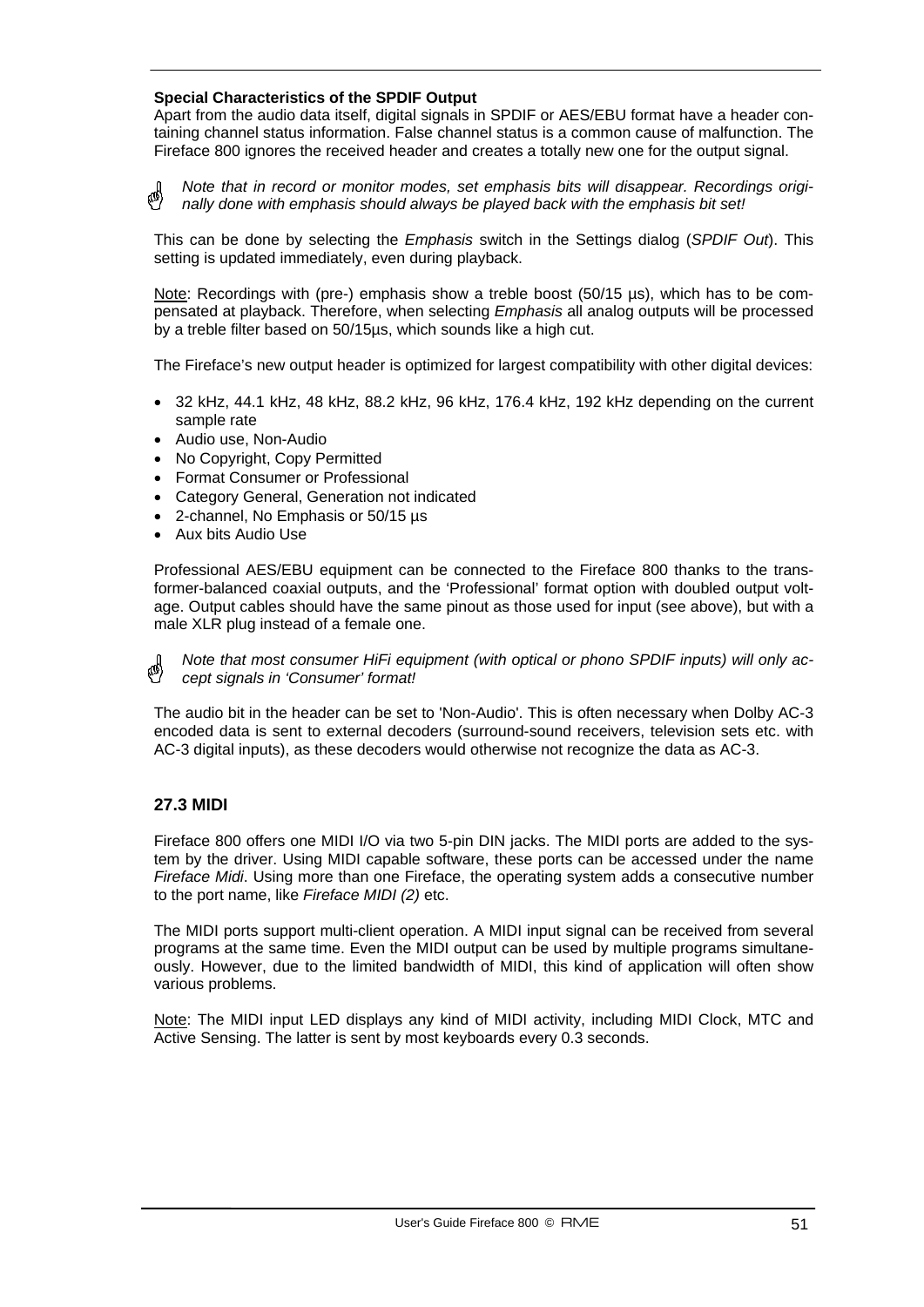**Special Characteristics of the SPDIF Output**

Apart from the audio data itself, digital signals in SPDIF or AES/EBU format have a header containing channel status information. False channel status is a common cause of malfunction. The Fireface 800 ignores the received header and creates a totally new one for the output signal.

*Note that in record or monitor modes, set emphasis bits will disappear. Recordings originally done with emphasis should always be played back with the emphasis bit set!*

This can be done by selecting the *Emphasis* switch in the Settings dialog (*SPDIF Out*). This setting is updated immediately, even during playback.

Note: Recordings with (pre-) emphasis show a treble boost (50/15 µs), which has to be compensated at playback. Therefore, when selecting *Emphasis* all analog outputs will be processed by a treble filter based on 50/15µs, which sounds like a high cut.

The Fireface's new output header is optimized for largest compatibility with other digital devices:

- 32 kHz, 44.1 kHz, 48 kHz, 88.2 kHz, 96 kHz, 176.4 kHz, 192 kHz depending on the current sample rate
- Audio use, Non-Audio
- No Copyright, Copy Permitted
- Format Consumer or Professional
- Category General, Generation not indicated
- 2-channel, No Emphasis or 50/15 µs
- Aux bits Audio Use

Professional AES/EBU equipment can be connected to the Fireface 800 thanks to the transformer-balanced coaxial outputs, and the 'Professional' format option with doubled output voltage. Output cables should have the same pinout as those used for input (see above), but with a male XLR plug instead of a female one.

*Note that most consumer HiFi equipment (with optical or phono SPDIF inputs) will only accept signals in 'Consumer' format!*

The audio bit in the header can be set to 'Non-Audio'. This is often necessary when Dolby AC-3 encoded data is sent to external decoders (surround-sound receivers, television sets etc. with AC-3 digital inputs), as these decoders would otherwise not recognize the data as AC-3.

## 27.3 MIDI

Fireface 800 offers one MIDI I/O via two 5-pin DIN jacks. The MIDI ports are added to the system by the driver. Using MIDI capable software, these ports can be accessed under the name *Fireface Midi*. Using more than one Fireface, the operating system adds a consecutive number to the port name, like *Fireface MIDI (2)* etc.

The MIDI ports support multi-client operation. A MIDI input signal can be received from several programs at the same time. Even the MIDI output can be used by multiple programs simultaneously. However, due to the limited bandwidth of MIDI, this kind of application will often show various problems.

Note: The MIDI input LED displays any kind of MIDI activity, including MIDI Clock, MTC and Active Sensing. The latter is sent by most keyboards every 0.3 seconds.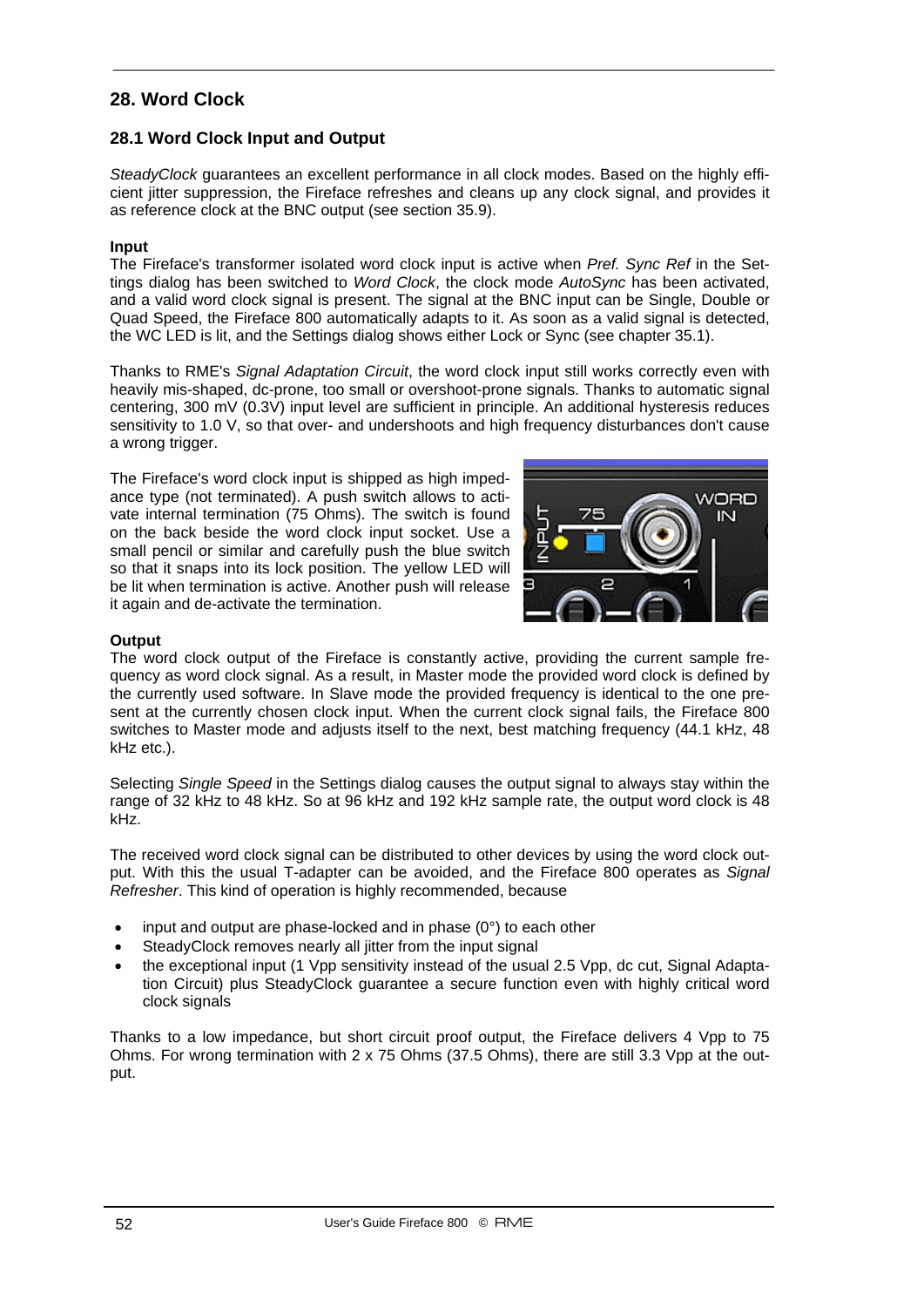## 28. Word Clock

### 28.1 Word Clock Input and Output

*SteadyClock* guarantees an excellent performance in all clock modes. Based on the highly efficient jitter suppression, the Fireface refreshes and cleans up any clock signal, and provides it as reference clock at the BNC output (see section 35.9).

**Input**
The Fireface's transformer isolated word clock input is active when *Pref. Sync Ref* in the Settings dialog has been switched to *Word Clock*, the clock mode *AutoSync* has been activated, and a valid word clock signal is present. The signal at the BNC input can be Single, Double or Quad Speed, the Fireface 800 automatically adapts to it. As soon as a valid signal is detected, the WC LED is lit, and the Settings dialog shows either Lock or Sync (see chapter 35.1).

Thanks to RME's *Signal Adaptation Circuit*, the word clock input still works correctly even with heavily mis-shaped, dc-prone, too small or overshoot-prone signals. Thanks to automatic signal centering, 300 mV (0.3V) input level are sufficient in principle. An additional hysteresis reduces sensitivity to 1.0 V, so that over- and undershoots and high frequency disturbances don't cause a wrong trigger.

The Fireface's word clock input is shipped as high impedance type (not terminated). A push switch allows to activate internal termination (75 Ohms). The switch is found on the back beside the word clock input socket. Use a small pencil or similar and carefully push the blue switch so that it snaps into its lock position. The yellow LED will be lit when termination is active. Another push will release it again and de-activate the termination.

**Output**
The word clock output of the Fireface is constantly active, providing the current sample frequency as word clock signal. As a result, in Master mode the provided word clock is defined by the currently used software. In Slave mode the provided frequency is identical to the one present at the currently chosen clock input. When the current clock signal fails, the Fireface 800 switches to Master mode and adjusts itself to the next, best matching frequency (44.1 kHz, 48 kHz etc.).

Selecting *Single Speed* in the Settings dialog causes the output signal to always stay within the range of 32 kHz to 48 kHz. So at 96 kHz and 192 kHz sample rate, the output word clock is 48 kHz.

The received word clock signal can be distributed to other devices by using the word clock output. With this the usual T-adapter can be avoided, and the Fireface 800 operates as *Signal Refresher*. This kind of operation is highly recommended, because

- input and output are phase-locked and in phase (0°) to each other
- SteadyClock removes nearly all jitter from the input signal
- the exceptional input (1 Vpp sensitivity instead of the usual 2.5 Vpp, dc cut, Signal Adaptation Circuit) plus SteadyClock guarantee a secure function even with highly critical word clock signals

Thanks to a low impedance, but short circuit proof output, the Fireface delivers 4 Vpp to 75 Ohms. For wrong termination with 2 x 75 Ohms (37.5 Ohms), there are still 3.3 Vpp at the output.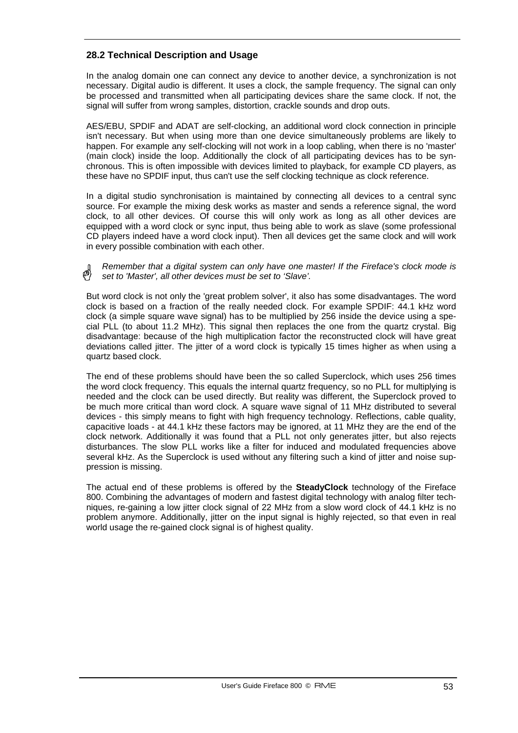## 28.2 Technical Description and Usage

In the analog domain one can connect any device to another device, a synchronization is not necessary. Digital audio is different. It uses a clock, the sample frequency. The signal can only be processed and transmitted when all participating devices share the same clock. If not, the signal will suffer from wrong samples, distortion, crackle sounds and drop outs.

AES/EBU, SPDIF and ADAT are self-clocking, an additional word clock connection in principle isn't necessary. But when using more than one device simultaneously problems are likely to happen. For example any self-clocking will not work in a loop cabling, when there is no 'master' (main clock) inside the loop. Additionally the clock of all participating devices has to be synchronous. This is often impossible with devices limited to playback, for example CD players, as these have no SPDIF input, thus can't use the self clocking technique as clock reference.

In a digital studio synchronisation is maintained by connecting all devices to a central sync source. For example the mixing desk works as master and sends a reference signal, the word clock, to all other devices. Of course this will only work as long as all other devices are equipped with a word clock or sync input, thus being able to work as slave (some professional CD players indeed have a word clock input). Then all devices get the same clock and will work in every possible combination with each other.

☝ *Remember that a digital system can only have one master! If the Fireface's clock mode is set to 'Master', all other devices must be set to 'Slave'.*

But word clock is not only the 'great problem solver', it also has some disadvantages. The word clock is based on a fraction of the really needed clock. For example SPDIF: 44.1 kHz word clock (a simple square wave signal) has to be multiplied by 256 inside the device using a special PLL (to about 11.2 MHz). This signal then replaces the one from the quartz crystal. Big disadvantage: because of the high multiplication factor the reconstructed clock will have great deviations called jitter. The jitter of a word clock is typically 15 times higher as when using a quartz based clock.

The end of these problems should have been the so called Superclock, which uses 256 times the word clock frequency. This equals the internal quartz frequency, so no PLL for multiplying is needed and the clock can be used directly. But reality was different, the Superclock proved to be much more critical than word clock. A square wave signal of 11 MHz distributed to several devices - this simply means to fight with high frequency technology. Reflections, cable quality, capacitive loads - at 44.1 kHz these factors may be ignored, at 11 MHz they are the end of the clock network. Additionally it was found that a PLL not only generates jitter, but also rejects disturbances. The slow PLL works like a filter for induced and modulated frequencies above several kHz. As the Superclock is used without any filtering such a kind of jitter and noise suppression is missing.

The actual end of these problems is offered by the **SteadyClock** technology of the Fireface 800. Combining the advantages of modern and fastest digital technology with analog filter techniques, re-gaining a low jitter clock signal of 22 MHz from a slow word clock of 44.1 kHz is no problem anymore. Additionally, jitter on the input signal is highly rejected, so that even in real world usage the re-gained clock signal is of highest quality.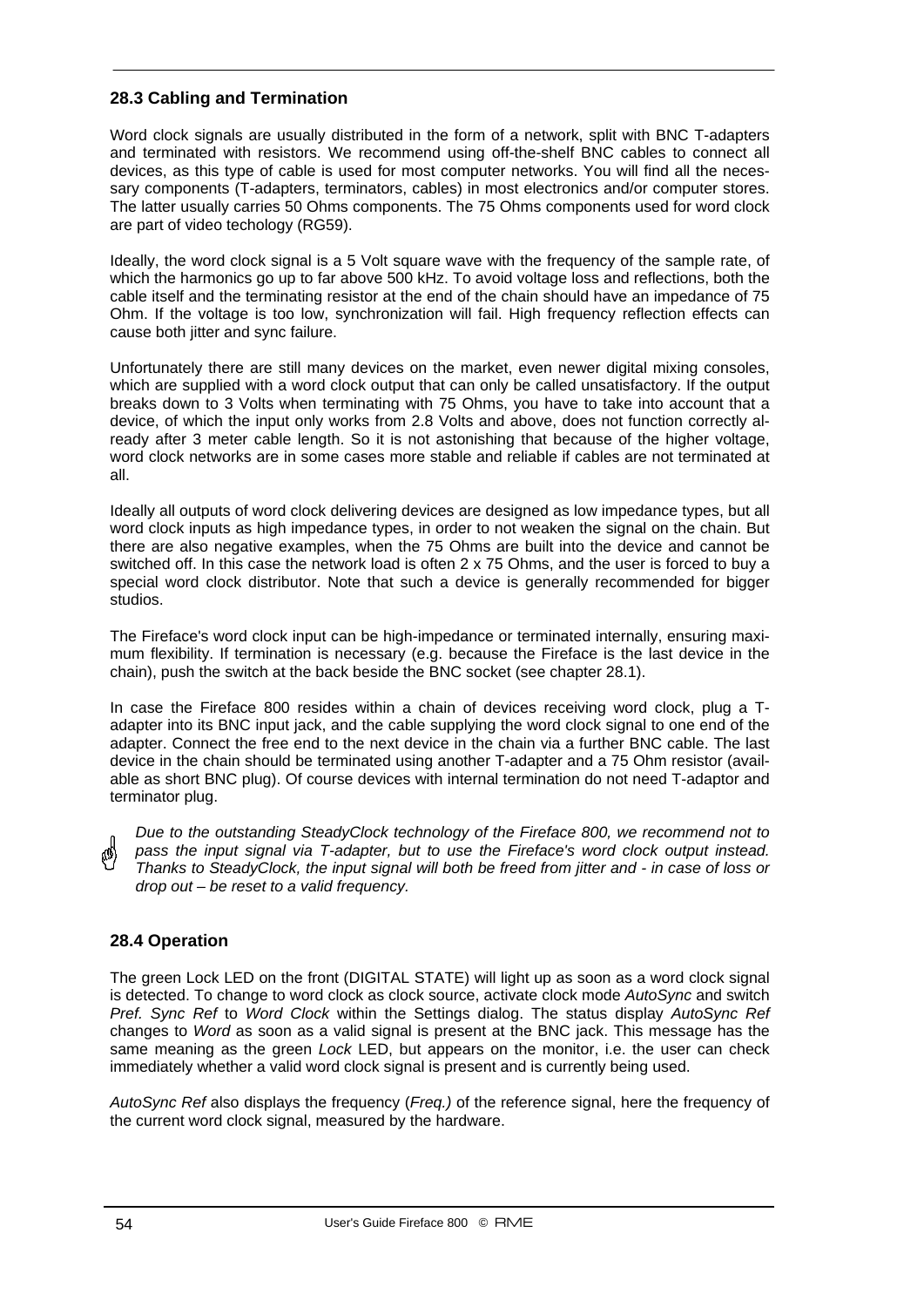## 28.3 Cabling and Termination

Word clock signals are usually distributed in the form of a network, split with BNC T-adapters and terminated with resistors. We recommend using off-the-shelf BNC cables to connect all devices, as this type of cable is used for most computer networks. You will find all the necessary components (T-adapters, terminators, cables) in most electronics and/or computer stores. The latter usually carries 50 Ohms components. The 75 Ohms components used for word clock are part of video techology (RG59).

Ideally, the word clock signal is a 5 Volt square wave with the frequency of the sample rate, of which the harmonics go up to far above 500 kHz. To avoid voltage loss and reflections, both the cable itself and the terminating resistor at the end of the chain should have an impedance of 75 Ohm. If the voltage is too low, synchronization will fail. High frequency reflection effects can cause both jitter and sync failure.

Unfortunately there are still many devices on the market, even newer digital mixing consoles, which are supplied with a word clock output that can only be called unsatisfactory. If the output breaks down to 3 Volts when terminating with 75 Ohms, you have to take into account that a device, of which the input only works from 2.8 Volts and above, does not function correctly already after 3 meter cable length. So it is not astonishing that because of the higher voltage, word clock networks are in some cases more stable and reliable if cables are not terminated at all.

Ideally all outputs of word clock delivering devices are designed as low impedance types, but all word clock inputs as high impedance types, in order to not weaken the signal on the chain. But there are also negative examples, when the 75 Ohms are built into the device and cannot be switched off. In this case the network load is often 2 x 75 Ohms, and the user is forced to buy a special word clock distributor. Note that such a device is generally recommended for bigger studios.

The Fireface's word clock input can be high-impedance or terminated internally, ensuring maximum flexibility. If termination is necessary (e.g. because the Fireface is the last device in the chain), push the switch at the back beside the BNC socket (see chapter 28.1).

In case the Fireface 800 resides within a chain of devices receiving word clock, plug a T-adapter into its BNC input jack, and the cable supplying the word clock signal to one end of the adapter. Connect the free end to the next device in the chain via a further BNC cable. The last device in the chain should be terminated using another T-adapter and a 75 Ohm resistor (available as short BNC plug). Of course devices with internal termination do not need T-adaptor and terminator plug.

*Due to the outstanding SteadyClock technology of the Fireface 800, we recommend not to pass the input signal via T-adapter, but to use the Fireface's word clock output instead. Thanks to SteadyClock, the input signal will both be freed from jitter and - in case of loss or drop out – be reset to a valid frequency.*

## 28.4 Operation

The green Lock LED on the front (DIGITAL STATE) will light up as soon as a word clock signal is detected. To change to word clock as clock source, activate clock mode *AutoSync* and switch *Pref. Sync Ref* to *Word Clock* within the Settings dialog. The status display *AutoSync Ref* changes to *Word* as soon as a valid signal is present at the BNC jack. This message has the same meaning as the green *Lock* LED, but appears on the monitor, i.e. the user can check immediately whether a valid word clock signal is present and is currently being used.

*AutoSync Ref* also displays the frequency (*Freq.)* of the reference signal, here the frequency of the current word clock signal, measured by the hardware.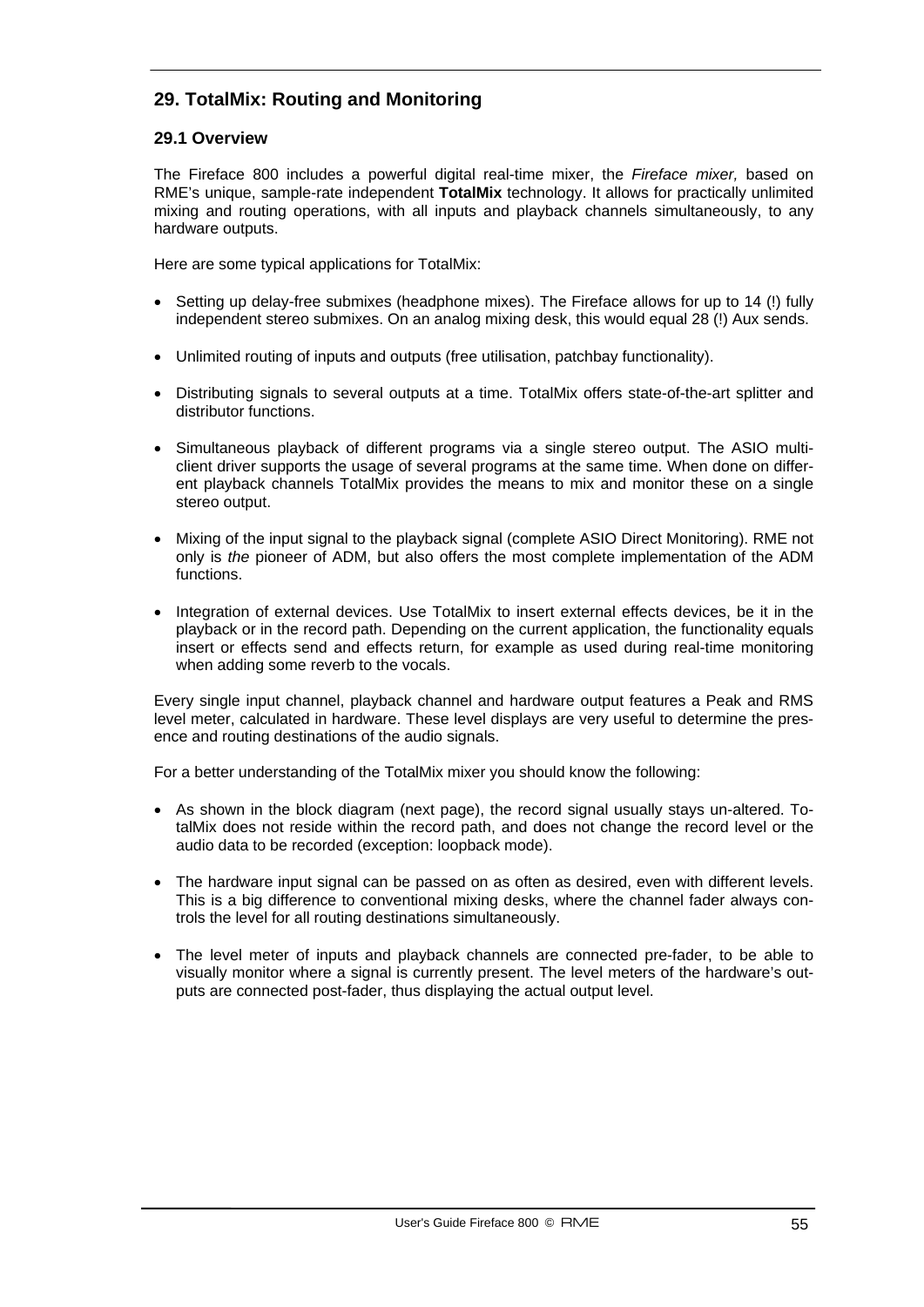## 29. TotalMix: Routing and Monitoring

### 29.1 Overview

The Fireface 800 includes a powerful digital real-time mixer, the *Fireface mixer,* based on RME's unique, sample-rate independent **TotalMix** technology. It allows for practically unlimited mixing and routing operations, with all inputs and playback channels simultaneously, to any hardware outputs.

Here are some typical applications for TotalMix:

- Setting up delay-free submixes (headphone mixes). The Fireface allows for up to 14 (!) fully independent stereo submixes. On an analog mixing desk, this would equal 28 (!) Aux sends.
- Unlimited routing of inputs and outputs (free utilisation, patchbay functionality).
- Distributing signals to several outputs at a time. TotalMix offers state-of-the-art splitter and distributor functions.
- Simultaneous playback of different programs via a single stereo output. The ASIO multi-client driver supports the usage of several programs at the same time. When done on different playback channels TotalMix provides the means to mix and monitor these on a single stereo output.
- Mixing of the input signal to the playback signal (complete ASIO Direct Monitoring). RME not only is *the* pioneer of ADM, but also offers the most complete implementation of the ADM functions.
- Integration of external devices. Use TotalMix to insert external effects devices, be it in the playback or in the record path. Depending on the current application, the functionality equals insert or effects send and effects return, for example as used during real-time monitoring when adding some reverb to the vocals.

Every single input channel, playback channel and hardware output features a Peak and RMS level meter, calculated in hardware. These level displays are very useful to determine the presence and routing destinations of the audio signals.

For a better understanding of the TotalMix mixer you should know the following:

- As shown in the block diagram (next page), the record signal usually stays un-altered. TotalMix does not reside within the record path, and does not change the record level or the audio data to be recorded (exception: loopback mode).
- The hardware input signal can be passed on as often as desired, even with different levels. This is a big difference to conventional mixing desks, where the channel fader always controls the level for all routing destinations simultaneously.
- The level meter of inputs and playback channels are connected pre-fader, to be able to visually monitor where a signal is currently present. The level meters of the hardware's outputs are connected post-fader, thus displaying the actual output level.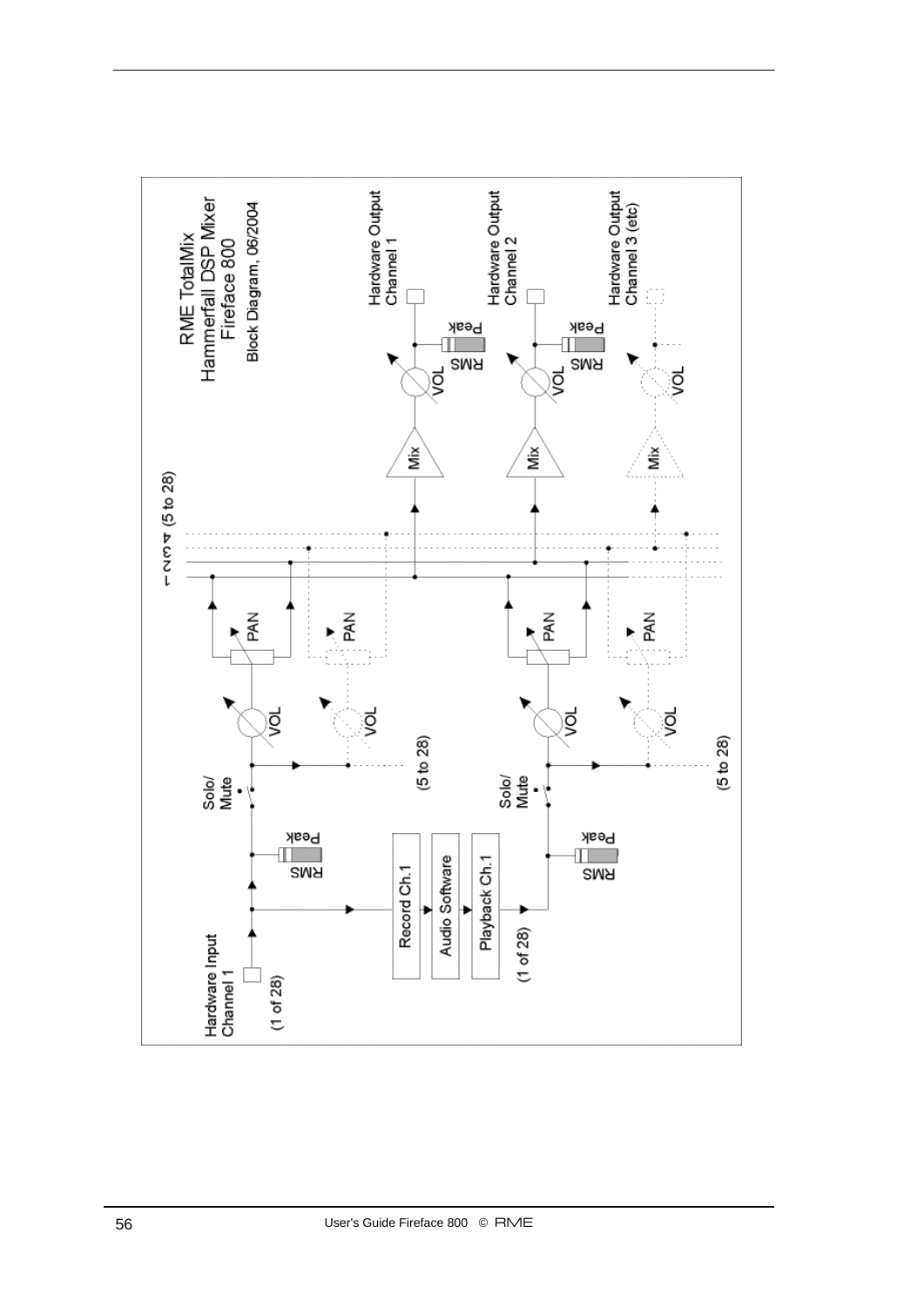RME TotalMix
Hammerfall DSP Mixer
Fireface 800
Block Diagram, 06/2004

Hardware Input Channel 1 (1 of 28)

Record Ch.1 → Audio Software → Playback Ch.1 (1 of 28)

RMS / Peak

Solo/Mute

VOL

PAN

(5 to 28)

1 2 3 4 (5 to 28)

Mix

Hardware Output Channel 1

Hardware Output Channel 2

Hardware Output Channel 3 (etc)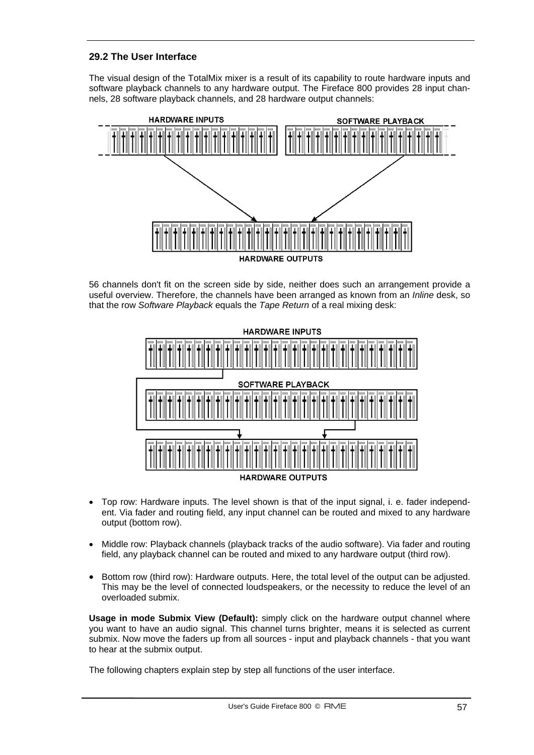### 29.2 The User Interface

The visual design of the TotalMix mixer is a result of its capability to route hardware inputs and software playback channels to any hardware output. The Fireface 800 provides 28 input channels, 28 software playback channels, and 28 hardware output channels:

HARDWARE INPUTS

SOFTWARE PLAYBACK

HARDWARE OUTPUTS

56 channels don't fit on the screen side by side, neither does such an arrangement provide a useful overview. Therefore, the channels have been arranged as known from an *Inline* desk, so that the row *Software Playback* equals the *Tape Return* of a real mixing desk:

HARDWARE INPUTS

SOFTWARE PLAYBACK

HARDWARE OUTPUTS

- Top row: Hardware inputs. The level shown is that of the input signal, i. e. fader independent. Via fader and routing field, any input channel can be routed and mixed to any hardware output (bottom row).

- Middle row: Playback channels (playback tracks of the audio software). Via fader and routing field, any playback channel can be routed and mixed to any hardware output (third row).

- Bottom row (third row): Hardware outputs. Here, the total level of the output can be adjusted. This may be the level of connected loudspeakers, or the necessity to reduce the level of an overloaded submix.

**Usage in mode Submix View (Default):** simply click on the hardware output channel where you want to have an audio signal. This channel turns brighter, means it is selected as current submix. Now move the faders up from all sources - input and playback channels - that you want to hear at the submix output.

The following chapters explain step by step all functions of the user interface.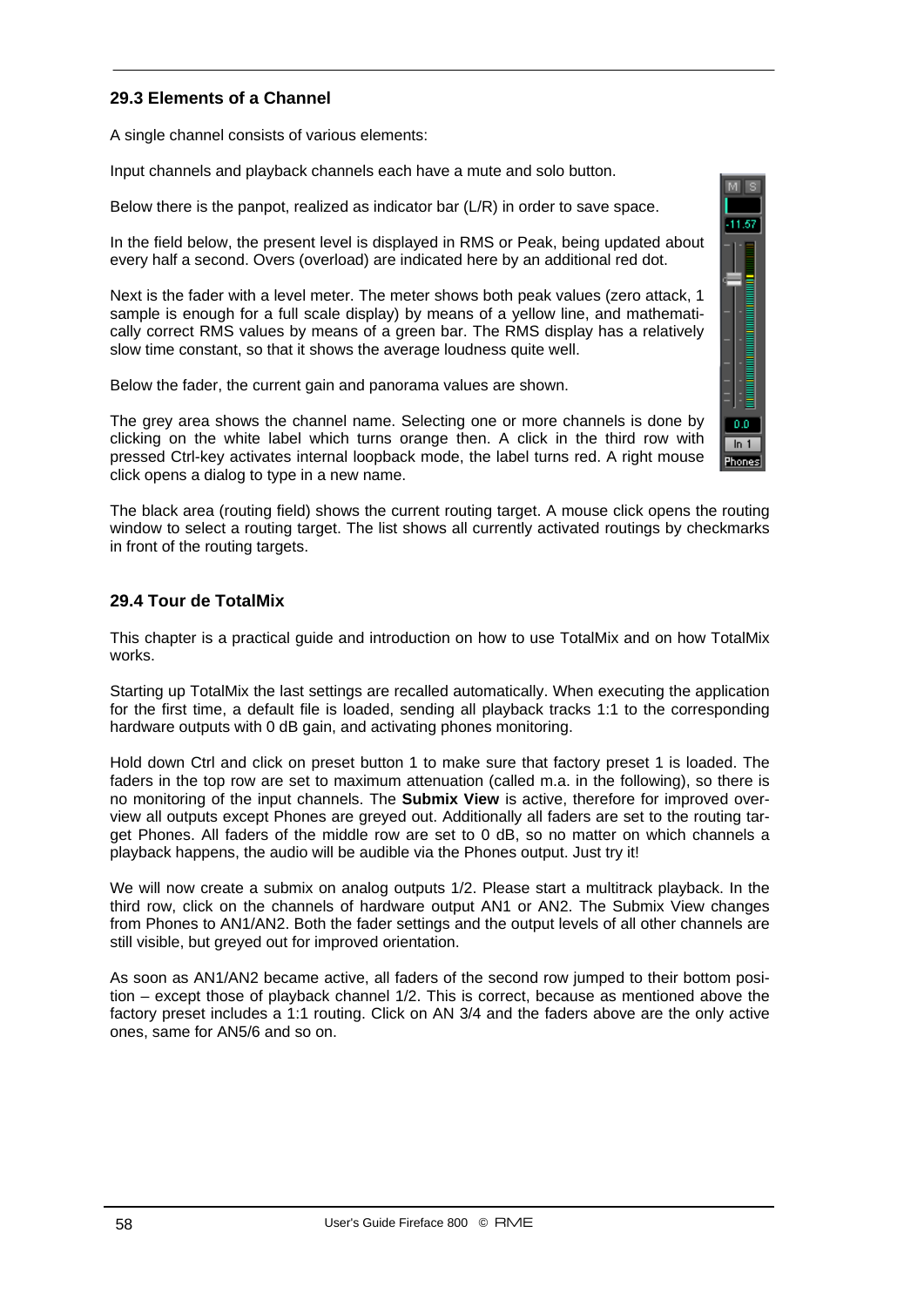## 29.3 Elements of a Channel

A single channel consists of various elements:

Input channels and playback channels each have a mute and solo button.

Below there is the panpot, realized as indicator bar (L/R) in order to save space.

In the field below, the present level is displayed in RMS or Peak, being updated about every half a second. Overs (overload) are indicated here by an additional red dot.

Next is the fader with a level meter. The meter shows both peak values (zero attack, 1 sample is enough for a full scale display) by means of a yellow line, and mathematically correct RMS values by means of a green bar. The RMS display has a relatively slow time constant, so that it shows the average loudness quite well.

Below the fader, the current gain and panorama values are shown.

The grey area shows the channel name. Selecting one or more channels is done by clicking on the white label which turns orange then. A click in the third row with pressed Ctrl-key activates internal loopback mode, the label turns red. A right mouse click opens a dialog to type in a new name.

The black area (routing field) shows the current routing target. A mouse click opens the routing window to select a routing target. The list shows all currently activated routings by checkmarks in front of the routing targets.

## 29.4 Tour de TotalMix

This chapter is a practical guide and introduction on how to use TotalMix and on how TotalMix works.

Starting up TotalMix the last settings are recalled automatically. When executing the application for the first time, a default file is loaded, sending all playback tracks 1:1 to the corresponding hardware outputs with 0 dB gain, and activating phones monitoring.

Hold down Ctrl and click on preset button 1 to make sure that factory preset 1 is loaded. The faders in the top row are set to maximum attenuation (called m.a. in the following), so there is no monitoring of the input channels. The **Submix View** is active, therefore for improved overview all outputs except Phones are greyed out. Additionally all faders are set to the routing target Phones. All faders of the middle row are set to 0 dB, so no matter on which channels a playback happens, the audio will be audible via the Phones output. Just try it!

We will now create a submix on analog outputs 1/2. Please start a multitrack playback. In the third row, click on the channels of hardware output AN1 or AN2. The Submix View changes from Phones to AN1/AN2. Both the fader settings and the output levels of all other channels are still visible, but greyed out for improved orientation.

As soon as AN1/AN2 became active, all faders of the second row jumped to their bottom position – except those of playback channel 1/2. This is correct, because as mentioned above the factory preset includes a 1:1 routing. Click on AN 3/4 and the faders above are the only active ones, same for AN5/6 and so on.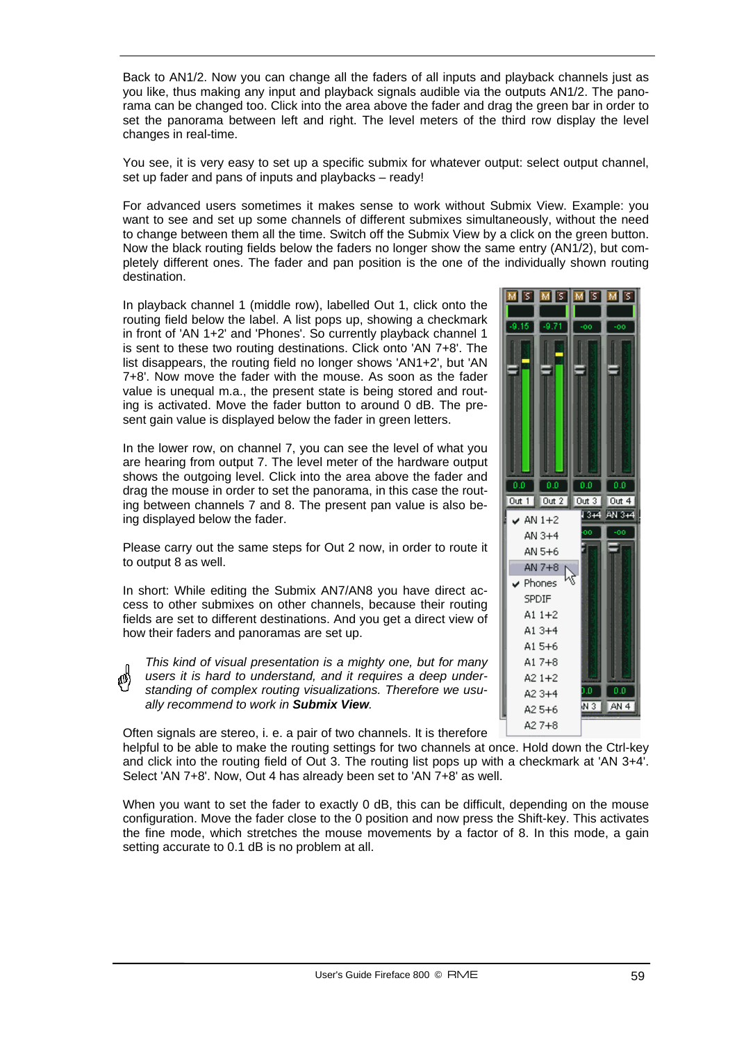Back to AN1/2. Now you can change all the faders of all inputs and playback channels just as you like, thus making any input and playback signals audible via the outputs AN1/2. The panorama can be changed too. Click into the area above the fader and drag the green bar in order to set the panorama between left and right. The level meters of the third row display the level changes in real-time.

You see, it is very easy to set up a specific submix for whatever output: select output channel, set up fader and pans of inputs and playbacks – ready!

For advanced users sometimes it makes sense to work without Submix View. Example: you want to see and set up some channels of different submixes simultaneously, without the need to change between them all the time. Switch off the Submix View by a click on the green button. Now the black routing fields below the faders no longer show the same entry (AN1/2), but completely different ones. The fader and pan position is the one of the individually shown routing destination.

In playback channel 1 (middle row), labelled Out 1, click onto the routing field below the label. A list pops up, showing a checkmark in front of 'AN 1+2' and 'Phones'. So currently playback channel 1 is sent to these two routing destinations. Click onto 'AN 7+8'. The list disappears, the routing field no longer shows 'AN1+2', but 'AN 7+8'. Now move the fader with the mouse. As soon as the fader value is unequal m.a., the present state is being stored and routing is activated. Move the fader button to around 0 dB. The present gain value is displayed below the fader in green letters.

In the lower row, on channel 7, you can see the level of what you are hearing from output 7. The level meter of the hardware output shows the outgoing level. Click into the area above the fader and drag the mouse in order to set the panorama, in this case the routing between channels 7 and 8. The present pan value is also being displayed below the fader.

Please carry out the same steps for Out 2 now, in order to route it to output 8 as well.

In short: While editing the Submix AN7/AN8 you have direct access to other submixes on other channels, because their routing fields are set to different destinations. And you get a direct view of how their faders and panoramas are set up.

*This kind of visual presentation is a mighty one, but for many users it is hard to understand, and it requires a deep understanding of complex routing visualizations. Therefore we usually recommend to work in* ***Submix View****.*

Often signals are stereo, i. e. a pair of two channels. It is therefore helpful to be able to make the routing settings for two channels at once. Hold down the Ctrl-key and click into the routing field of Out 3. The routing list pops up with a checkmark at 'AN 3+4'. Select 'AN 7+8'. Now, Out 4 has already been set to 'AN 7+8' as well.

When you want to set the fader to exactly 0 dB, this can be difficult, depending on the mouse configuration. Move the fader close to the 0 position and now press the Shift-key. This activates the fine mode, which stretches the mouse movements by a factor of 8. In this mode, a gain setting accurate to 0.1 dB is no problem at all.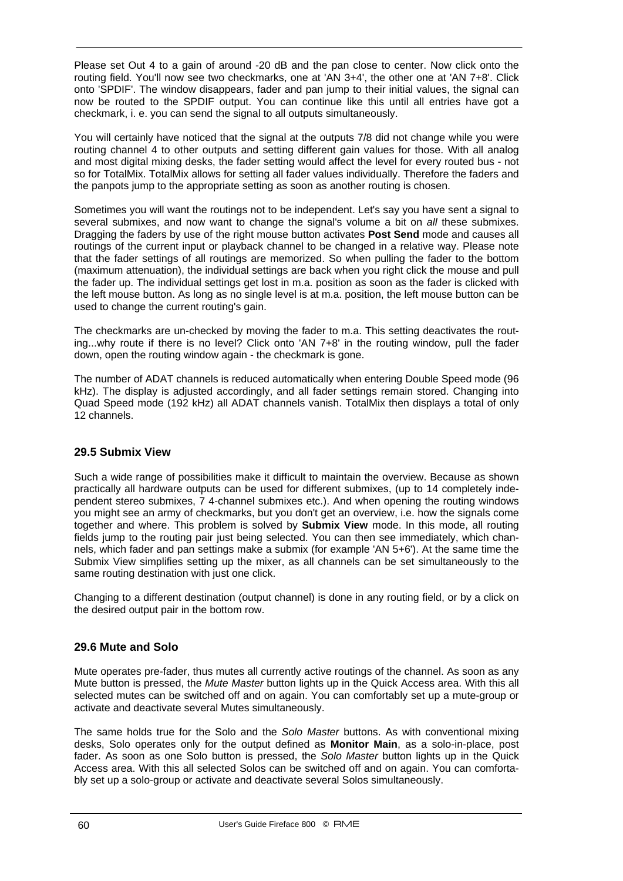Please set Out 4 to a gain of around -20 dB and the pan close to center. Now click onto the routing field. You'll now see two checkmarks, one at 'AN 3+4', the other one at 'AN 7+8'. Click onto 'SPDIF'. The window disappears, fader and pan jump to their initial values, the signal can now be routed to the SPDIF output. You can continue like this until all entries have got a checkmark, i. e. you can send the signal to all outputs simultaneously.

You will certainly have noticed that the signal at the outputs 7/8 did not change while you were routing channel 4 to other outputs and setting different gain values for those. With all analog and most digital mixing desks, the fader setting would affect the level for every routed bus - not so for TotalMix. TotalMix allows for setting all fader values individually. Therefore the faders and the panpots jump to the appropriate setting as soon as another routing is chosen.

Sometimes you will want the routings not to be independent. Let's say you have sent a signal to several submixes, and now want to change the signal's volume a bit on *all* these submixes. Dragging the faders by use of the right mouse button activates **Post Send** mode and causes all routings of the current input or playback channel to be changed in a relative way. Please note that the fader settings of all routings are memorized. So when pulling the fader to the bottom (maximum attenuation), the individual settings are back when you right click the mouse and pull the fader up. The individual settings get lost in m.a. position as soon as the fader is clicked with the left mouse button. As long as no single level is at m.a. position, the left mouse button can be used to change the current routing's gain.

The checkmarks are un-checked by moving the fader to m.a. This setting deactivates the routing...why route if there is no level? Click onto 'AN 7+8' in the routing window, pull the fader down, open the routing window again - the checkmark is gone.

The number of ADAT channels is reduced automatically when entering Double Speed mode (96 kHz). The display is adjusted accordingly, and all fader settings remain stored. Changing into Quad Speed mode (192 kHz) all ADAT channels vanish. TotalMix then displays a total of only 12 channels.

### 29.5 Submix View

Such a wide range of possibilities make it difficult to maintain the overview. Because as shown practically all hardware outputs can be used for different submixes, (up to 14 completely independent stereo submixes, 7 4-channel submixes etc.). And when opening the routing windows you might see an army of checkmarks, but you don't get an overview, i.e. how the signals come together and where. This problem is solved by **Submix View** mode. In this mode, all routing fields jump to the routing pair just being selected. You can then see immediately, which channels, which fader and pan settings make a submix (for example 'AN 5+6'). At the same time the Submix View simplifies setting up the mixer, as all channels can be set simultaneously to the same routing destination with just one click.

Changing to a different destination (output channel) is done in any routing field, or by a click on the desired output pair in the bottom row.

### 29.6 Mute and Solo

Mute operates pre-fader, thus mutes all currently active routings of the channel. As soon as any Mute button is pressed, the *Mute Master* button lights up in the Quick Access area. With this all selected mutes can be switched off and on again. You can comfortably set up a mute-group or activate and deactivate several Mutes simultaneously.

The same holds true for the Solo and the *Solo Master* buttons. As with conventional mixing desks, Solo operates only for the output defined as **Monitor Main**, as a solo-in-place, post fader. As soon as one Solo button is pressed, the *Solo Master* button lights up in the Quick Access area. With this all selected Solos can be switched off and on again. You can comfortably set up a solo-group or activate and deactivate several Solos simultaneously.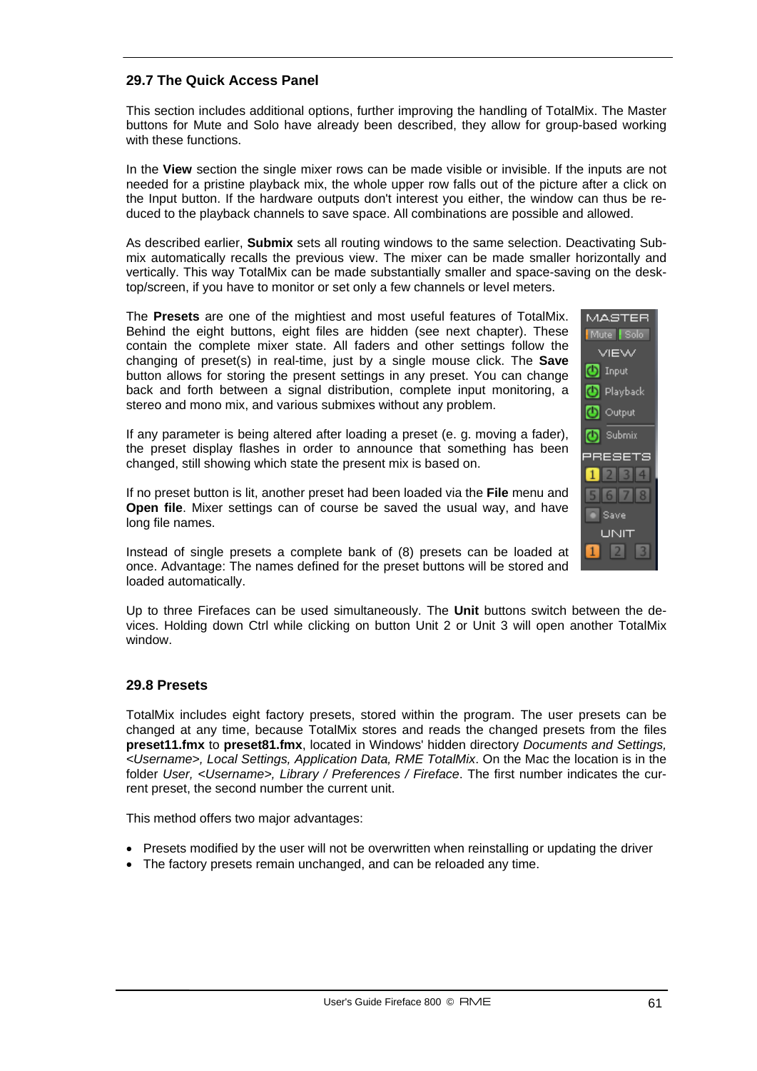## 29.7 The Quick Access Panel

This section includes additional options, further improving the handling of TotalMix. The Master buttons for Mute and Solo have already been described, they allow for group-based working with these functions.

In the **View** section the single mixer rows can be made visible or invisible. If the inputs are not needed for a pristine playback mix, the whole upper row falls out of the picture after a click on the Input button. If the hardware outputs don't interest you either, the window can thus be reduced to the playback channels to save space. All combinations are possible and allowed.

As described earlier, **Submix** sets all routing windows to the same selection. Deactivating Submix automatically recalls the previous view. The mixer can be made smaller horizontally and vertically. This way TotalMix can be made substantially smaller and space-saving on the desktop/screen, if you have to monitor or set only a few channels or level meters.

The **Presets** are one of the mightiest and most useful features of TotalMix. Behind the eight buttons, eight files are hidden (see next chapter). These contain the complete mixer state. All faders and other settings follow the changing of preset(s) in real-time, just by a single mouse click. The **Save** button allows for storing the present settings in any preset. You can change back and forth between a signal distribution, complete input monitoring, a stereo and mono mix, and various submixes without any problem.

If any parameter is being altered after loading a preset (e. g. moving a fader), the preset display flashes in order to announce that something has been changed, still showing which state the present mix is based on.

If no preset button is lit, another preset had been loaded via the **File** menu and **Open file**. Mixer settings can of course be saved the usual way, and have long file names.

Instead of single presets a complete bank of (8) presets can be loaded at once. Advantage: The names defined for the preset buttons will be stored and loaded automatically.

Up to three Firefaces can be used simultaneously. The **Unit** buttons switch between the devices. Holding down Ctrl while clicking on button Unit 2 or Unit 3 will open another TotalMix window.

## 29.8 Presets

TotalMix includes eight factory presets, stored within the program. The user presets can be changed at any time, because TotalMix stores and reads the changed presets from the files **preset11.fmx** to **preset81.fmx**, located in Windows' hidden directory *Documents and Settings, <Username>, Local Settings, Application Data, RME TotalMix*. On the Mac the location is in the folder *User, <Username>, Library / Preferences / Fireface*. The first number indicates the current preset, the second number the current unit.

This method offers two major advantages:

- Presets modified by the user will not be overwritten when reinstalling or updating the driver
- The factory presets remain unchanged, and can be reloaded any time.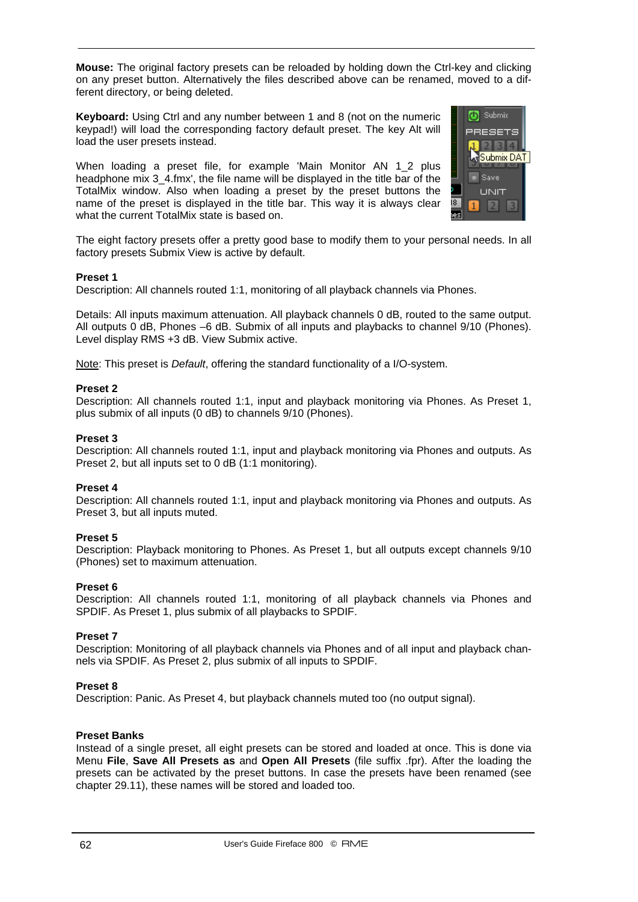**Mouse:** The original factory presets can be reloaded by holding down the Ctrl-key and clicking on any preset button. Alternatively the files described above can be renamed, moved to a different directory, or being deleted.

**Keyboard:** Using Ctrl and any number between 1 and 8 (not on the numeric keypad!) will load the corresponding factory default preset. The key Alt will load the user presets instead.

When loading a preset file, for example 'Main Monitor AN 1_2 plus headphone mix 3_4.fmx', the file name will be displayed in the title bar of the TotalMix window. Also when loading a preset by the preset buttons the name of the preset is displayed in the title bar. This way it is always clear what the current TotalMix state is based on.

The eight factory presets offer a pretty good base to modify them to your personal needs. In all factory presets Submix View is active by default.

**Preset 1**
Description: All channels routed 1:1, monitoring of all playback channels via Phones.

Details: All inputs maximum attenuation. All playback channels 0 dB, routed to the same output. All outputs 0 dB, Phones –6 dB. Submix of all inputs and playbacks to channel 9/10 (Phones). Level display RMS +3 dB. View Submix active.

Note: This preset is *Default*, offering the standard functionality of a I/O-system.

**Preset 2**
Description: All channels routed 1:1, input and playback monitoring via Phones. As Preset 1, plus submix of all inputs (0 dB) to channels 9/10 (Phones).

**Preset 3**
Description: All channels routed 1:1, input and playback monitoring via Phones and outputs. As Preset 2, but all inputs set to 0 dB (1:1 monitoring).

**Preset 4**
Description: All channels routed 1:1, input and playback monitoring via Phones and outputs. As Preset 3, but all inputs muted.

**Preset 5**
Description: Playback monitoring to Phones. As Preset 1, but all outputs except channels 9/10 (Phones) set to maximum attenuation.

**Preset 6**
Description: All channels routed 1:1, monitoring of all playback channels via Phones and SPDIF. As Preset 1, plus submix of all playbacks to SPDIF.

**Preset 7**
Description: Monitoring of all playback channels via Phones and of all input and playback channels via SPDIF. As Preset 2, plus submix of all inputs to SPDIF.

**Preset 8**
Description: Panic. As Preset 4, but playback channels muted too (no output signal).

**Preset Banks**
Instead of a single preset, all eight presets can be stored and loaded at once. This is done via Menu **File**, **Save All Presets as** and **Open All Presets** (file suffix .fpr). After the loading the presets can be activated by the preset buttons. In case the presets have been renamed (see chapter 29.11), these names will be stored and loaded too.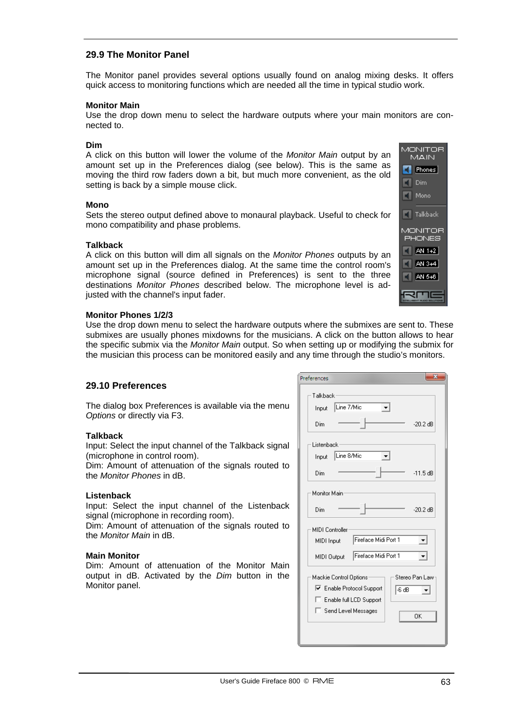## 29.9 The Monitor Panel

The Monitor panel provides several options usually found on analog mixing desks. It offers quick access to monitoring functions which are needed all the time in typical studio work.

**Monitor Main**
Use the drop down menu to select the hardware outputs where your main monitors are connected to.

**Dim**
A click on this button will lower the volume of the *Monitor Main* output by an amount set up in the Preferences dialog (see below). This is the same as moving the third row faders down a bit, but much more convenient, as the old setting is back by a simple mouse click.

**Mono**
Sets the stereo output defined above to monaural playback. Useful to check for mono compatibility and phase problems.

**Talkback**
A click on this button will dim all signals on the *Monitor Phones* outputs by an amount set up in the Preferences dialog. At the same time the control room's microphone signal (source defined in Preferences) is sent to the three destinations *Monitor Phones* described below. The microphone level is adjusted with the channel's input fader.

**Monitor Phones 1/2/3**
Use the drop down menu to select the hardware outputs where the submixes are sent to. These submixes are usually phones mixdowns for the musicians. A click on the button allows to hear the specific submix via the *Monitor Main* output. So when setting up or modifying the submix for the musician this process can be monitored easily and any time through the studio's monitors.

## 29.10 Preferences

The dialog box Preferences is available via the menu *Options* or directly via F3.

**Talkback**
Input: Select the input channel of the Talkback signal (microphone in control room).
Dim: Amount of attenuation of the signals routed to the *Monitor Phones* in dB.

**Listenback**
Input: Select the input channel of the Listenback signal (microphone in recording room).
Dim: Amount of attenuation of the signals routed to the *Monitor Main* in dB.

**Main Monitor**
Dim: Amount of attenuation of the Monitor Main output in dB. Activated by the *Dim* button in the Monitor panel.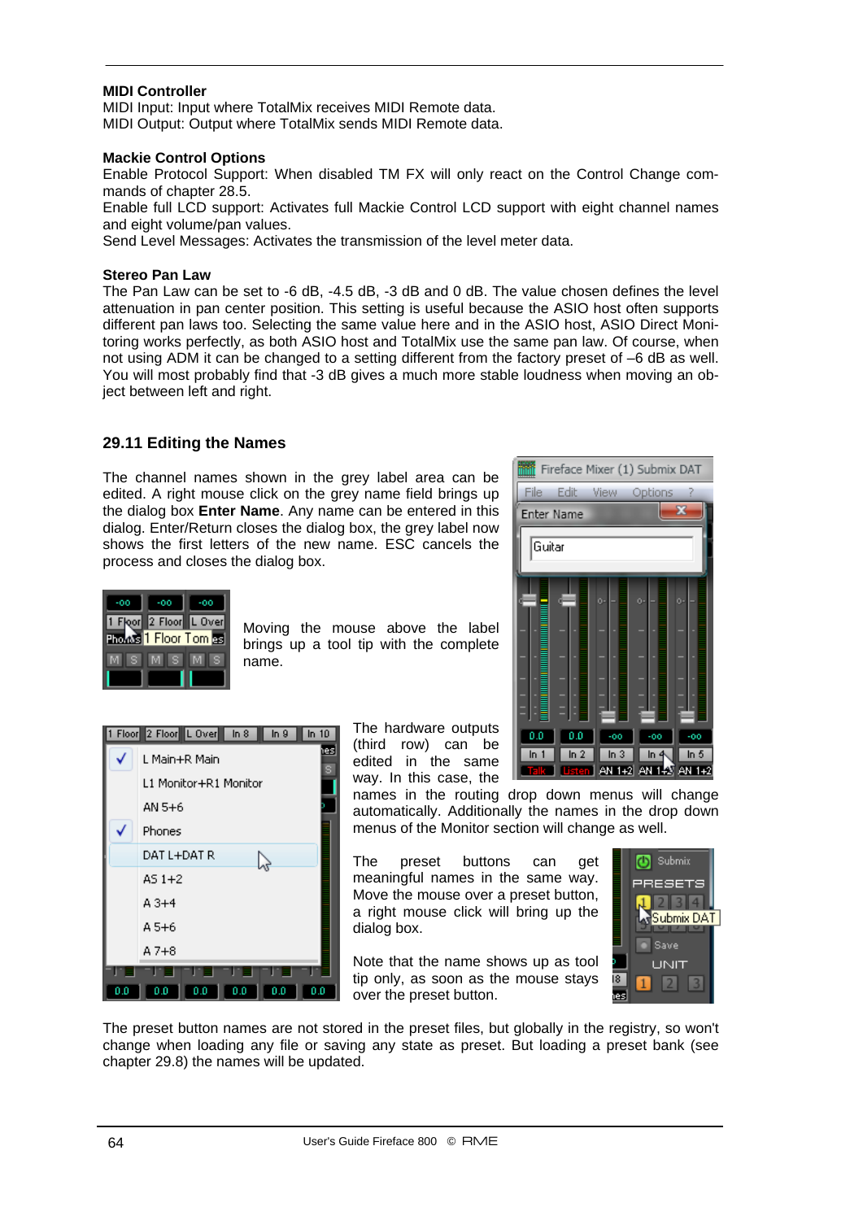**MIDI Controller**
MIDI Input: Input where TotalMix receives MIDI Remote data.
MIDI Output: Output where TotalMix sends MIDI Remote data.

**Mackie Control Options**
Enable Protocol Support: When disabled TM FX will only react on the Control Change commands of chapter 28.5.
Enable full LCD support: Activates full Mackie Control LCD support with eight channel names and eight volume/pan values.
Send Level Messages: Activates the transmission of the level meter data.

**Stereo Pan Law**
The Pan Law can be set to -6 dB, -4.5 dB, -3 dB and 0 dB. The value chosen defines the level attenuation in pan center position. This setting is useful because the ASIO host often supports different pan laws too. Selecting the same value here and in the ASIO host, ASIO Direct Monitoring works perfectly, as both ASIO host and TotalMix use the same pan law. Of course, when not using ADM it can be changed to a setting different from the factory preset of –6 dB as well. You will most probably find that -3 dB gives a much more stable loudness when moving an object between left and right.

## 29.11 Editing the Names

The channel names shown in the grey label area can be edited. A right mouse click on the grey name field brings up the dialog box **Enter Name**. Any name can be entered in this dialog. Enter/Return closes the dialog box, the grey label now shows the first letters of the new name. ESC cancels the process and closes the dialog box.

Moving the mouse above the label brings up a tool tip with the complete name.

The hardware outputs (third row) can be edited in the same way. In this case, the names in the routing drop down menus will change automatically. Additionally the names in the drop down menus of the Monitor section will change as well.

The preset buttons can get meaningful names in the same way. Move the mouse over a preset button, a right mouse click will bring up the dialog box.

Note that the name shows up as tool tip only, as soon as the mouse stays over the preset button.

The preset button names are not stored in the preset files, but globally in the registry, so won't change when loading any file or saving any state as preset. But loading a preset bank (see chapter 29.8) the names will be updated.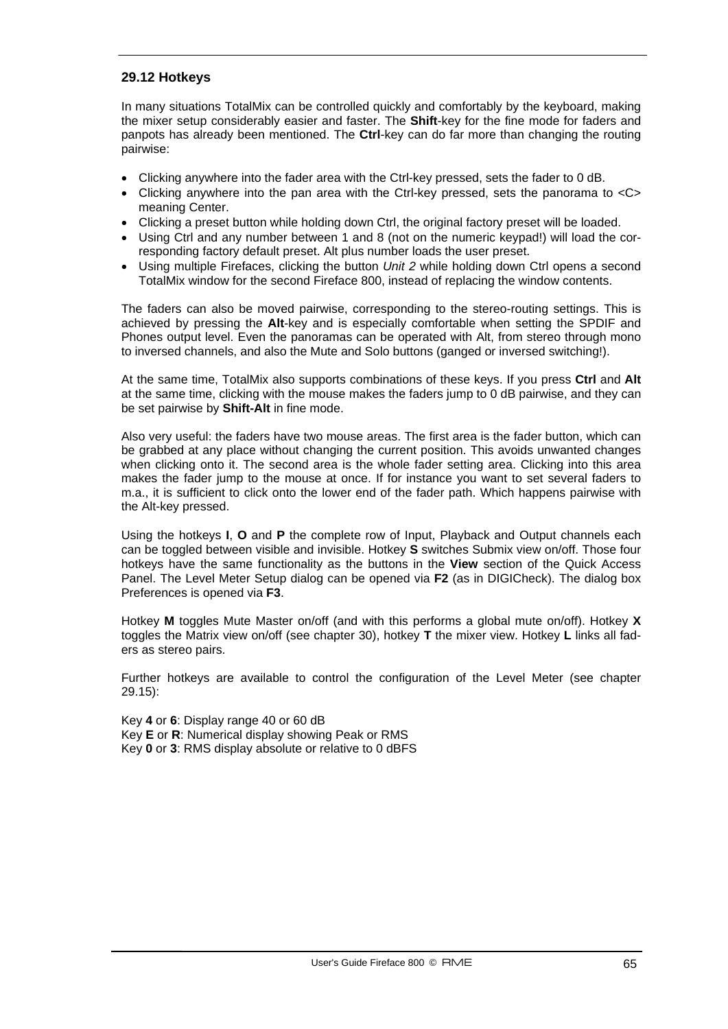### 29.12 Hotkeys

In many situations TotalMix can be controlled quickly and comfortably by the keyboard, making the mixer setup considerably easier and faster. The **Shift**-key for the fine mode for faders and panpots has already been mentioned. The **Ctrl**-key can do far more than changing the routing pairwise:

- Clicking anywhere into the fader area with the Ctrl-key pressed, sets the fader to 0 dB.
- Clicking anywhere into the pan area with the Ctrl-key pressed, sets the panorama to <C> meaning Center.
- Clicking a preset button while holding down Ctrl, the original factory preset will be loaded.
- Using Ctrl and any number between 1 and 8 (not on the numeric keypad!) will load the corresponding factory default preset. Alt plus number loads the user preset.
- Using multiple Firefaces, clicking the button *Unit 2* while holding down Ctrl opens a second TotalMix window for the second Fireface 800, instead of replacing the window contents.

The faders can also be moved pairwise, corresponding to the stereo-routing settings. This is achieved by pressing the **Alt**-key and is especially comfortable when setting the SPDIF and Phones output level. Even the panoramas can be operated with Alt, from stereo through mono to inversed channels, and also the Mute and Solo buttons (ganged or inversed switching!).

At the same time, TotalMix also supports combinations of these keys. If you press **Ctrl** and **Alt** at the same time, clicking with the mouse makes the faders jump to 0 dB pairwise, and they can be set pairwise by **Shift-Alt** in fine mode.

Also very useful: the faders have two mouse areas. The first area is the fader button, which can be grabbed at any place without changing the current position. This avoids unwanted changes when clicking onto it. The second area is the whole fader setting area. Clicking into this area makes the fader jump to the mouse at once. If for instance you want to set several faders to m.a., it is sufficient to click onto the lower end of the fader path. Which happens pairwise with the Alt-key pressed.

Using the hotkeys **I**, **O** and **P** the complete row of Input, Playback and Output channels each can be toggled between visible and invisible. Hotkey **S** switches Submix view on/off. Those four hotkeys have the same functionality as the buttons in the **View** section of the Quick Access Panel. The Level Meter Setup dialog can be opened via **F2** (as in DIGICheck). The dialog box Preferences is opened via **F3**.

Hotkey **M** toggles Mute Master on/off (and with this performs a global mute on/off). Hotkey **X** toggles the Matrix view on/off (see chapter 30), hotkey **T** the mixer view. Hotkey **L** links all faders as stereo pairs.

Further hotkeys are available to control the configuration of the Level Meter (see chapter 29.15):

Key **4** or **6**: Display range 40 or 60 dB
Key **E** or **R**: Numerical display showing Peak or RMS
Key **0** or **3**: RMS display absolute or relative to 0 dBFS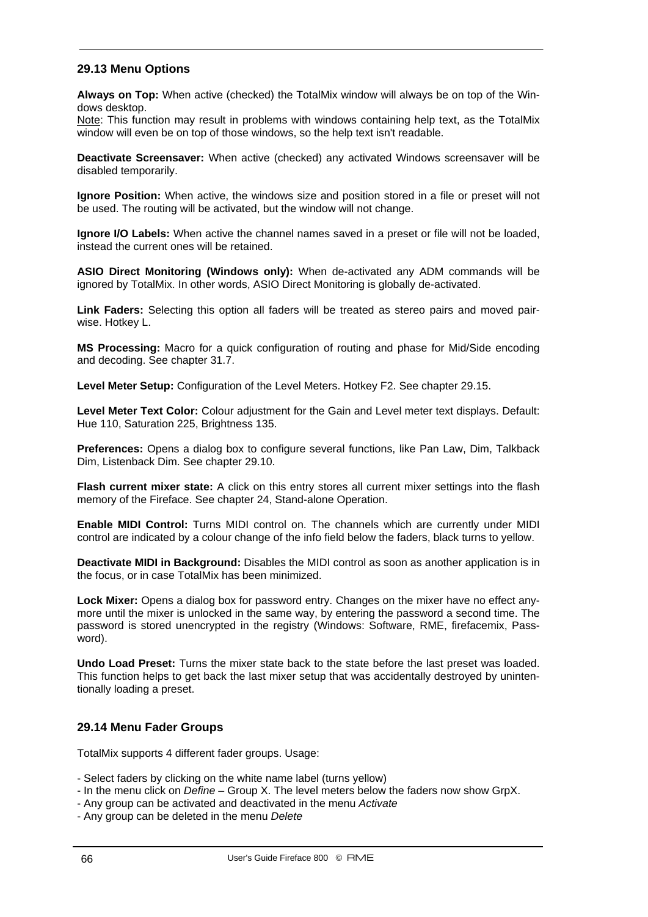## 29.13 Menu Options

**Always on Top:** When active (checked) the TotalMix window will always be on top of the Windows desktop.
Note: This function may result in problems with windows containing help text, as the TotalMix window will even be on top of those windows, so the help text isn't readable.

**Deactivate Screensaver:** When active (checked) any activated Windows screensaver will be disabled temporarily.

**Ignore Position:** When active, the windows size and position stored in a file or preset will not be used. The routing will be activated, but the window will not change.

**Ignore I/O Labels:** When active the channel names saved in a preset or file will not be loaded, instead the current ones will be retained.

**ASIO Direct Monitoring (Windows only):** When de-activated any ADM commands will be ignored by TotalMix. In other words, ASIO Direct Monitoring is globally de-activated.

**Link Faders:** Selecting this option all faders will be treated as stereo pairs and moved pairwise. Hotkey L.

**MS Processing:** Macro for a quick configuration of routing and phase for Mid/Side encoding and decoding. See chapter 31.7.

**Level Meter Setup:** Configuration of the Level Meters. Hotkey F2. See chapter 29.15.

**Level Meter Text Color:** Colour adjustment for the Gain and Level meter text displays. Default: Hue 110, Saturation 225, Brightness 135.

**Preferences:** Opens a dialog box to configure several functions, like Pan Law, Dim, Talkback Dim, Listenback Dim. See chapter 29.10.

**Flash current mixer state:** A click on this entry stores all current mixer settings into the flash memory of the Fireface. See chapter 24, Stand-alone Operation.

**Enable MIDI Control:** Turns MIDI control on. The channels which are currently under MIDI control are indicated by a colour change of the info field below the faders, black turns to yellow.

**Deactivate MIDI in Background:** Disables the MIDI control as soon as another application is in the focus, or in case TotalMix has been minimized.

**Lock Mixer:** Opens a dialog box for password entry. Changes on the mixer have no effect anymore until the mixer is unlocked in the same way, by entering the password a second time. The password is stored unencrypted in the registry (Windows: Software, RME, firefacemix, Password).

**Undo Load Preset:** Turns the mixer state back to the state before the last preset was loaded. This function helps to get back the last mixer setup that was accidentally destroyed by unintentionally loading a preset.

## 29.14 Menu Fader Groups

TotalMix supports 4 different fader groups. Usage:

- Select faders by clicking on the white name label (turns yellow)
- In the menu click on *Define* – Group X. The level meters below the faders now show GrpX.
- Any group can be activated and deactivated in the menu *Activate*
- Any group can be deleted in the menu *Delete*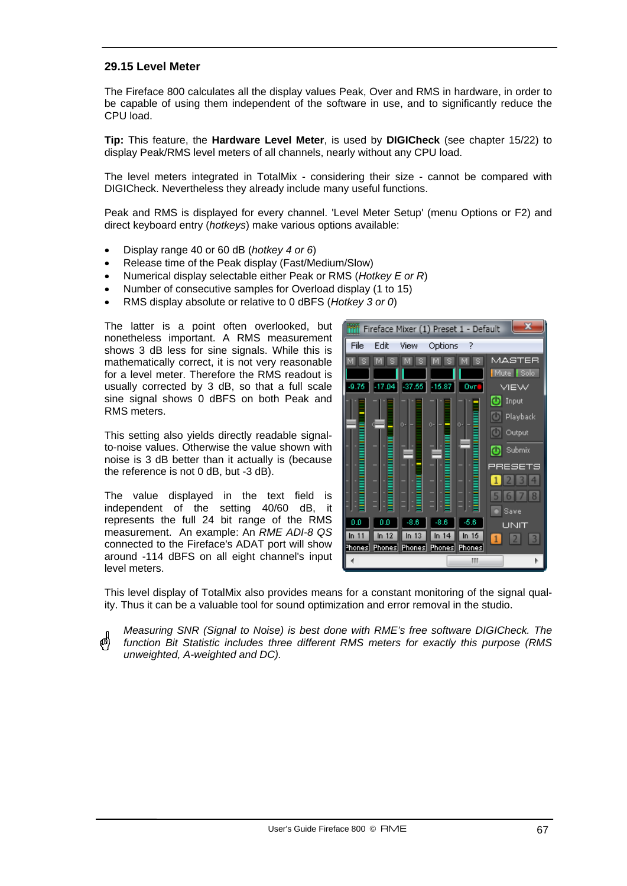### 29.15 Level Meter

The Fireface 800 calculates all the display values Peak, Over and RMS in hardware, in order to be capable of using them independent of the software in use, and to significantly reduce the CPU load.

**Tip:** This feature, the **Hardware Level Meter**, is used by **DIGICheck** (see chapter 15/22) to display Peak/RMS level meters of all channels, nearly without any CPU load.

The level meters integrated in TotalMix - considering their size - cannot be compared with DIGICheck. Nevertheless they already include many useful functions.

Peak and RMS is displayed for every channel. 'Level Meter Setup' (menu Options or F2) and direct keyboard entry (*hotkeys*) make various options available:

- Display range 40 or 60 dB (*hotkey 4 or 6*)
- Release time of the Peak display (Fast/Medium/Slow)
- Numerical display selectable either Peak or RMS (*Hotkey E or R*)
- Number of consecutive samples for Overload display (1 to 15)
- RMS display absolute or relative to 0 dBFS (*Hotkey 3 or 0*)

The latter is a point often overlooked, but nonetheless important. A RMS measurement shows 3 dB less for sine signals. While this is mathematically correct, it is not very reasonable for a level meter. Therefore the RMS readout is usually corrected by 3 dB, so that a full scale sine signal shows 0 dBFS on both Peak and RMS meters.

This setting also yields directly readable signal-to-noise values. Otherwise the value shown with noise is 3 dB better than it actually is (because the reference is not 0 dB, but -3 dB).

The value displayed in the text field is independent of the setting 40/60 dB, it represents the full 24 bit range of the RMS measurement. An example: An *RME ADI-8 QS* connected to the Fireface's ADAT port will show around -114 dBFS on all eight channel's input level meters.

This level display of TotalMix also provides means for a constant monitoring of the signal quality. Thus it can be a valuable tool for sound optimization and error removal in the studio.

*Measuring SNR (Signal to Noise) is best done with RME's free software DIGICheck. The function Bit Statistic includes three different RMS meters for exactly this purpose (RMS unweighted, A-weighted and DC).*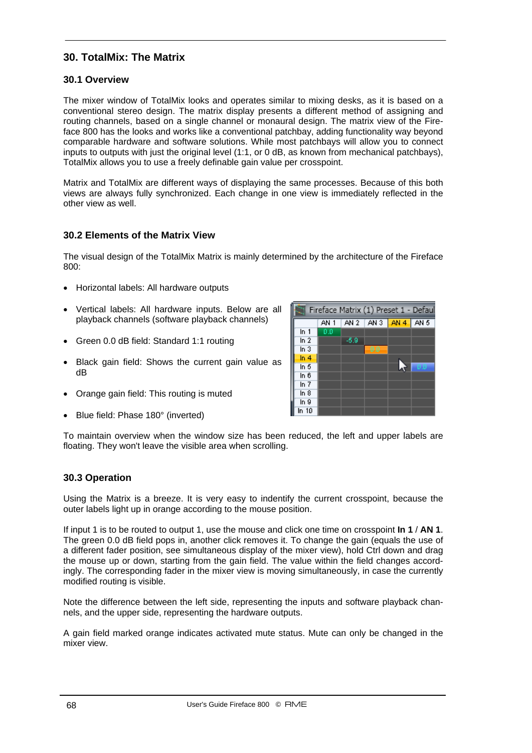## 30. TotalMix: The Matrix

### 30.1 Overview

The mixer window of TotalMix looks and operates similar to mixing desks, as it is based on a conventional stereo design. The matrix display presents a different method of assigning and routing channels, based on a single channel or monaural design. The matrix view of the Fireface 800 has the looks and works like a conventional patchbay, adding functionality way beyond comparable hardware and software solutions. While most patchbays will allow you to connect inputs to outputs with just the original level (1:1, or 0 dB, as known from mechanical patchbays), TotalMix allows you to use a freely definable gain value per crosspoint.

Matrix and TotalMix are different ways of displaying the same processes. Because of this both views are always fully synchronized. Each change in one view is immediately reflected in the other view as well.

### 30.2 Elements of the Matrix View

The visual design of the TotalMix Matrix is mainly determined by the architecture of the Fireface 800:

- Horizontal labels: All hardware outputs
- Vertical labels: All hardware inputs. Below are all playback channels (software playback channels)
- Green 0.0 dB field: Standard 1:1 routing
- Black gain field: Shows the current gain value as dB
- Orange gain field: This routing is muted
- Blue field: Phase 180° (inverted)

To maintain overview when the window size has been reduced, the left and upper labels are floating. They won't leave the visible area when scrolling.

### 30.3 Operation

Using the Matrix is a breeze. It is very easy to indentify the current crosspoint, because the outer labels light up in orange according to the mouse position.

If input 1 is to be routed to output 1, use the mouse and click one time on crosspoint **In 1** / **AN 1**. The green 0.0 dB field pops in, another click removes it. To change the gain (equals the use of a different fader position, see simultaneous display of the mixer view), hold Ctrl down and drag the mouse up or down, starting from the gain field. The value within the field changes accordingly. The corresponding fader in the mixer view is moving simultaneously, in case the currently modified routing is visible.

Note the difference between the left side, representing the inputs and software playback channels, and the upper side, representing the hardware outputs.

A gain field marked orange indicates activated mute status. Mute can only be changed in the mixer view.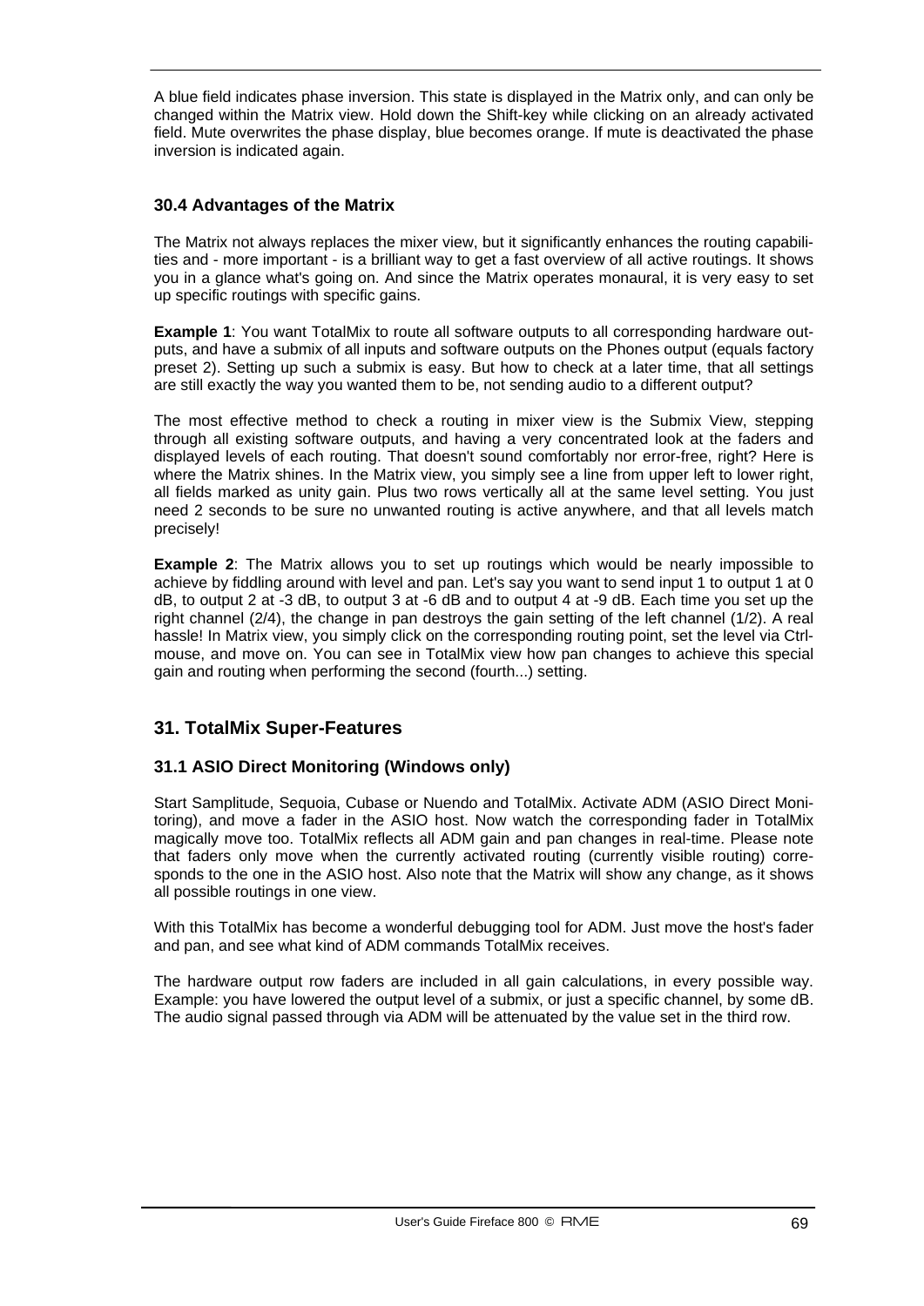A blue field indicates phase inversion. This state is displayed in the Matrix only, and can only be changed within the Matrix view. Hold down the Shift-key while clicking on an already activated field. Mute overwrites the phase display, blue becomes orange. If mute is deactivated the phase inversion is indicated again.

### 30.4 Advantages of the Matrix

The Matrix not always replaces the mixer view, but it significantly enhances the routing capabilities and - more important - is a brilliant way to get a fast overview of all active routings. It shows you in a glance what's going on. And since the Matrix operates monaural, it is very easy to set up specific routings with specific gains.

**Example 1**: You want TotalMix to route all software outputs to all corresponding hardware outputs, and have a submix of all inputs and software outputs on the Phones output (equals factory preset 2). Setting up such a submix is easy. But how to check at a later time, that all settings are still exactly the way you wanted them to be, not sending audio to a different output?

The most effective method to check a routing in mixer view is the Submix View, stepping through all existing software outputs, and having a very concentrated look at the faders and displayed levels of each routing. That doesn't sound comfortably nor error-free, right? Here is where the Matrix shines. In the Matrix view, you simply see a line from upper left to lower right, all fields marked as unity gain. Plus two rows vertically all at the same level setting. You just need 2 seconds to be sure no unwanted routing is active anywhere, and that all levels match precisely!

**Example 2**: The Matrix allows you to set up routings which would be nearly impossible to achieve by fiddling around with level and pan. Let's say you want to send input 1 to output 1 at 0 dB, to output 2 at -3 dB, to output 3 at -6 dB and to output 4 at -9 dB. Each time you set up the right channel (2/4), the change in pan destroys the gain setting of the left channel (1/2). A real hassle! In Matrix view, you simply click on the corresponding routing point, set the level via Ctrl-mouse, and move on. You can see in TotalMix view how pan changes to achieve this special gain and routing when performing the second (fourth...) setting.

## 31. TotalMix Super-Features

### 31.1 ASIO Direct Monitoring (Windows only)

Start Samplitude, Sequoia, Cubase or Nuendo and TotalMix. Activate ADM (ASIO Direct Monitoring), and move a fader in the ASIO host. Now watch the corresponding fader in TotalMix magically move too. TotalMix reflects all ADM gain and pan changes in real-time. Please note that faders only move when the currently activated routing (currently visible routing) corresponds to the one in the ASIO host. Also note that the Matrix will show any change, as it shows all possible routings in one view.

With this TotalMix has become a wonderful debugging tool for ADM. Just move the host's fader and pan, and see what kind of ADM commands TotalMix receives.

The hardware output row faders are included in all gain calculations, in every possible way. Example: you have lowered the output level of a submix, or just a specific channel, by some dB. The audio signal passed through via ADM will be attenuated by the value set in the third row.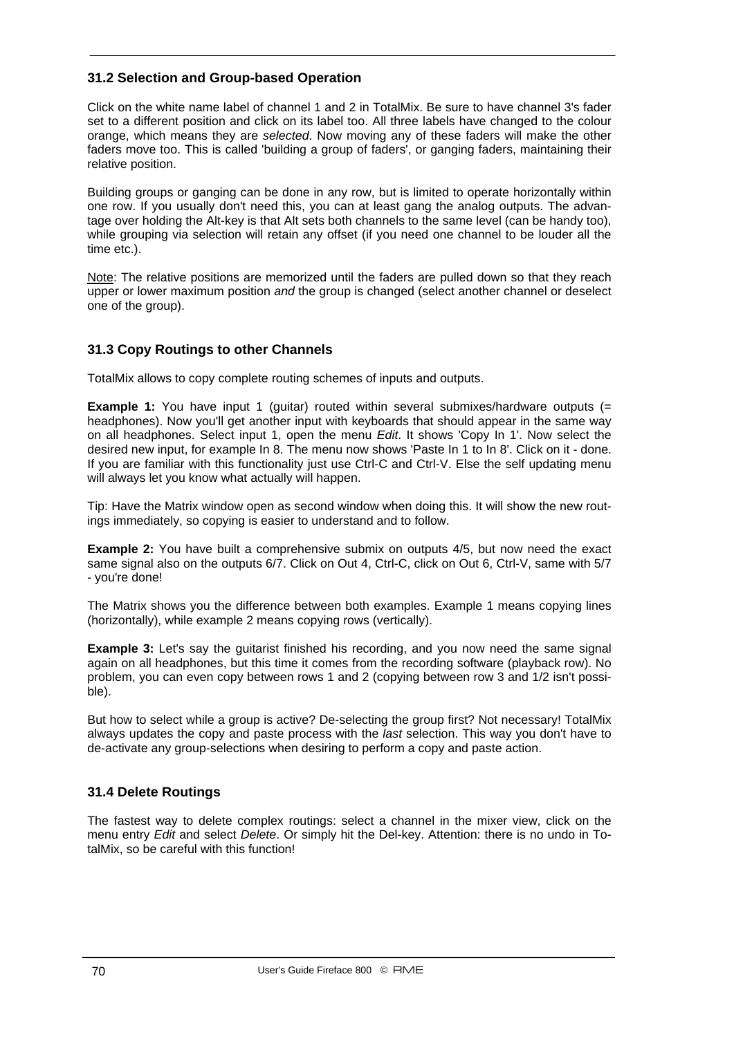## 31.2 Selection and Group-based Operation

Click on the white name label of channel 1 and 2 in TotalMix. Be sure to have channel 3's fader set to a different position and click on its label too. All three labels have changed to the colour orange, which means they are *selected*. Now moving any of these faders will make the other faders move too. This is called 'building a group of faders', or ganging faders, maintaining their relative position.

Building groups or ganging can be done in any row, but is limited to operate horizontally within one row. If you usually don't need this, you can at least gang the analog outputs. The advantage over holding the Alt-key is that Alt sets both channels to the same level (can be handy too), while grouping via selection will retain any offset (if you need one channel to be louder all the time etc.).

Note: The relative positions are memorized until the faders are pulled down so that they reach upper or lower maximum position *and* the group is changed (select another channel or deselect one of the group).

## 31.3 Copy Routings to other Channels

TotalMix allows to copy complete routing schemes of inputs and outputs.

**Example 1:** You have input 1 (guitar) routed within several submixes/hardware outputs (= headphones). Now you'll get another input with keyboards that should appear in the same way on all headphones. Select input 1, open the menu *Edit*. It shows 'Copy In 1'. Now select the desired new input, for example In 8. The menu now shows 'Paste In 1 to In 8'. Click on it - done. If you are familiar with this functionality just use Ctrl-C and Ctrl-V. Else the self updating menu will always let you know what actually will happen.

Tip: Have the Matrix window open as second window when doing this. It will show the new routings immediately, so copying is easier to understand and to follow.

**Example 2:** You have built a comprehensive submix on outputs 4/5, but now need the exact same signal also on the outputs 6/7. Click on Out 4, Ctrl-C, click on Out 6, Ctrl-V, same with 5/7 - you're done!

The Matrix shows you the difference between both examples. Example 1 means copying lines (horizontally), while example 2 means copying rows (vertically).

**Example 3:** Let's say the guitarist finished his recording, and you now need the same signal again on all headphones, but this time it comes from the recording software (playback row). No problem, you can even copy between rows 1 and 2 (copying between row 3 and 1/2 isn't possible).

But how to select while a group is active? De-selecting the group first? Not necessary! TotalMix always updates the copy and paste process with the *last* selection. This way you don't have to de-activate any group-selections when desiring to perform a copy and paste action.

## 31.4 Delete Routings

The fastest way to delete complex routings: select a channel in the mixer view, click on the menu entry *Edit* and select *Delete*. Or simply hit the Del-key. Attention: there is no undo in TotalMix, so be careful with this function!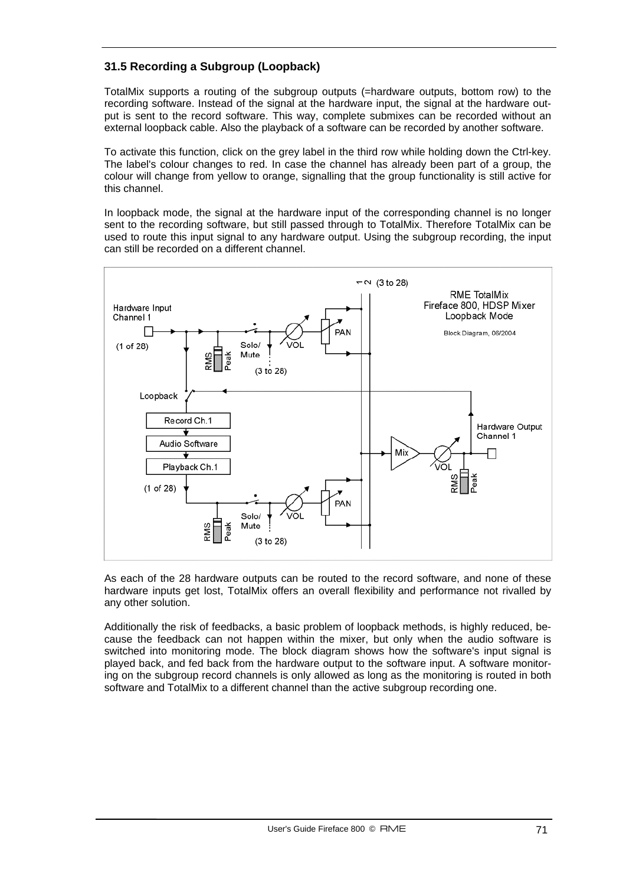### 31.5 Recording a Subgroup (Loopback)

TotalMix supports a routing of the subgroup outputs (=hardware outputs, bottom row) to the recording software. Instead of the signal at the hardware input, the signal at the hardware output is sent to the record software. This way, complete submixes can be recorded without an external loopback cable. Also the playback of a software can be recorded by another software.

To activate this function, click on the grey label in the third row while holding down the Ctrl-key. The label's colour changes to red. In case the channel has already been part of a group, the colour will change from yellow to orange, signalling that the group functionality is still active for this channel.

In loopback mode, the signal at the hardware input of the corresponding channel is no longer sent to the recording software, but still passed through to TotalMix. Therefore TotalMix can be used to route this input signal to any hardware output. Using the subgroup recording, the input can still be recorded on a different channel.

As each of the 28 hardware outputs can be routed to the record software, and none of these hardware inputs get lost, TotalMix offers an overall flexibility and performance not rivalled by any other solution.

Additionally the risk of feedbacks, a basic problem of loopback methods, is highly reduced, because the feedback can not happen within the mixer, but only when the audio software is switched into monitoring mode. The block diagram shows how the software's input signal is played back, and fed back from the hardware output to the software input. A software monitoring on the subgroup record channels is only allowed as long as the monitoring is routed in both software and TotalMix to a different channel than the active subgroup recording one.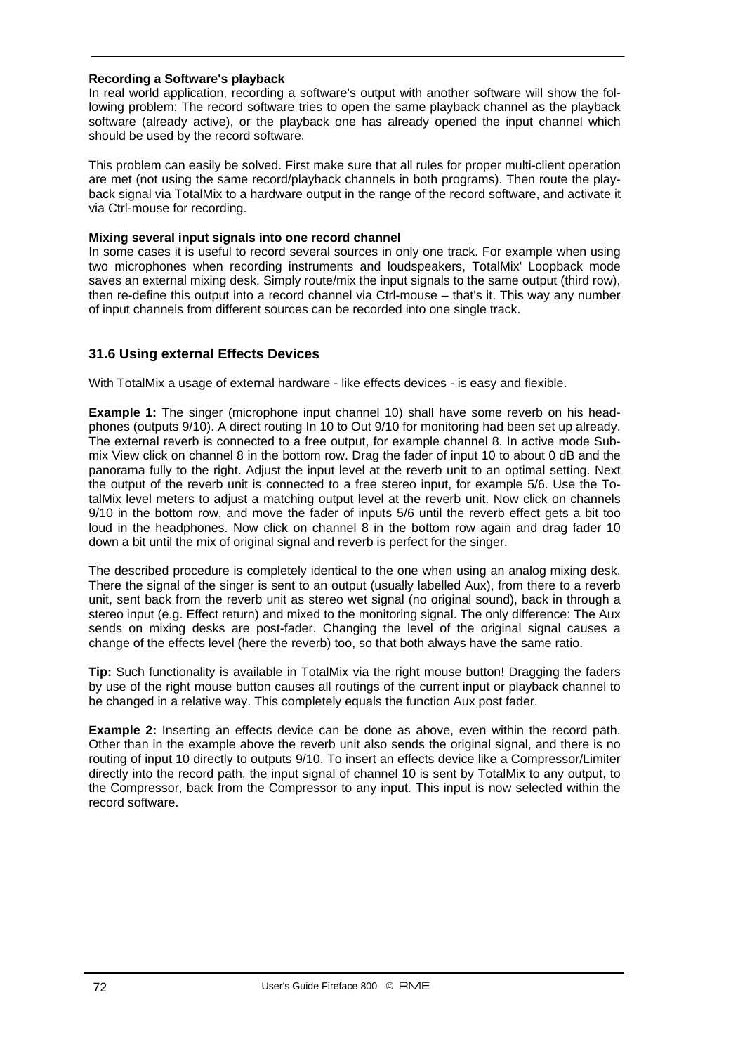**Recording a Software's playback**

In real world application, recording a software's output with another software will show the following problem: The record software tries to open the same playback channel as the playback software (already active), or the playback one has already opened the input channel which should be used by the record software.

This problem can easily be solved. First make sure that all rules for proper multi-client operation are met (not using the same record/playback channels in both programs). Then route the playback signal via TotalMix to a hardware output in the range of the record software, and activate it via Ctrl-mouse for recording.

**Mixing several input signals into one record channel**

In some cases it is useful to record several sources in only one track. For example when using two microphones when recording instruments and loudspeakers, TotalMix' Loopback mode saves an external mixing desk. Simply route/mix the input signals to the same output (third row), then re-define this output into a record channel via Ctrl-mouse – that's it. This way any number of input channels from different sources can be recorded into one single track.

## 31.6 Using external Effects Devices

With TotalMix a usage of external hardware - like effects devices - is easy and flexible.

**Example 1:** The singer (microphone input channel 10) shall have some reverb on his headphones (outputs 9/10). A direct routing In 10 to Out 9/10 for monitoring had been set up already. The external reverb is connected to a free output, for example channel 8. In active mode Submix View click on channel 8 in the bottom row. Drag the fader of input 10 to about 0 dB and the panorama fully to the right. Adjust the input level at the reverb unit to an optimal setting. Next the output of the reverb unit is connected to a free stereo input, for example 5/6. Use the TotalMix level meters to adjust a matching output level at the reverb unit. Now click on channels 9/10 in the bottom row, and move the fader of inputs 5/6 until the reverb effect gets a bit too loud in the headphones. Now click on channel 8 in the bottom row again and drag fader 10 down a bit until the mix of original signal and reverb is perfect for the singer.

The described procedure is completely identical to the one when using an analog mixing desk. There the signal of the singer is sent to an output (usually labelled Aux), from there to a reverb unit, sent back from the reverb unit as stereo wet signal (no original sound), back in through a stereo input (e.g. Effect return) and mixed to the monitoring signal. The only difference: The Aux sends on mixing desks are post-fader. Changing the level of the original signal causes a change of the effects level (here the reverb) too, so that both always have the same ratio.

**Tip:** Such functionality is available in TotalMix via the right mouse button! Dragging the faders by use of the right mouse button causes all routings of the current input or playback channel to be changed in a relative way. This completely equals the function Aux post fader.

**Example 2:** Inserting an effects device can be done as above, even within the record path. Other than in the example above the reverb unit also sends the original signal, and there is no routing of input 10 directly to outputs 9/10. To insert an effects device like a Compressor/Limiter directly into the record path, the input signal of channel 10 is sent by TotalMix to any output, to the Compressor, back from the Compressor to any input. This input is now selected within the record software.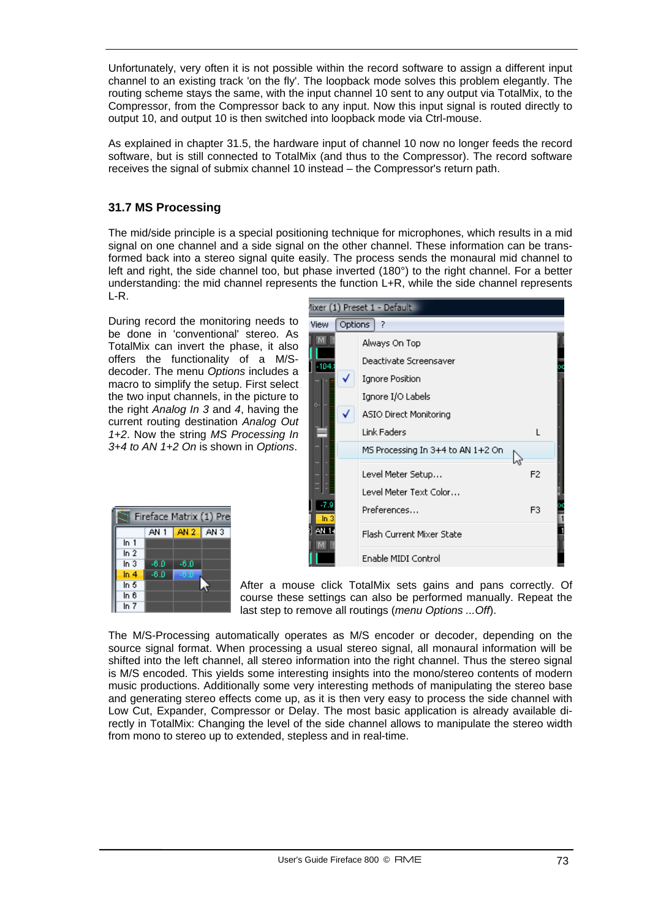Unfortunately, very often it is not possible within the record software to assign a different input channel to an existing track 'on the fly'. The loopback mode solves this problem elegantly. The routing scheme stays the same, with the input channel 10 sent to any output via TotalMix, to the Compressor, from the Compressor back to any input. Now this input signal is routed directly to output 10, and output 10 is then switched into loopback mode via Ctrl-mouse.

As explained in chapter 31.5, the hardware input of channel 10 now no longer feeds the record software, but is still connected to TotalMix (and thus to the Compressor). The record software receives the signal of submix channel 10 instead – the Compressor's return path.

### 31.7 MS Processing

The mid/side principle is a special positioning technique for microphones, which results in a mid signal on one channel and a side signal on the other channel. These information can be transformed back into a stereo signal quite easily. The process sends the monaural mid channel to left and right, the side channel too, but phase inverted (180°) to the right channel. For a better understanding: the mid channel represents the function L+R, while the side channel represents L-R.

During record the monitoring needs to be done in 'conventional' stereo. As TotalMix can invert the phase, it also offers the functionality of a M/S-decoder. The menu *Options* includes a macro to simplify the setup. First select the two input channels, in the picture to the right *Analog In 3* and *4*, having the current routing destination *Analog Out 1+2*. Now the string *MS Processing In 3+4 to AN 1+2 On* is shown in *Options*.

After a mouse click TotalMix sets gains and pans correctly. Of course these settings can also be performed manually. Repeat the last step to remove all routings (*menu Options ...Off*).

The M/S-Processing automatically operates as M/S encoder or decoder, depending on the source signal format. When processing a usual stereo signal, all monaural information will be shifted into the left channel, all stereo information into the right channel. Thus the stereo signal is M/S encoded. This yields some interesting insights into the mono/stereo contents of modern music productions. Additionally some very interesting methods of manipulating the stereo base and generating stereo effects come up, as it is then very easy to process the side channel with Low Cut, Expander, Compressor or Delay. The most basic application is already available directly in TotalMix: Changing the level of the side channel allows to manipulate the stereo width from mono to stereo up to extended, stepless and in real-time.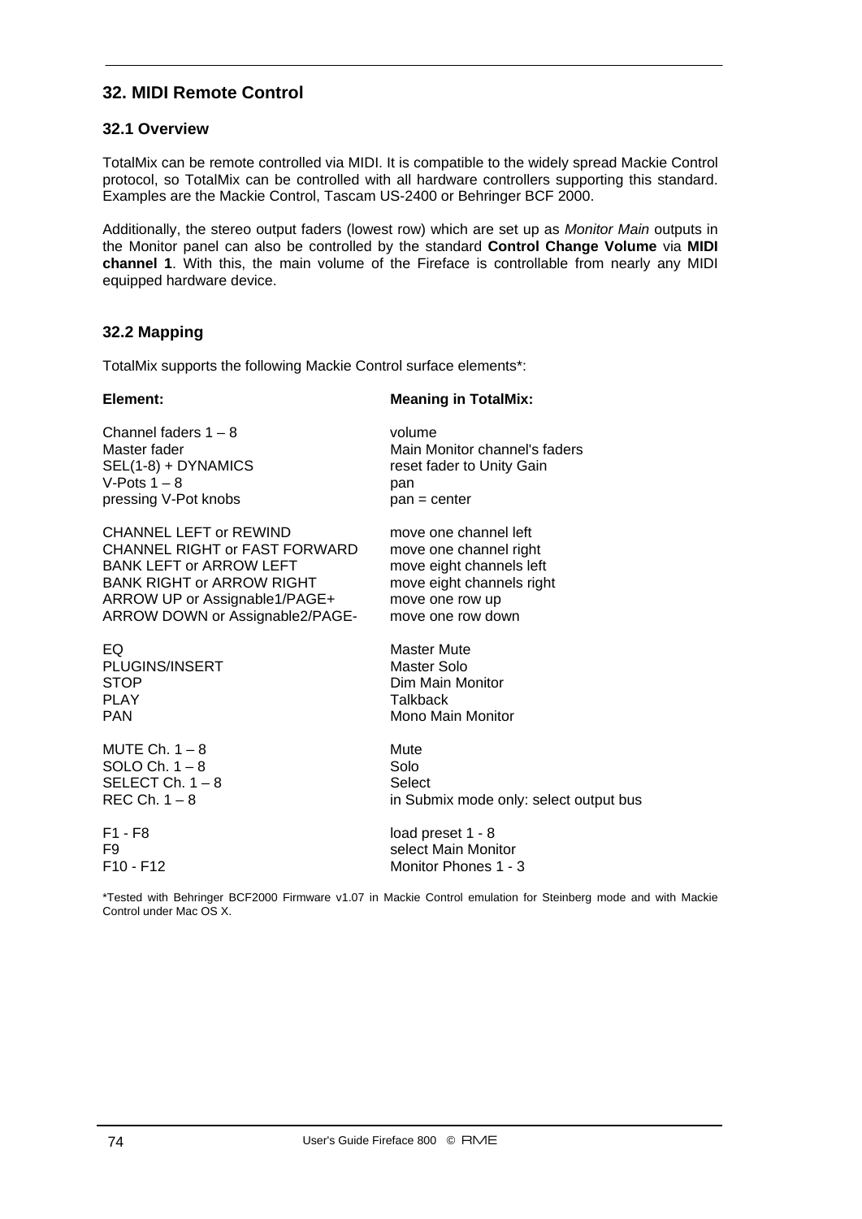## 32. MIDI Remote Control

### 32.1 Overview

TotalMix can be remote controlled via MIDI. It is compatible to the widely spread Mackie Control protocol, so TotalMix can be controlled with all hardware controllers supporting this standard. Examples are the Mackie Control, Tascam US-2400 or Behringer BCF 2000.

Additionally, the stereo output faders (lowest row) which are set up as *Monitor Main* outputs in the Monitor panel can also be controlled by the standard **Control Change Volume** via **MIDI channel 1**. With this, the main volume of the Fireface is controllable from nearly any MIDI equipped hardware device.

### 32.2 Mapping

TotalMix supports the following Mackie Control surface elements*:

| Element: | Meaning in TotalMix: |
|---|---|
| Channel faders 1 – 8 | volume |
| Master fader | Main Monitor channel's faders |
| SEL(1-8) + DYNAMICS | reset fader to Unity Gain |
| V-Pots 1 – 8 | pan |
| pressing V-Pot knobs | pan = center |
| CHANNEL LEFT or REWIND | move one channel left |
| CHANNEL RIGHT or FAST FORWARD | move one channel right |
| BANK LEFT or ARROW LEFT | move eight channels left |
| BANK RIGHT or ARROW RIGHT | move eight channels right |
| ARROW UP or Assignable1/PAGE+ | move one row up |
| ARROW DOWN or Assignable2/PAGE- | move one row down |
| EQ | Master Mute |
| PLUGINS/INSERT | Master Solo |
| STOP | Dim Main Monitor |
| PLAY | Talkback |
| PAN | Mono Main Monitor |
| MUTE Ch. 1 – 8 | Mute |
| SOLO Ch. 1 – 8 | Solo |
| SELECT Ch. 1 – 8 | Select |
| REC Ch. 1 – 8 | in Submix mode only: select output bus |
| F1 - F8 | load preset 1 - 8 |
| F9 | select Main Monitor |
| F10 - F12 | Monitor Phones 1 - 3 |

*Tested with Behringer BCF2000 Firmware v1.07 in Mackie Control emulation for Steinberg mode and with Mackie Control under Mac OS X.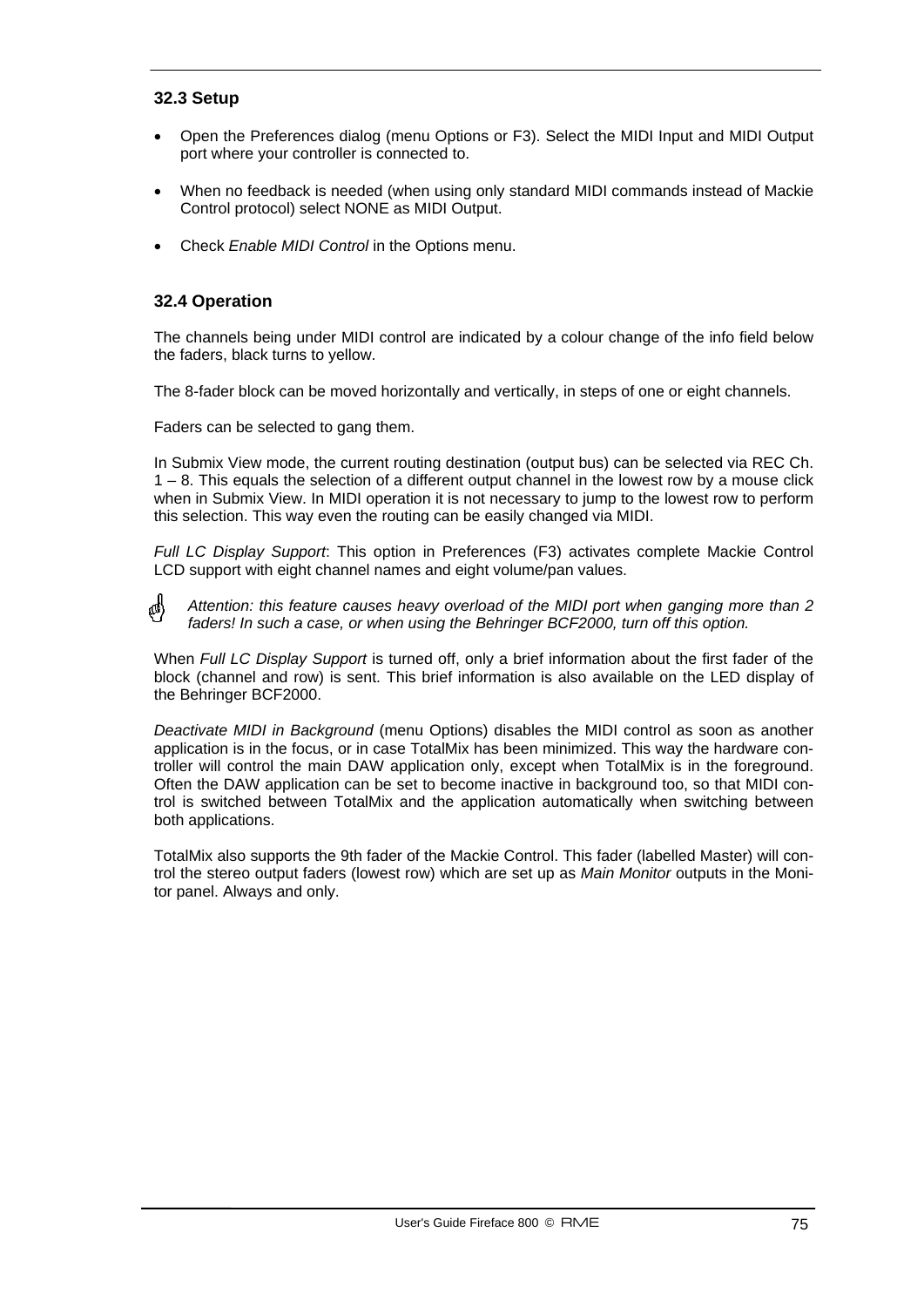### 32.3 Setup

- Open the Preferences dialog (menu Options or F3). Select the MIDI Input and MIDI Output port where your controller is connected to.
- When no feedback is needed (when using only standard MIDI commands instead of Mackie Control protocol) select NONE as MIDI Output.
- Check *Enable MIDI Control* in the Options menu.

### 32.4 Operation

The channels being under MIDI control are indicated by a colour change of the info field below the faders, black turns to yellow.

The 8-fader block can be moved horizontally and vertically, in steps of one or eight channels.

Faders can be selected to gang them.

In Submix View mode, the current routing destination (output bus) can be selected via REC Ch. 1 – 8. This equals the selection of a different output channel in the lowest row by a mouse click when in Submix View. In MIDI operation it is not necessary to jump to the lowest row to perform this selection. This way even the routing can be easily changed via MIDI.

*Full LC Display Support*: This option in Preferences (F3) activates complete Mackie Control LCD support with eight channel names and eight volume/pan values.

*Attention: this feature causes heavy overload of the MIDI port when ganging more than 2 faders! In such a case, or when using the Behringer BCF2000, turn off this option.*

When *Full LC Display Support* is turned off, only a brief information about the first fader of the block (channel and row) is sent. This brief information is also available on the LED display of the Behringer BCF2000.

*Deactivate MIDI in Background* (menu Options) disables the MIDI control as soon as another application is in the focus, or in case TotalMix has been minimized. This way the hardware controller will control the main DAW application only, except when TotalMix is in the foreground. Often the DAW application can be set to become inactive in background too, so that MIDI control is switched between TotalMix and the application automatically when switching between both applications.

TotalMix also supports the 9th fader of the Mackie Control. This fader (labelled Master) will control the stereo output faders (lowest row) which are set up as *Main Monitor* outputs in the Monitor panel. Always and only.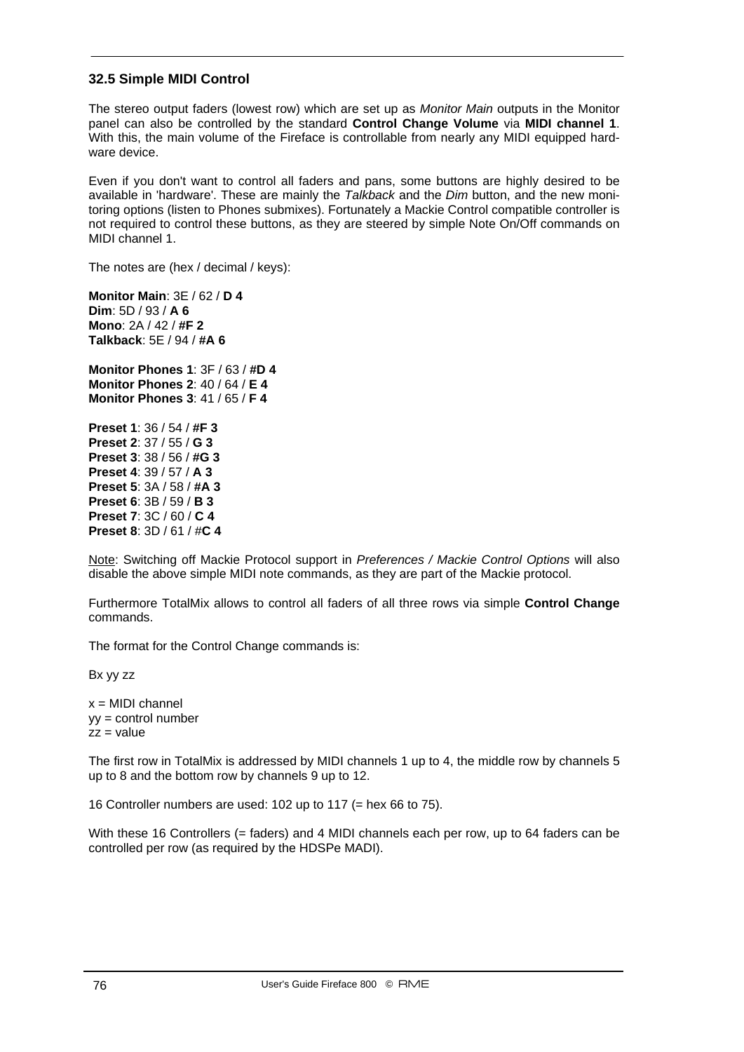### 32.5 Simple MIDI Control

The stereo output faders (lowest row) which are set up as *Monitor Main* outputs in the Monitor panel can also be controlled by the standard **Control Change Volume** via **MIDI channel 1**. With this, the main volume of the Fireface is controllable from nearly any MIDI equipped hardware device.

Even if you don't want to control all faders and pans, some buttons are highly desired to be available in 'hardware'. These are mainly the *Talkback* and the *Dim* button, and the new monitoring options (listen to Phones submixes). Fortunately a Mackie Control compatible controller is not required to control these buttons, as they are steered by simple Note On/Off commands on MIDI channel 1.

The notes are (hex / decimal / keys):

**Monitor Main**: 3E / 62 / **D 4**
**Dim**: 5D / 93 / **A 6**
**Mono**: 2A / 42 / **#F 2**
**Talkback**: 5E / 94 / **#A 6**

**Monitor Phones 1**: 3F / 63 / **#D 4**
**Monitor Phones 2**: 40 / 64 / **E 4**
**Monitor Phones 3**: 41 / 65 / **F 4**

**Preset 1**: 36 / 54 / **#F 3**
**Preset 2**: 37 / 55 / **G 3**
**Preset 3**: 38 / 56 / **#G 3**
**Preset 4**: 39 / 57 / **A 3**
**Preset 5**: 3A / 58 / **#A 3**
**Preset 6**: 3B / 59 / **B 3**
**Preset 7**: 3C / 60 / **C 4**
**Preset 8**: 3D / 61 / #**C 4**

Note: Switching off Mackie Protocol support in *Preferences / Mackie Control Options* will also disable the above simple MIDI note commands, as they are part of the Mackie protocol.

Furthermore TotalMix allows to control all faders of all three rows via simple **Control Change** commands.

The format for the Control Change commands is:

Bx yy zz

x = MIDI channel
yy = control number
zz = value

The first row in TotalMix is addressed by MIDI channels 1 up to 4, the middle row by channels 5 up to 8 and the bottom row by channels 9 up to 12.

16 Controller numbers are used: 102 up to 117 (= hex 66 to 75).

With these 16 Controllers (= faders) and 4 MIDI channels each per row, up to 64 faders can be controlled per row (as required by the HDSPe MADI).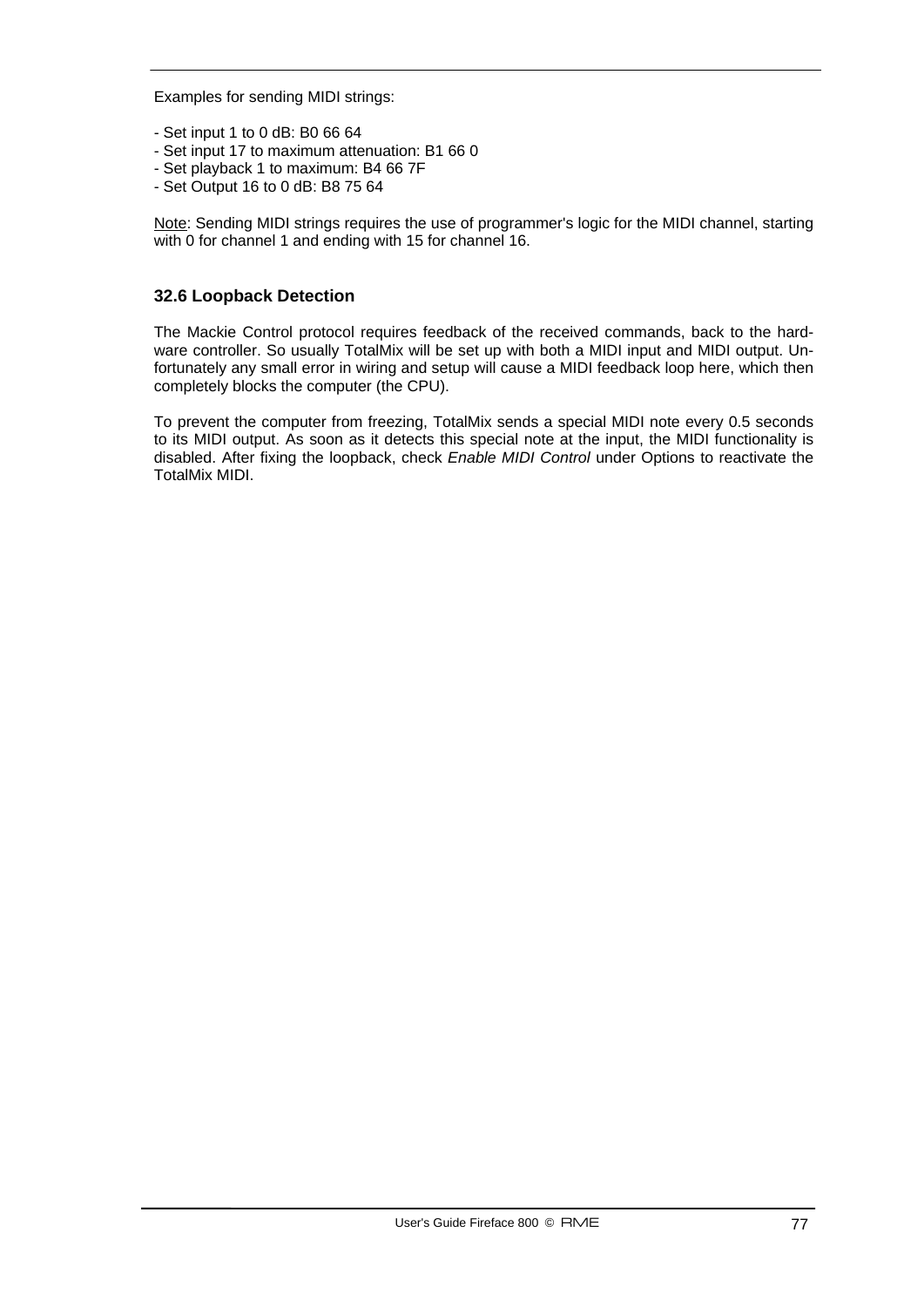Examples for sending MIDI strings:

- Set input 1 to 0 dB: B0 66 64
- Set input 17 to maximum attenuation: B1 66 0
- Set playback 1 to maximum: B4 66 7F
- Set Output 16 to 0 dB: B8 75 64

Note: Sending MIDI strings requires the use of programmer's logic for the MIDI channel, starting with 0 for channel 1 and ending with 15 for channel 16.

### 32.6 Loopback Detection

The Mackie Control protocol requires feedback of the received commands, back to the hardware controller. So usually TotalMix will be set up with both a MIDI input and MIDI output. Unfortunately any small error in wiring and setup will cause a MIDI feedback loop here, which then completely blocks the computer (the CPU).

To prevent the computer from freezing, TotalMix sends a special MIDI note every 0.5 seconds to its MIDI output. As soon as it detects this special note at the input, the MIDI functionality is disabled. After fixing the loopback, check *Enable MIDI Control* under Options to reactivate the TotalMix MIDI.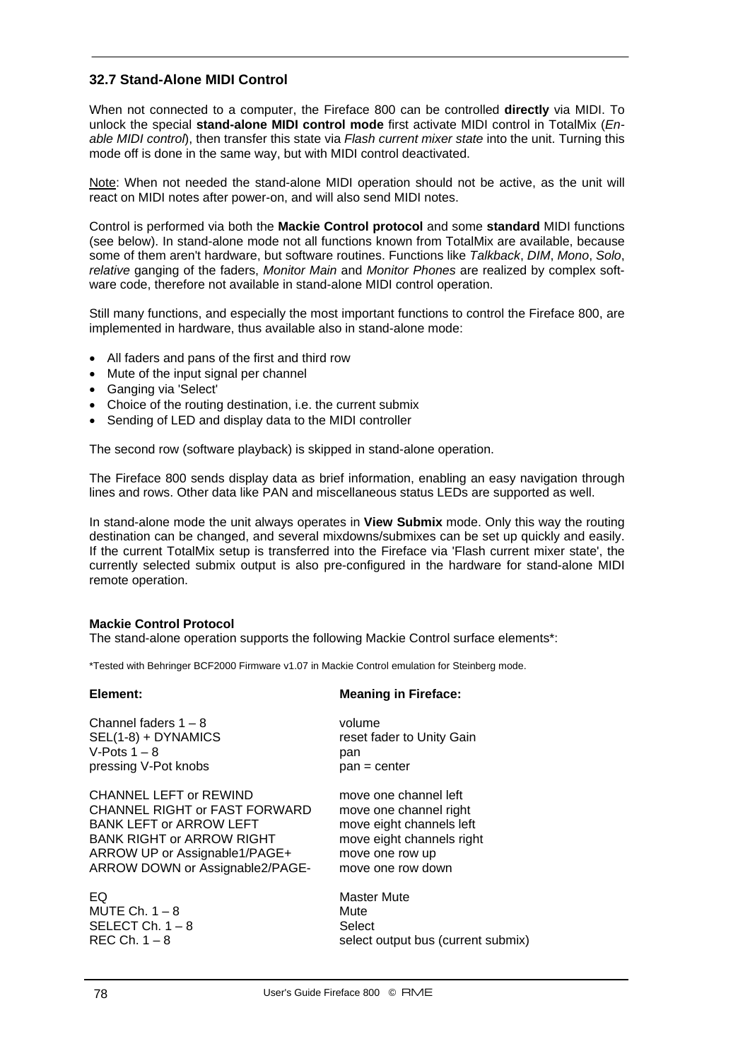## 32.7 Stand-Alone MIDI Control

When not connected to a computer, the Fireface 800 can be controlled **directly** via MIDI. To unlock the special **stand-alone MIDI control mode** first activate MIDI control in TotalMix (*Enable MIDI control*), then transfer this state via *Flash current mixer state* into the unit. Turning this mode off is done in the same way, but with MIDI control deactivated.

Note: When not needed the stand-alone MIDI operation should not be active, as the unit will react on MIDI notes after power-on, and will also send MIDI notes.

Control is performed via both the **Mackie Control protocol** and some **standard** MIDI functions (see below). In stand-alone mode not all functions known from TotalMix are available, because some of them aren't hardware, but software routines. Functions like *Talkback*, *DIM*, *Mono*, *Solo*, *relative* ganging of the faders, *Monitor Main* and *Monitor Phones* are realized by complex software code, therefore not available in stand-alone MIDI control operation.

Still many functions, and especially the most important functions to control the Fireface 800, are implemented in hardware, thus available also in stand-alone mode:

- All faders and pans of the first and third row
- Mute of the input signal per channel
- Ganging via 'Select'
- Choice of the routing destination, i.e. the current submix
- Sending of LED and display data to the MIDI controller

The second row (software playback) is skipped in stand-alone operation.

The Fireface 800 sends display data as brief information, enabling an easy navigation through lines and rows. Other data like PAN and miscellaneous status LEDs are supported as well.

In stand-alone mode the unit always operates in **View Submix** mode. Only this way the routing destination can be changed, and several mixdowns/submixes can be set up quickly and easily. If the current TotalMix setup is transferred into the Fireface via 'Flash current mixer state', the currently selected submix output is also pre-configured in the hardware for stand-alone MIDI remote operation.

**Mackie Control Protocol**

The stand-alone operation supports the following Mackie Control surface elements*:

*Tested with Behringer BCF2000 Firmware v1.07 in Mackie Control emulation for Steinberg mode.

| **Element:** | **Meaning in Fireface:** |
|---|---|
| Channel faders 1 – 8 | volume |
| SEL(1-8) + DYNAMICS | reset fader to Unity Gain |
| V-Pots 1 – 8 | pan |
| pressing V-Pot knobs | pan = center |
| CHANNEL LEFT or REWIND | move one channel left |
| CHANNEL RIGHT or FAST FORWARD | move one channel right |
| BANK LEFT or ARROW LEFT | move eight channels left |
| BANK RIGHT or ARROW RIGHT | move eight channels right |
| ARROW UP or Assignable1/PAGE+ | move one row up |
| ARROW DOWN or Assignable2/PAGE- | move one row down |
| EQ | Master Mute |
| MUTE Ch. 1 – 8 | Mute |
| SELECT Ch. 1 – 8 | Select |
| REC Ch. 1 – 8 | select output bus (current submix) |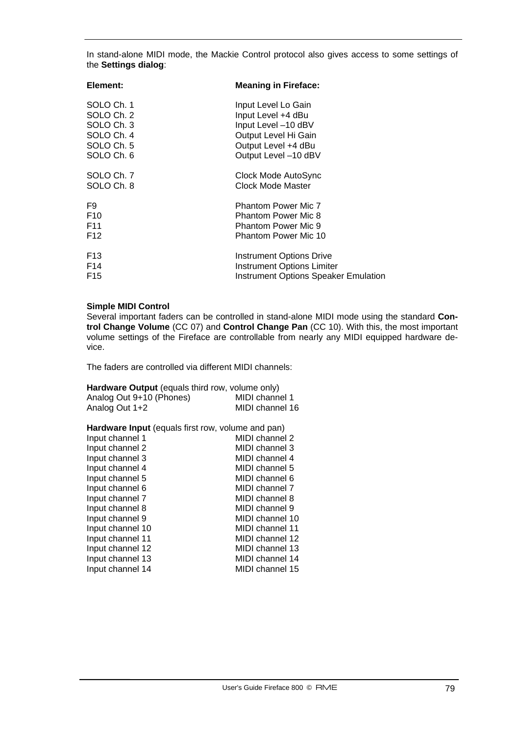In stand-alone MIDI mode, the Mackie Control protocol also gives access to some settings of the **Settings dialog**:

| **Element:** | **Meaning in Fireface:** |
|---|---|
| SOLO Ch. 1 | Input Level Lo Gain |
| SOLO Ch. 2 | Input Level +4 dBu |
| SOLO Ch. 3 | Input Level –10 dBV |
| SOLO Ch. 4 | Output Level Hi Gain |
| SOLO Ch. 5 | Output Level +4 dBu |
| SOLO Ch. 6 | Output Level –10 dBV |
| SOLO Ch. 7 | Clock Mode AutoSync |
| SOLO Ch. 8 | Clock Mode Master |
| F9 | Phantom Power Mic 7 |
| F10 | Phantom Power Mic 8 |
| F11 | Phantom Power Mic 9 |
| F12 | Phantom Power Mic 10 |
| F13 | Instrument Options Drive |
| F14 | Instrument Options Limiter |
| F15 | Instrument Options Speaker Emulation |

**Simple MIDI Control**

Several important faders can be controlled in stand-alone MIDI mode using the standard **Control Change Volume** (CC 07) and **Control Change Pan** (CC 10). With this, the most important volume settings of the Fireface are controllable from nearly any MIDI equipped hardware device.

The faders are controlled via different MIDI channels:

**Hardware Output** (equals third row, volume only)

| | |
|---|---|
| Analog Out 9+10 (Phones) | MIDI channel 1 |
| Analog Out 1+2 | MIDI channel 16 |

**Hardware Input** (equals first row, volume and pan)

| | |
|---|---|
| Input channel 1 | MIDI channel 2 |
| Input channel 2 | MIDI channel 3 |
| Input channel 3 | MIDI channel 4 |
| Input channel 4 | MIDI channel 5 |
| Input channel 5 | MIDI channel 6 |
| Input channel 6 | MIDI channel 7 |
| Input channel 7 | MIDI channel 8 |
| Input channel 8 | MIDI channel 9 |
| Input channel 9 | MIDI channel 10 |
| Input channel 10 | MIDI channel 11 |
| Input channel 11 | MIDI channel 12 |
| Input channel 12 | MIDI channel 13 |
| Input channel 13 | MIDI channel 14 |
| Input channel 14 | MIDI channel 15 |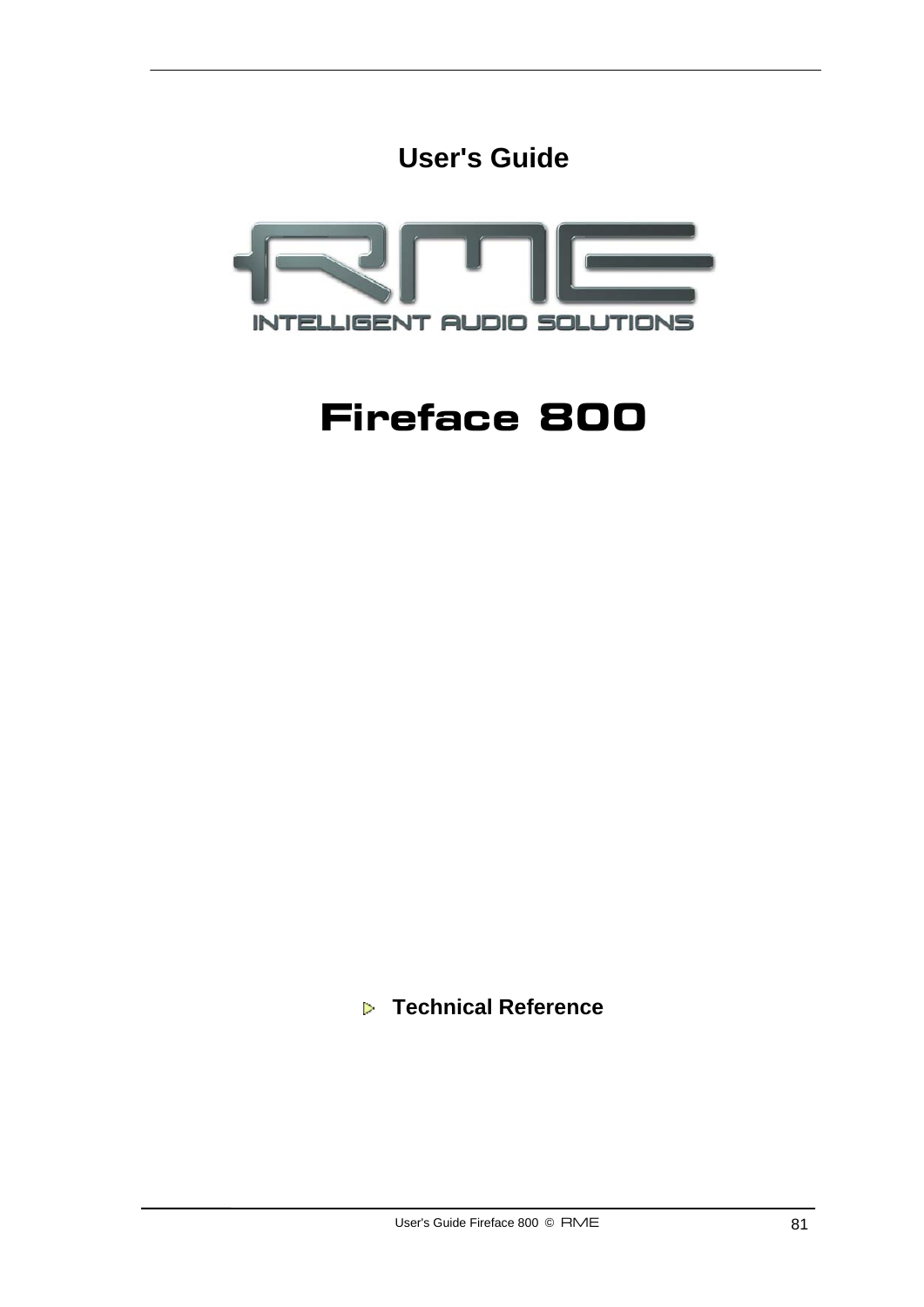# User's Guide

RME

INTELLIGENT AUDIO SOLUTIONS

# Fireface 800

## Technical Reference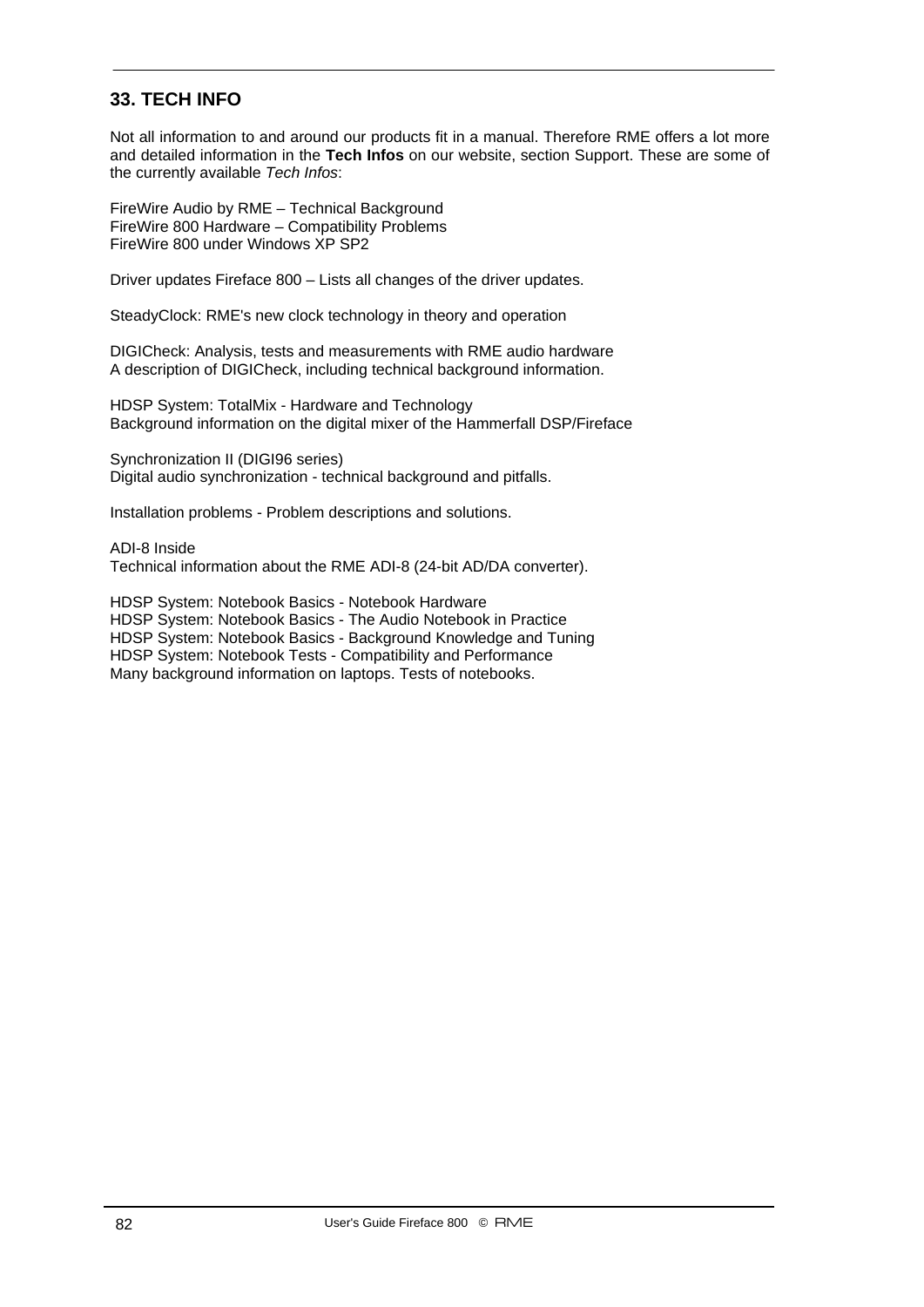## 33. TECH INFO

Not all information to and around our products fit in a manual. Therefore RME offers a lot more and detailed information in the **Tech Infos** on our website, section Support. These are some of the currently available *Tech Infos*:

FireWire Audio by RME – Technical Background
FireWire 800 Hardware – Compatibility Problems
FireWire 800 under Windows XP SP2

Driver updates Fireface 800 – Lists all changes of the driver updates.

SteadyClock: RME's new clock technology in theory and operation

DIGICheck: Analysis, tests and measurements with RME audio hardware
A description of DIGICheck, including technical background information.

HDSP System: TotalMix - Hardware and Technology
Background information on the digital mixer of the Hammerfall DSP/Fireface

Synchronization II (DIGI96 series)
Digital audio synchronization - technical background and pitfalls.

Installation problems - Problem descriptions and solutions.

ADI-8 Inside
Technical information about the RME ADI-8 (24-bit AD/DA converter).

HDSP System: Notebook Basics - Notebook Hardware
HDSP System: Notebook Basics - The Audio Notebook in Practice
HDSP System: Notebook Basics - Background Knowledge and Tuning
HDSP System: Notebook Tests - Compatibility and Performance
Many background information on laptops. Tests of notebooks.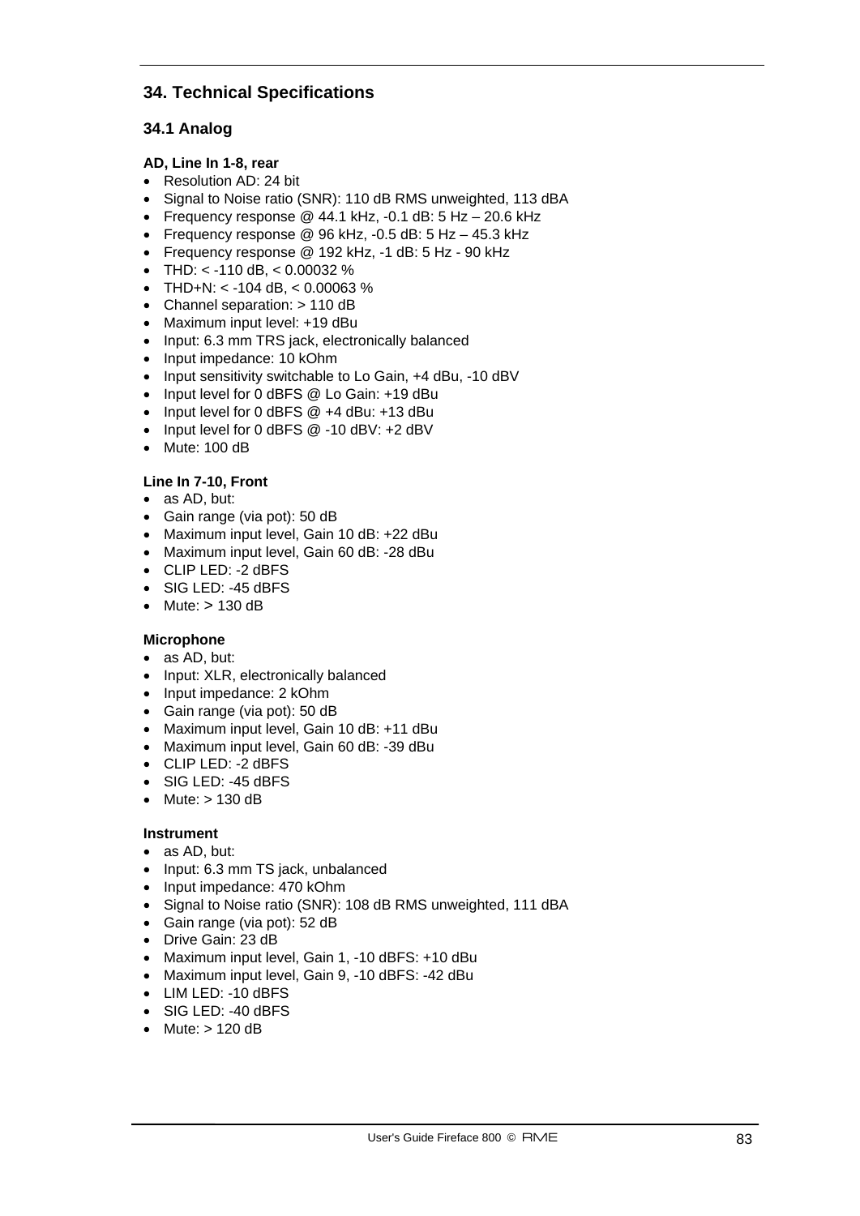# 34. Technical Specifications

## 34.1 Analog

**AD, Line In 1-8, rear**

- Resolution AD: 24 bit
- Signal to Noise ratio (SNR): 110 dB RMS unweighted, 113 dBA
- Frequency response @ 44.1 kHz, -0.1 dB: 5 Hz – 20.6 kHz
- Frequency response @ 96 kHz, -0.5 dB: 5 Hz – 45.3 kHz
- Frequency response @ 192 kHz, -1 dB: 5 Hz - 90 kHz
- THD: < -110 dB, < 0.00032 %
- THD+N: < -104 dB, < 0.00063 %
- Channel separation: > 110 dB
- Maximum input level: +19 dBu
- Input: 6.3 mm TRS jack, electronically balanced
- Input impedance: 10 kOhm
- Input sensitivity switchable to Lo Gain, +4 dBu, -10 dBV
- Input level for 0 dBFS @ Lo Gain: +19 dBu
- Input level for 0 dBFS @ +4 dBu: +13 dBu
- Input level for 0 dBFS @ -10 dBV: +2 dBV
- Mute: 100 dB

**Line In 7-10, Front**

- as AD, but:
- Gain range (via pot): 50 dB
- Maximum input level, Gain 10 dB: +22 dBu
- Maximum input level, Gain 60 dB: -28 dBu
- CLIP LED: -2 dBFS
- SIG LED: -45 dBFS
- Mute: > 130 dB

**Microphone**

- as AD, but:
- Input: XLR, electronically balanced
- Input impedance: 2 kOhm
- Gain range (via pot): 50 dB
- Maximum input level, Gain 10 dB: +11 dBu
- Maximum input level, Gain 60 dB: -39 dBu
- CLIP LED: -2 dBFS
- SIG LED: -45 dBFS
- Mute: > 130 dB

**Instrument**

- as AD, but:
- Input: 6.3 mm TS jack, unbalanced
- Input impedance: 470 kOhm
- Signal to Noise ratio (SNR): 108 dB RMS unweighted, 111 dBA
- Gain range (via pot): 52 dB
- Drive Gain: 23 dB
- Maximum input level, Gain 1, -10 dBFS: +10 dBu
- Maximum input level, Gain 9, -10 dBFS: -42 dBu
- LIM LED: -10 dBFS
- SIG LED: -40 dBFS
- Mute: > 120 dB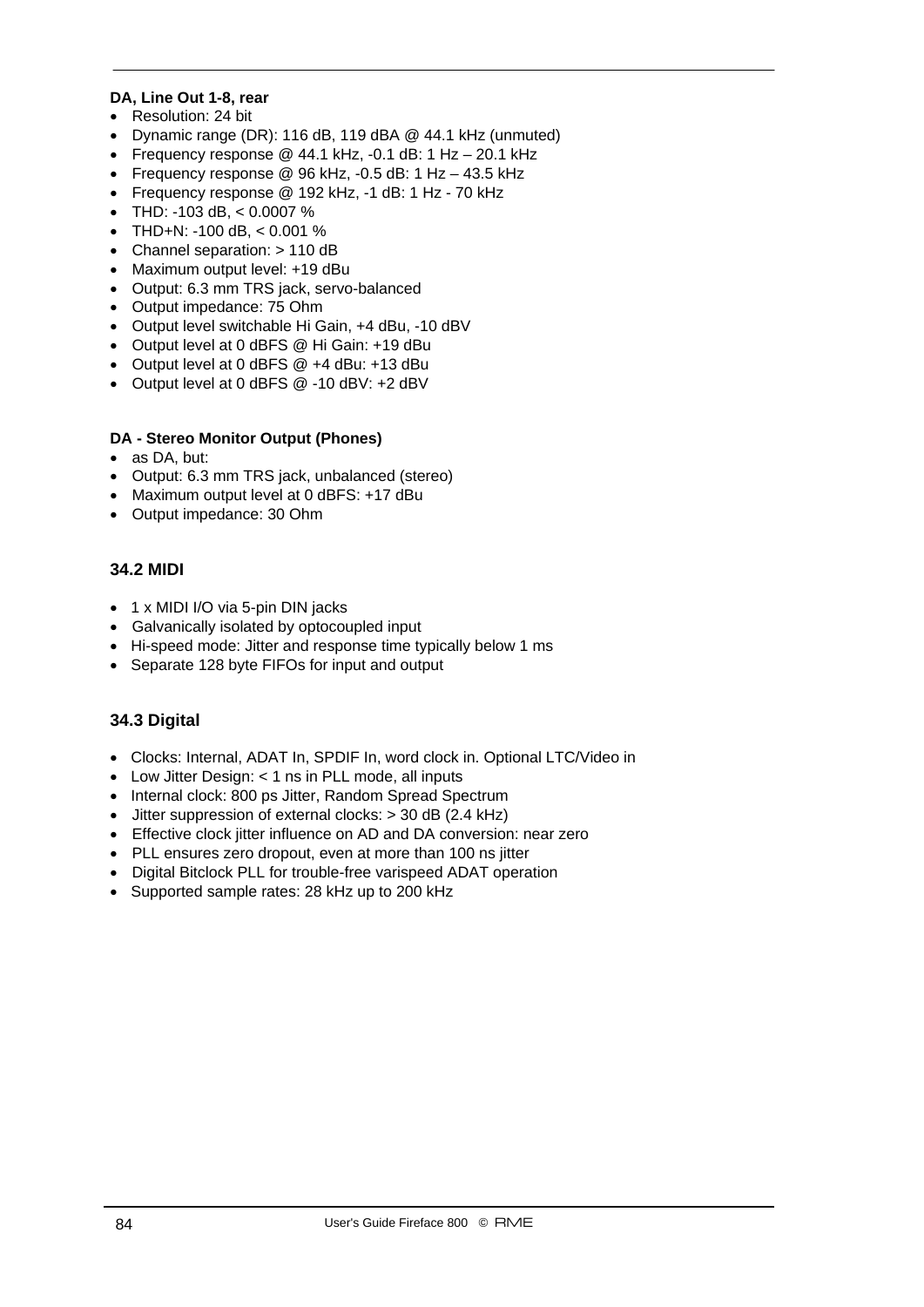**DA, Line Out 1-8, rear**

- Resolution: 24 bit
- Dynamic range (DR): 116 dB, 119 dBA @ 44.1 kHz (unmuted)
- Frequency response @ 44.1 kHz, -0.1 dB: 1 Hz – 20.1 kHz
- Frequency response @ 96 kHz, -0.5 dB: 1 Hz – 43.5 kHz
- Frequency response @ 192 kHz, -1 dB: 1 Hz - 70 kHz
- THD: -103 dB, < 0.0007 %
- THD+N: -100 dB, < 0.001 %
- Channel separation: > 110 dB
- Maximum output level: +19 dBu
- Output: 6.3 mm TRS jack, servo-balanced
- Output impedance: 75 Ohm
- Output level switchable Hi Gain, +4 dBu, -10 dBV
- Output level at 0 dBFS @ Hi Gain: +19 dBu
- Output level at 0 dBFS @ +4 dBu: +13 dBu
- Output level at 0 dBFS @ -10 dBV: +2 dBV

**DA - Stereo Monitor Output (Phones)**

- as DA, but:
- Output: 6.3 mm TRS jack, unbalanced (stereo)
- Maximum output level at 0 dBFS: +17 dBu
- Output impedance: 30 Ohm

### 34.2 MIDI

- 1 x MIDI I/O via 5-pin DIN jacks
- Galvanically isolated by optocoupled input
- Hi-speed mode: Jitter and response time typically below 1 ms
- Separate 128 byte FIFOs for input and output

### 34.3 Digital

- Clocks: Internal, ADAT In, SPDIF In, word clock in. Optional LTC/Video in
- Low Jitter Design: < 1 ns in PLL mode, all inputs
- Internal clock: 800 ps Jitter, Random Spread Spectrum
- Jitter suppression of external clocks: > 30 dB (2.4 kHz)
- Effective clock jitter influence on AD and DA conversion: near zero
- PLL ensures zero dropout, even at more than 100 ns jitter
- Digital Bitclock PLL for trouble-free varispeed ADAT operation
- Supported sample rates: 28 kHz up to 200 kHz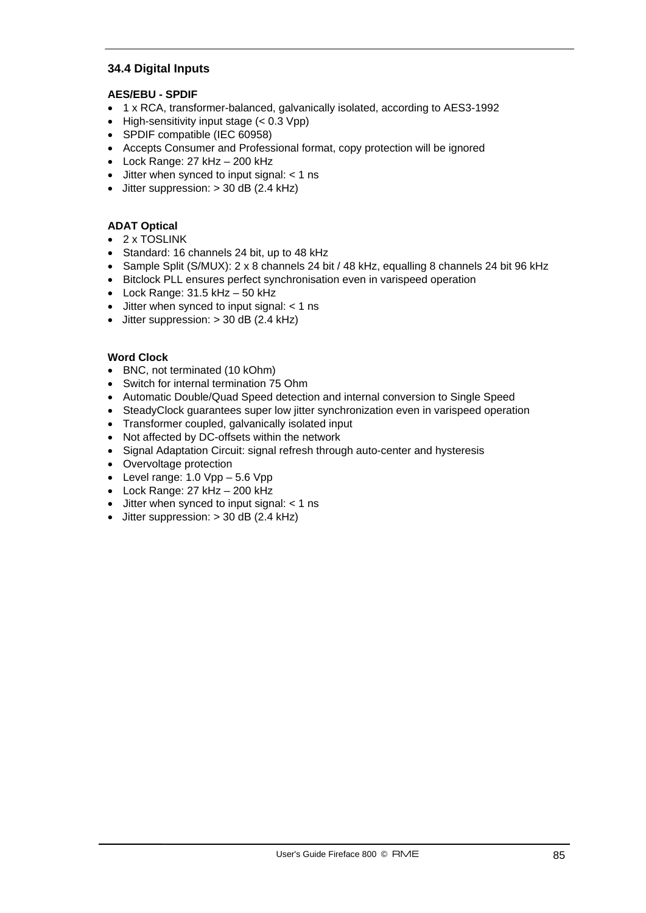### 34.4 Digital Inputs

**AES/EBU - SPDIF**

- 1 x RCA, transformer-balanced, galvanically isolated, according to AES3-1992
- High-sensitivity input stage (< 0.3 Vpp)
- SPDIF compatible (IEC 60958)
- Accepts Consumer and Professional format, copy protection will be ignored
- Lock Range: 27 kHz – 200 kHz
- Jitter when synced to input signal: < 1 ns
- Jitter suppression: > 30 dB (2.4 kHz)

**ADAT Optical**

- 2 x TOSLINK
- Standard: 16 channels 24 bit, up to 48 kHz
- Sample Split (S/MUX): 2 x 8 channels 24 bit / 48 kHz, equalling 8 channels 24 bit 96 kHz
- Bitclock PLL ensures perfect synchronisation even in varispeed operation
- Lock Range: 31.5 kHz – 50 kHz
- Jitter when synced to input signal: < 1 ns
- Jitter suppression: > 30 dB (2.4 kHz)

**Word Clock**

- BNC, not terminated (10 kOhm)
- Switch for internal termination 75 Ohm
- Automatic Double/Quad Speed detection and internal conversion to Single Speed
- SteadyClock guarantees super low jitter synchronization even in varispeed operation
- Transformer coupled, galvanically isolated input
- Not affected by DC-offsets within the network
- Signal Adaptation Circuit: signal refresh through auto-center and hysteresis
- Overvoltage protection
- Level range: 1.0 Vpp – 5.6 Vpp
- Lock Range: 27 kHz – 200 kHz
- Jitter when synced to input signal: < 1 ns
- Jitter suppression: > 30 dB (2.4 kHz)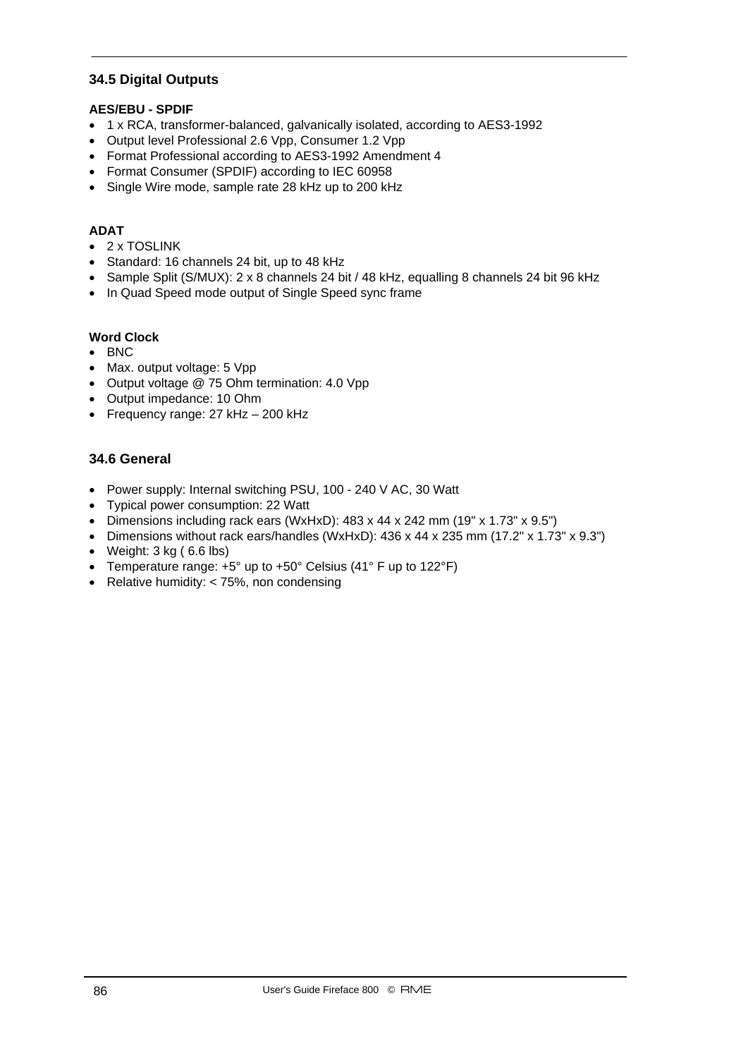## 34.5 Digital Outputs

**AES/EBU - SPDIF**

- 1 x RCA, transformer-balanced, galvanically isolated, according to AES3-1992
- Output level Professional 2.6 Vpp, Consumer 1.2 Vpp
- Format Professional according to AES3-1992 Amendment 4
- Format Consumer (SPDIF) according to IEC 60958
- Single Wire mode, sample rate 28 kHz up to 200 kHz

**ADAT**

- 2 x TOSLINK
- Standard: 16 channels 24 bit, up to 48 kHz
- Sample Split (S/MUX): 2 x 8 channels 24 bit / 48 kHz, equalling 8 channels 24 bit 96 kHz
- In Quad Speed mode output of Single Speed sync frame

**Word Clock**

- BNC
- Max. output voltage: 5 Vpp
- Output voltage @ 75 Ohm termination: 4.0 Vpp
- Output impedance: 10 Ohm
- Frequency range: 27 kHz – 200 kHz

## 34.6 General

- Power supply: Internal switching PSU, 100 - 240 V AC, 30 Watt
- Typical power consumption: 22 Watt
- Dimensions including rack ears (WxHxD): 483 x 44 x 242 mm (19" x 1.73" x 9.5")
- Dimensions without rack ears/handles (WxHxD): 436 x 44 x 235 mm (17.2" x 1.73" x 9.3")
- Weight: 3 kg ( 6.6 lbs)
- Temperature range: +5° up to +50° Celsius (41° F up to 122°F)
- Relative humidity: < 75%, non condensing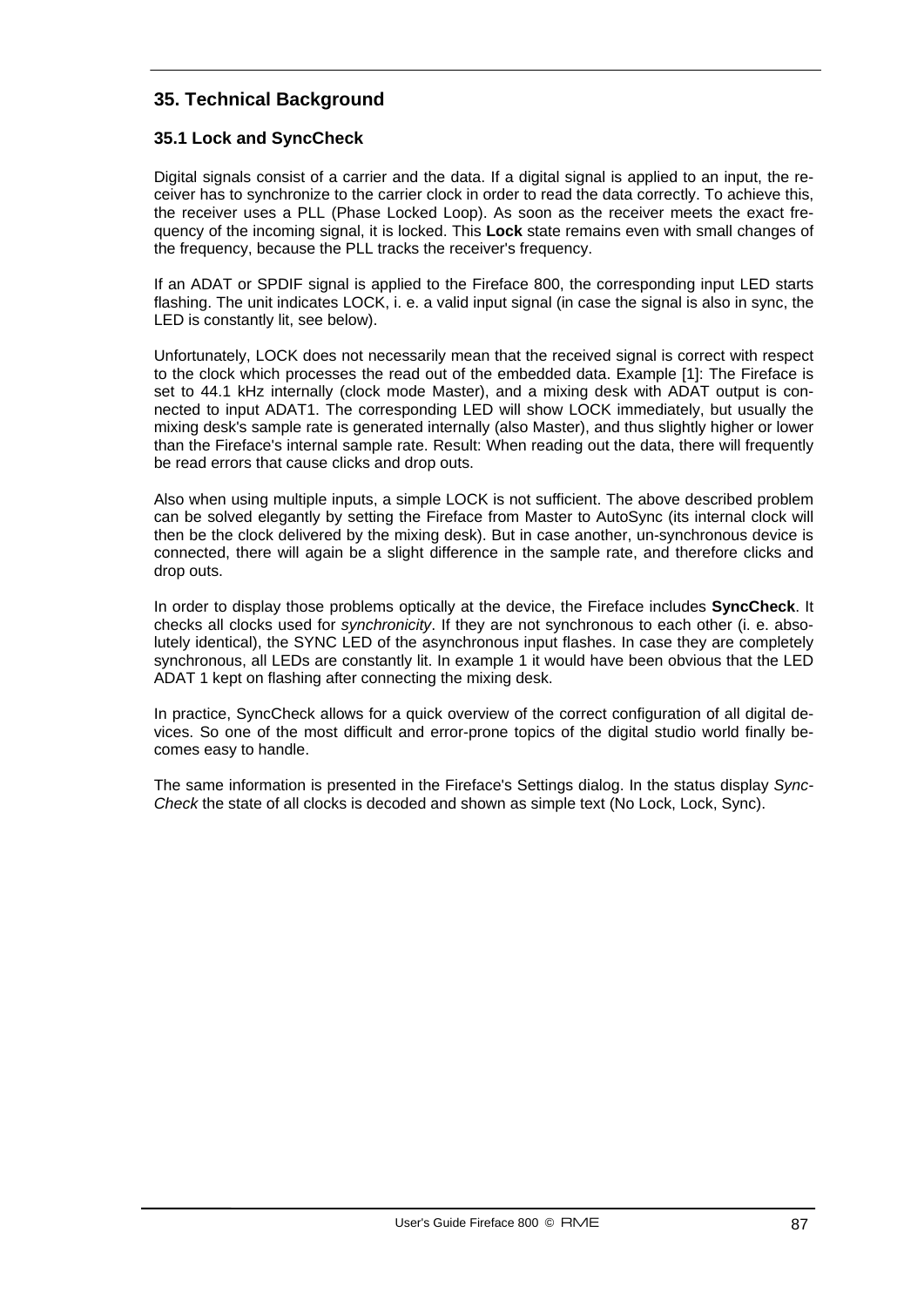## 35. Technical Background

### 35.1 Lock and SyncCheck

Digital signals consist of a carrier and the data. If a digital signal is applied to an input, the receiver has to synchronize to the carrier clock in order to read the data correctly. To achieve this, the receiver uses a PLL (Phase Locked Loop). As soon as the receiver meets the exact frequency of the incoming signal, it is locked. This **Lock** state remains even with small changes of the frequency, because the PLL tracks the receiver's frequency.

If an ADAT or SPDIF signal is applied to the Fireface 800, the corresponding input LED starts flashing. The unit indicates LOCK, i. e. a valid input signal (in case the signal is also in sync, the LED is constantly lit, see below).

Unfortunately, LOCK does not necessarily mean that the received signal is correct with respect to the clock which processes the read out of the embedded data. Example [1]: The Fireface is set to 44.1 kHz internally (clock mode Master), and a mixing desk with ADAT output is connected to input ADAT1. The corresponding LED will show LOCK immediately, but usually the mixing desk's sample rate is generated internally (also Master), and thus slightly higher or lower than the Fireface's internal sample rate. Result: When reading out the data, there will frequently be read errors that cause clicks and drop outs.

Also when using multiple inputs, a simple LOCK is not sufficient. The above described problem can be solved elegantly by setting the Fireface from Master to AutoSync (its internal clock will then be the clock delivered by the mixing desk). But in case another, un-synchronous device is connected, there will again be a slight difference in the sample rate, and therefore clicks and drop outs.

In order to display those problems optically at the device, the Fireface includes **SyncCheck**. It checks all clocks used for *synchronicity*. If they are not synchronous to each other (i. e. absolutely identical), the SYNC LED of the asynchronous input flashes. In case they are completely synchronous, all LEDs are constantly lit. In example 1 it would have been obvious that the LED ADAT 1 kept on flashing after connecting the mixing desk.

In practice, SyncCheck allows for a quick overview of the correct configuration of all digital devices. So one of the most difficult and error-prone topics of the digital studio world finally becomes easy to handle.

The same information is presented in the Fireface's Settings dialog. In the status display *SyncCheck* the state of all clocks is decoded and shown as simple text (No Lock, Lock, Sync).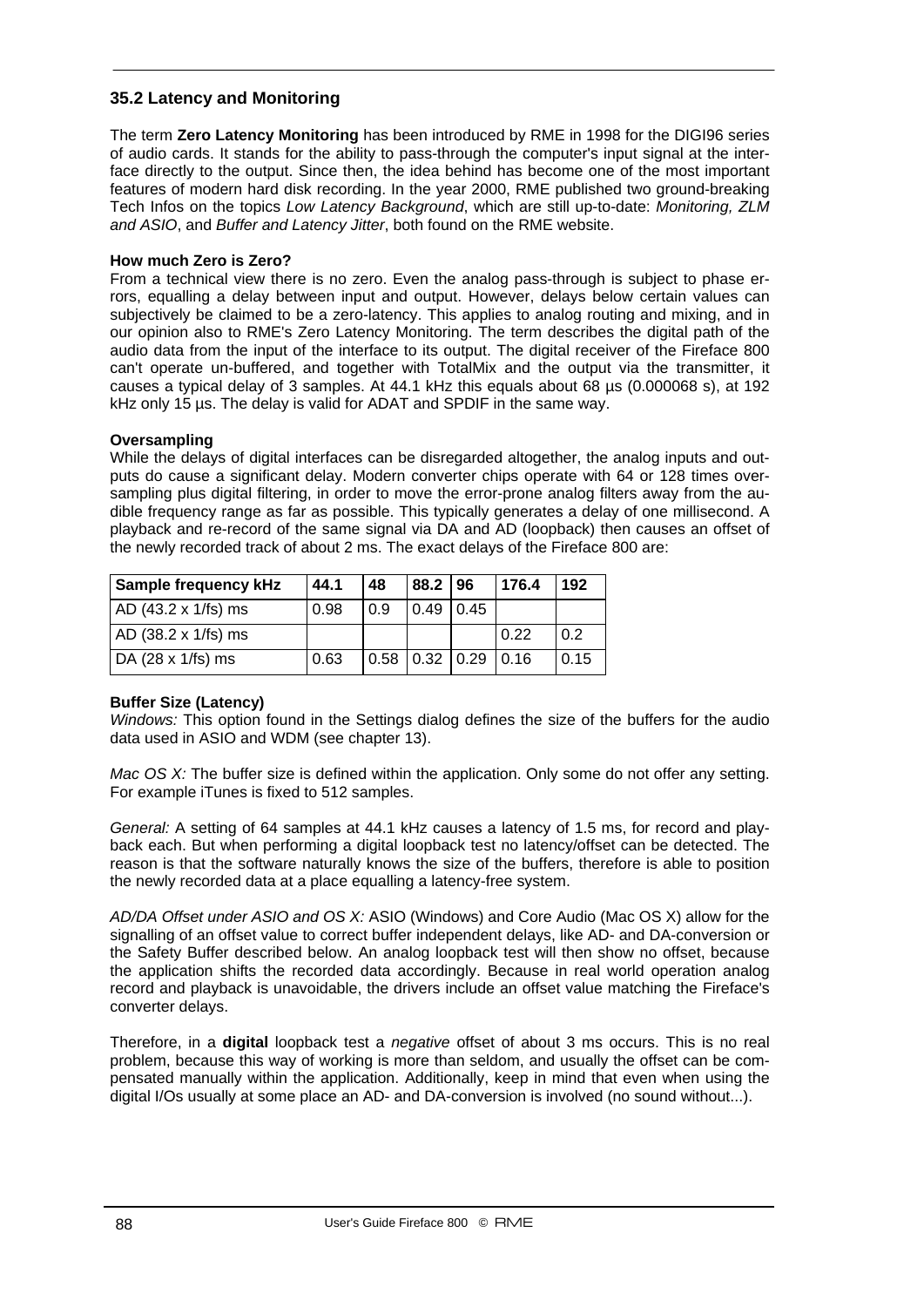## 35.2 Latency and Monitoring

The term **Zero Latency Monitoring** has been introduced by RME in 1998 for the DIGI96 series of audio cards. It stands for the ability to pass-through the computer's input signal at the interface directly to the output. Since then, the idea behind has become one of the most important features of modern hard disk recording. In the year 2000, RME published two ground-breaking Tech Infos on the topics *Low Latency Background*, which are still up-to-date: *Monitoring, ZLM and ASIO*, and *Buffer and Latency Jitter*, both found on the RME website.

**How much Zero is Zero?**

From a technical view there is no zero. Even the analog pass-through is subject to phase errors, equalling a delay between input and output. However, delays below certain values can subjectively be claimed to be a zero-latency. This applies to analog routing and mixing, and in our opinion also to RME's Zero Latency Monitoring. The term describes the digital path of the audio data from the input of the interface to its output. The digital receiver of the Fireface 800 can't operate un-buffered, and together with TotalMix and the output via the transmitter, it causes a typical delay of 3 samples. At 44.1 kHz this equals about 68 µs (0.000068 s), at 192 kHz only 15 µs. The delay is valid for ADAT and SPDIF in the same way.

**Oversampling**

While the delays of digital interfaces can be disregarded altogether, the analog inputs and outputs do cause a significant delay. Modern converter chips operate with 64 or 128 times oversampling plus digital filtering, in order to move the error-prone analog filters away from the audible frequency range as far as possible. This typically generates a delay of one millisecond. A playback and re-record of the same signal via DA and AD (loopback) then causes an offset of the newly recorded track of about 2 ms. The exact delays of the Fireface 800 are:

| Sample frequency kHz | 44.1 | 48 | 88.2 | 96 | 176.4 | 192 |
|---|---|---|---|---|---|---|
| AD (43.2 x 1/fs) ms | 0.98 | 0.9 | 0.49 | 0.45 | | |
| AD (38.2 x 1/fs) ms | | | | | 0.22 | 0.2 |
| DA (28 x 1/fs) ms | 0.63 | 0.58 | 0.32 | 0.29 | 0.16 | 0.15 |

**Buffer Size (Latency)**

*Windows:* This option found in the Settings dialog defines the size of the buffers for the audio data used in ASIO and WDM (see chapter 13).

*Mac OS X:* The buffer size is defined within the application. Only some do not offer any setting. For example iTunes is fixed to 512 samples.

*General:* A setting of 64 samples at 44.1 kHz causes a latency of 1.5 ms, for record and playback each. But when performing a digital loopback test no latency/offset can be detected. The reason is that the software naturally knows the size of the buffers, therefore is able to position the newly recorded data at a place equalling a latency-free system.

*AD/DA Offset under ASIO and OS X:* ASIO (Windows) and Core Audio (Mac OS X) allow for the signalling of an offset value to correct buffer independent delays, like AD- and DA-conversion or the Safety Buffer described below. An analog loopback test will then show no offset, because the application shifts the recorded data accordingly. Because in real world operation analog record and playback is unavoidable, the drivers include an offset value matching the Fireface's converter delays.

Therefore, in a **digital** loopback test a *negative* offset of about 3 ms occurs. This is no real problem, because this way of working is more than seldom, and usually the offset can be compensated manually within the application. Additionally, keep in mind that even when using the digital I/Os usually at some place an AD- and DA-conversion is involved (no sound without...).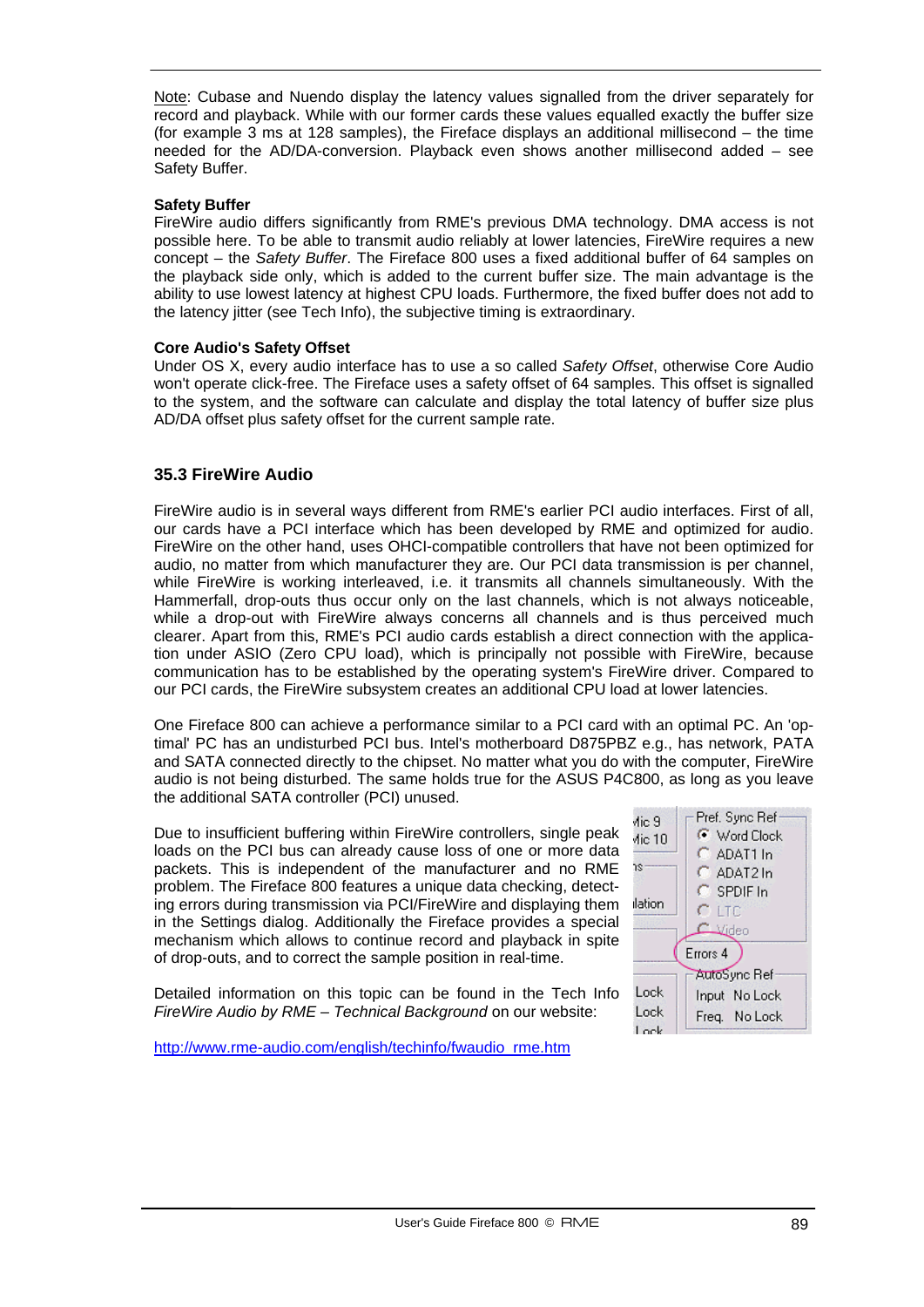Note: Cubase and Nuendo display the latency values signalled from the driver separately for record and playback. While with our former cards these values equalled exactly the buffer size (for example 3 ms at 128 samples), the Fireface displays an additional millisecond – the time needed for the AD/DA-conversion. Playback even shows another millisecond added – see Safety Buffer.

**Safety Buffer**
FireWire audio differs significantly from RME's previous DMA technology. DMA access is not possible here. To be able to transmit audio reliably at lower latencies, FireWire requires a new concept – the *Safety Buffer*. The Fireface 800 uses a fixed additional buffer of 64 samples on the playback side only, which is added to the current buffer size. The main advantage is the ability to use lowest latency at highest CPU loads. Furthermore, the fixed buffer does not add to the latency jitter (see Tech Info), the subjective timing is extraordinary.

**Core Audio's Safety Offset**
Under OS X, every audio interface has to use a so called *Safety Offset*, otherwise Core Audio won't operate click-free. The Fireface uses a safety offset of 64 samples. This offset is signalled to the system, and the software can calculate and display the total latency of buffer size plus AD/DA offset plus safety offset for the current sample rate.

### 35.3 FireWire Audio

FireWire audio is in several ways different from RME's earlier PCI audio interfaces. First of all, our cards have a PCI interface which has been developed by RME and optimized for audio. FireWire on the other hand, uses OHCI-compatible controllers that have not been optimized for audio, no matter from which manufacturer they are. Our PCI data transmission is per channel, while FireWire is working interleaved, i.e. it transmits all channels simultaneously. With the Hammerfall, drop-outs thus occur only on the last channels, which is not always noticeable, while a drop-out with FireWire always concerns all channels and is thus perceived much clearer. Apart from this, RME's PCI audio cards establish a direct connection with the application under ASIO (Zero CPU load), which is principally not possible with FireWire, because communication has to be established by the operating system's FireWire driver. Compared to our PCI cards, the FireWire subsystem creates an additional CPU load at lower latencies.

One Fireface 800 can achieve a performance similar to a PCI card with an optimal PC. An 'optimal' PC has an undisturbed PCI bus. Intel's motherboard D875PBZ e.g., has network, PATA and SATA connected directly to the chipset. No matter what you do with the computer, FireWire audio is not being disturbed. The same holds true for the ASUS P4C800, as long as you leave the additional SATA controller (PCI) unused.

Due to insufficient buffering within FireWire controllers, single peak loads on the PCI bus can already cause loss of one or more data packets. This is independent of the manufacturer and no RME problem. The Fireface 800 features a unique data checking, detecting errors during transmission via PCI/FireWire and displaying them in the Settings dialog. Additionally the Fireface provides a special mechanism which allows to continue record and playback in spite of drop-outs, and to correct the sample position in real-time.

Detailed information on this topic can be found in the Tech Info *FireWire Audio by RME – Technical Background* on our website:

http://www.rme-audio.com/english/techinfo/fwaudio_rme.htm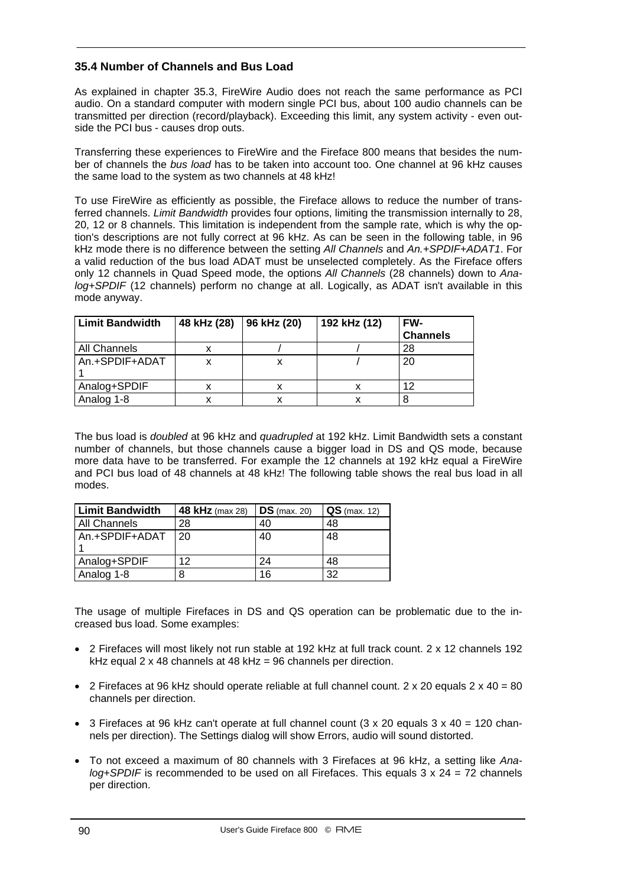### 35.4 Number of Channels and Bus Load

As explained in chapter 35.3, FireWire Audio does not reach the same performance as PCI audio. On a standard computer with modern single PCI bus, about 100 audio channels can be transmitted per direction (record/playback). Exceeding this limit, any system activity - even outside the PCI bus - causes drop outs.

Transferring these experiences to FireWire and the Fireface 800 means that besides the number of channels the *bus load* has to be taken into account too. One channel at 96 kHz causes the same load to the system as two channels at 48 kHz!

To use FireWire as efficiently as possible, the Fireface allows to reduce the number of transferred channels. *Limit Bandwidth* provides four options, limiting the transmission internally to 28, 20, 12 or 8 channels. This limitation is independent from the sample rate, which is why the option's descriptions are not fully correct at 96 kHz. As can be seen in the following table, in 96 kHz mode there is no difference between the setting *All Channels* and *An.+SPDIF+ADAT1*. For a valid reduction of the bus load ADAT must be unselected completely. As the Fireface offers only 12 channels in Quad Speed mode, the options *All Channels* (28 channels) down to *Analog+SPDIF* (12 channels) perform no change at all. Logically, as ADAT isn't available in this mode anyway.

| Limit Bandwidth | 48 kHz (28) | 96 kHz (20) | 192 kHz (12) | FW-Channels |
|---|---|---|---|---|
| All Channels | x | / | / | 28 |
| An.+SPDIF+ADAT 1 | x | x | / | 20 |
| Analog+SPDIF | x | x | x | 12 |
| Analog 1-8 | x | x | x | 8 |

The bus load is *doubled* at 96 kHz and *quadrupled* at 192 kHz. Limit Bandwidth sets a constant number of channels, but those channels cause a bigger load in DS and QS mode, because more data have to be transferred. For example the 12 channels at 192 kHz equal a FireWire and PCI bus load of 48 channels at 48 kHz! The following table shows the real bus load in all modes.

| Limit Bandwidth | **48 kHz** (max 28) | **DS** (max. 20) | **QS** (max. 12) |
|---|---|---|---|
| All Channels | 28 | 40 | 48 |
| An.+SPDIF+ADAT 1 | 20 | 40 | 48 |
| Analog+SPDIF | 12 | 24 | 48 |
| Analog 1-8 | 8 | 16 | 32 |

The usage of multiple Firefaces in DS and QS operation can be problematic due to the increased bus load. Some examples:

- 2 Firefaces will most likely not run stable at 192 kHz at full track count. 2 x 12 channels 192 kHz equal 2 x 48 channels at 48 kHz = 96 channels per direction.
- 2 Firefaces at 96 kHz should operate reliable at full channel count. 2 x 20 equals 2 x 40 = 80 channels per direction.
- 3 Firefaces at 96 kHz can't operate at full channel count (3 x 20 equals 3 x 40 = 120 channels per direction). The Settings dialog will show Errors, audio will sound distorted.
- To not exceed a maximum of 80 channels with 3 Firefaces at 96 kHz, a setting like *Analog+SPDIF* is recommended to be used on all Firefaces. This equals 3 x 24 = 72 channels per direction.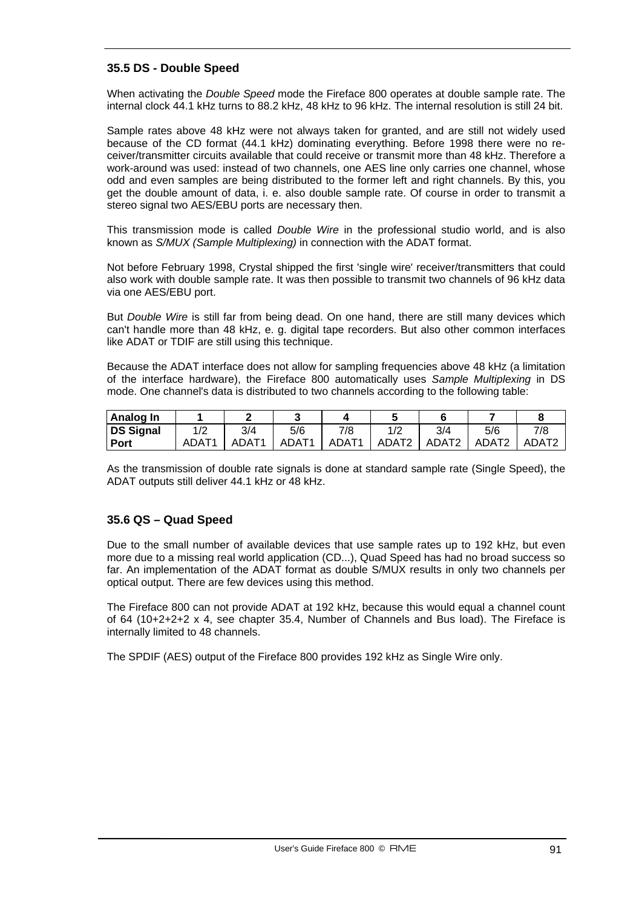### 35.5 DS - Double Speed

When activating the *Double Speed* mode the Fireface 800 operates at double sample rate. The internal clock 44.1 kHz turns to 88.2 kHz, 48 kHz to 96 kHz. The internal resolution is still 24 bit.

Sample rates above 48 kHz were not always taken for granted, and are still not widely used because of the CD format (44.1 kHz) dominating everything. Before 1998 there were no receiver/transmitter circuits available that could receive or transmit more than 48 kHz. Therefore a work-around was used: instead of two channels, one AES line only carries one channel, whose odd and even samples are being distributed to the former left and right channels. By this, you get the double amount of data, i. e. also double sample rate. Of course in order to transmit a stereo signal two AES/EBU ports are necessary then.

This transmission mode is called *Double Wire* in the professional studio world, and is also known as *S/MUX (Sample Multiplexing)* in connection with the ADAT format.

Not before February 1998, Crystal shipped the first 'single wire' receiver/transmitters that could also work with double sample rate. It was then possible to transmit two channels of 96 kHz data via one AES/EBU port.

But *Double Wire* is still far from being dead. On one hand, there are still many devices which can't handle more than 48 kHz, e. g. digital tape recorders. But also other common interfaces like ADAT or TDIF are still using this technique.

Because the ADAT interface does not allow for sampling frequencies above 48 kHz (a limitation of the interface hardware), the Fireface 800 automatically uses *Sample Multiplexing* in DS mode. One channel's data is distributed to two channels according to the following table:

| **Analog In** | **1** | **2** | **3** | **4** | **5** | **6** | **7** | **8** |
|---|---|---|---|---|---|---|---|---|
| **DS Signal Port** | 1/2 ADAT1 | 3/4 ADAT1 | 5/6 ADAT1 | 7/8 ADAT1 | 1/2 ADAT2 | 3/4 ADAT2 | 5/6 ADAT2 | 7/8 ADAT2 |

As the transmission of double rate signals is done at standard sample rate (Single Speed), the ADAT outputs still deliver 44.1 kHz or 48 kHz.

### 35.6 QS – Quad Speed

Due to the small number of available devices that use sample rates up to 192 kHz, but even more due to a missing real world application (CD...), Quad Speed has had no broad success so far. An implementation of the ADAT format as double S/MUX results in only two channels per optical output. There are few devices using this method.

The Fireface 800 can not provide ADAT at 192 kHz, because this would equal a channel count of 64 (10+2+2+2 x 4, see chapter 35.4, Number of Channels and Bus load). The Fireface is internally limited to 48 channels.

The SPDIF (AES) output of the Fireface 800 provides 192 kHz as Single Wire only.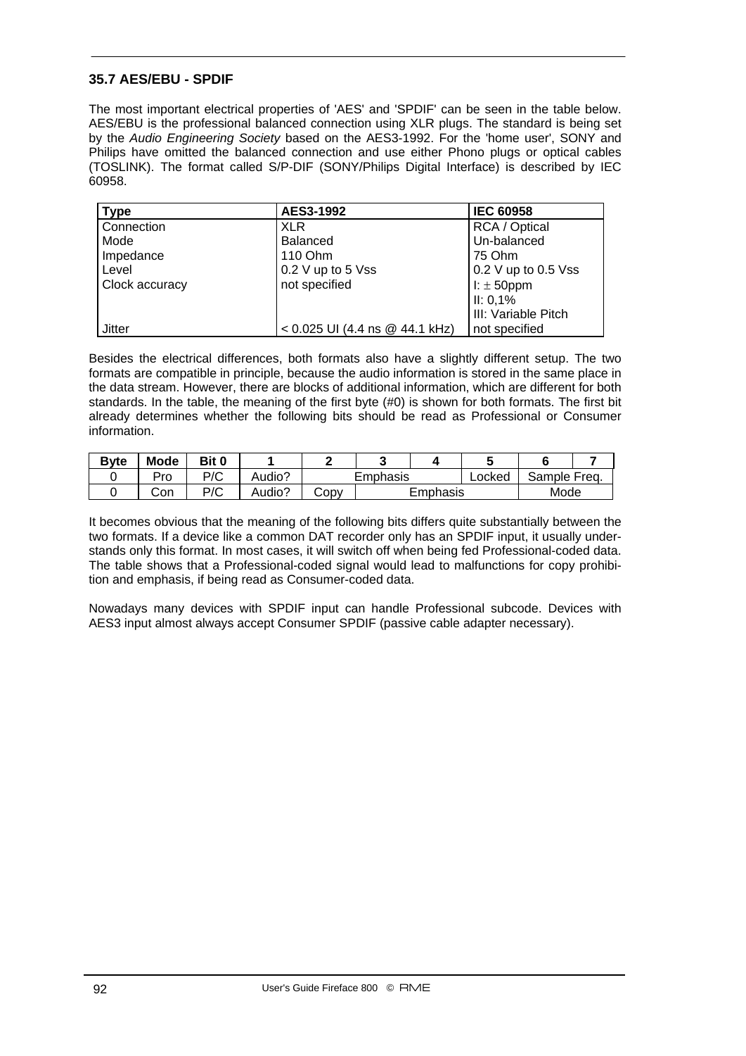### 35.7 AES/EBU - SPDIF

The most important electrical properties of 'AES' and 'SPDIF' can be seen in the table below. AES/EBU is the professional balanced connection using XLR plugs. The standard is being set by the *Audio Engineering Society* based on the AES3-1992. For the 'home user', SONY and Philips have omitted the balanced connection and use either Phono plugs or optical cables (TOSLINK). The format called S/P-DIF (SONY/Philips Digital Interface) is described by IEC 60958.

| Type | AES3-1992 | IEC 60958 |
|---|---|---|
| Connection | XLR | RCA / Optical |
| Mode | Balanced | Un-balanced |
| Impedance | 110 Ohm | 75 Ohm |
| Level | 0.2 V up to 5 Vss | 0.2 V up to 0.5 Vss |
| Clock accuracy | not specified | I: ± 50ppm<br>II: 0,1%<br>III: Variable Pitch |
| Jitter | < 0.025 UI (4.4 ns @ 44.1 kHz) | not specified |

Besides the electrical differences, both formats also have a slightly different setup. The two formats are compatible in principle, because the audio information is stored in the same place in the data stream. However, there are blocks of additional information, which are different for both standards. In the table, the meaning of the first byte (#0) is shown for both formats. The first bit already determines whether the following bits should be read as Professional or Consumer information.

| Byte | Mode | Bit 0 | 1 | 2 | 3 | 4 | 5 | 6 | 7 |
|---|---|---|---|---|---|---|---|---|---|
| 0 | Pro | P/C | Audio? | Emphasis | | | Locked | Sample Freq. | |
| 0 | Con | P/C | Audio? | Copy | Emphasis | | | Mode | |

It becomes obvious that the meaning of the following bits differs quite substantially between the two formats. If a device like a common DAT recorder only has an SPDIF input, it usually understands only this format. In most cases, it will switch off when being fed Professional-coded data. The table shows that a Professional-coded signal would lead to malfunctions for copy prohibition and emphasis, if being read as Consumer-coded data.

Nowadays many devices with SPDIF input can handle Professional subcode. Devices with AES3 input almost always accept Consumer SPDIF (passive cable adapter necessary).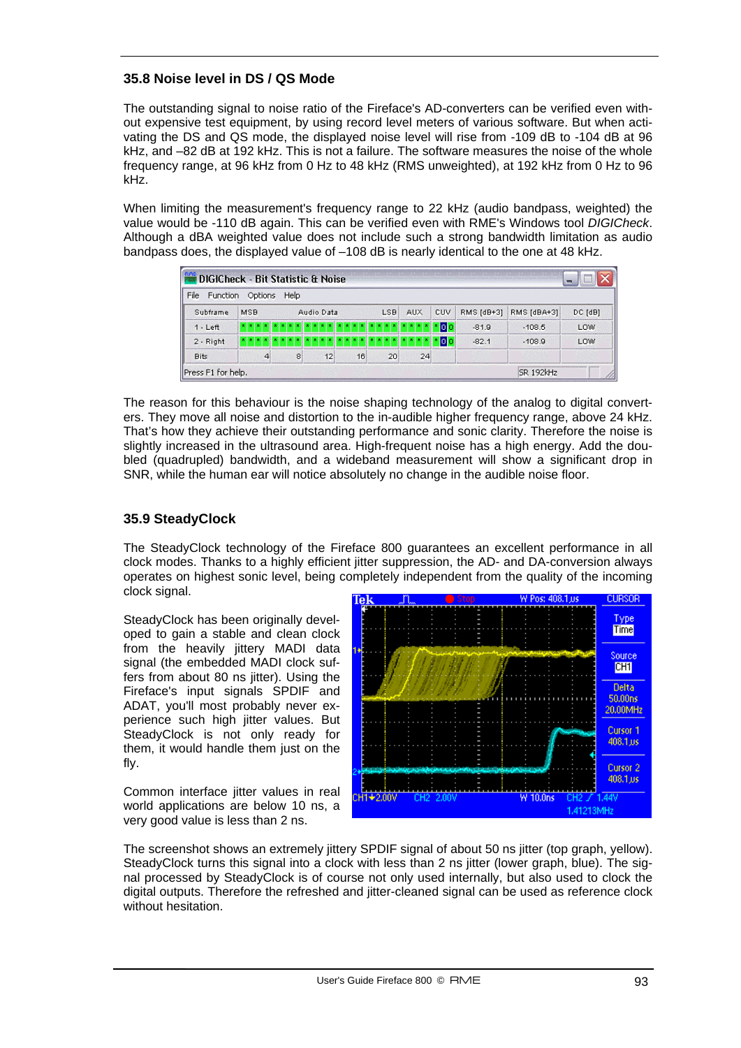### 35.8 Noise level in DS / QS Mode

The outstanding signal to noise ratio of the Fireface's AD-converters can be verified even without expensive test equipment, by using record level meters of various software. But when activating the DS and QS mode, the displayed noise level will rise from -109 dB to -104 dB at 96 kHz, and –82 dB at 192 kHz. This is not a failure. The software measures the noise of the whole frequency range, at 96 kHz from 0 Hz to 48 kHz (RMS unweighted), at 192 kHz from 0 Hz to 96 kHz.

When limiting the measurement's frequency range to 22 kHz (audio bandpass, weighted) the value would be -110 dB again. This can be verified even with RME's Windows tool *DIGICheck*. Although a dBA weighted value does not include such a strong bandwidth limitation as audio bandpass does, the displayed value of –108 dB is nearly identical to the one at 48 kHz.

| Subframe | MSB | Audio Data | LSB | AUX | CUV | RMS [dB+3] | RMS [dBA+3] | DC [dB] |
|---|---|---|---|---|---|---|---|---|
| 1 - Left | | | | | | -81.9 | -108.5 | LOW |
| 2 - Right | | | | | | -82.1 | -108.9 | LOW |
| Bits | 4 | 8 12 16 | 20 | 24 | | | | |

The reason for this behaviour is the noise shaping technology of the analog to digital converters. They move all noise and distortion to the in-audible higher frequency range, above 24 kHz. That's how they achieve their outstanding performance and sonic clarity. Therefore the noise is slightly increased in the ultrasound area. High-frequent noise has a high energy. Add the doubled (quadrupled) bandwidth, and a wideband measurement will show a significant drop in SNR, while the human ear will notice absolutely no change in the audible noise floor.

### 35.9 SteadyClock

The SteadyClock technology of the Fireface 800 guarantees an excellent performance in all clock modes. Thanks to a highly efficient jitter suppression, the AD- and DA-conversion always operates on highest sonic level, being completely independent from the quality of the incoming clock signal.

SteadyClock has been originally developed to gain a stable and clean clock from the heavily jittery MADI data signal (the embedded MADI clock suffers from about 80 ns jitter). Using the Fireface's input signals SPDIF and ADAT, you'll most probably never experience such high jitter values. But SteadyClock is not only ready for them, it would handle them just on the fly.

Common interface jitter values in real world applications are below 10 ns, a very good value is less than 2 ns.

The screenshot shows an extremely jittery SPDIF signal of about 50 ns jitter (top graph, yellow). SteadyClock turns this signal into a clock with less than 2 ns jitter (lower graph, blue). The signal processed by SteadyClock is of course not only used internally, but also used to clock the digital outputs. Therefore the refreshed and jitter-cleaned signal can be used as reference clock without hesitation.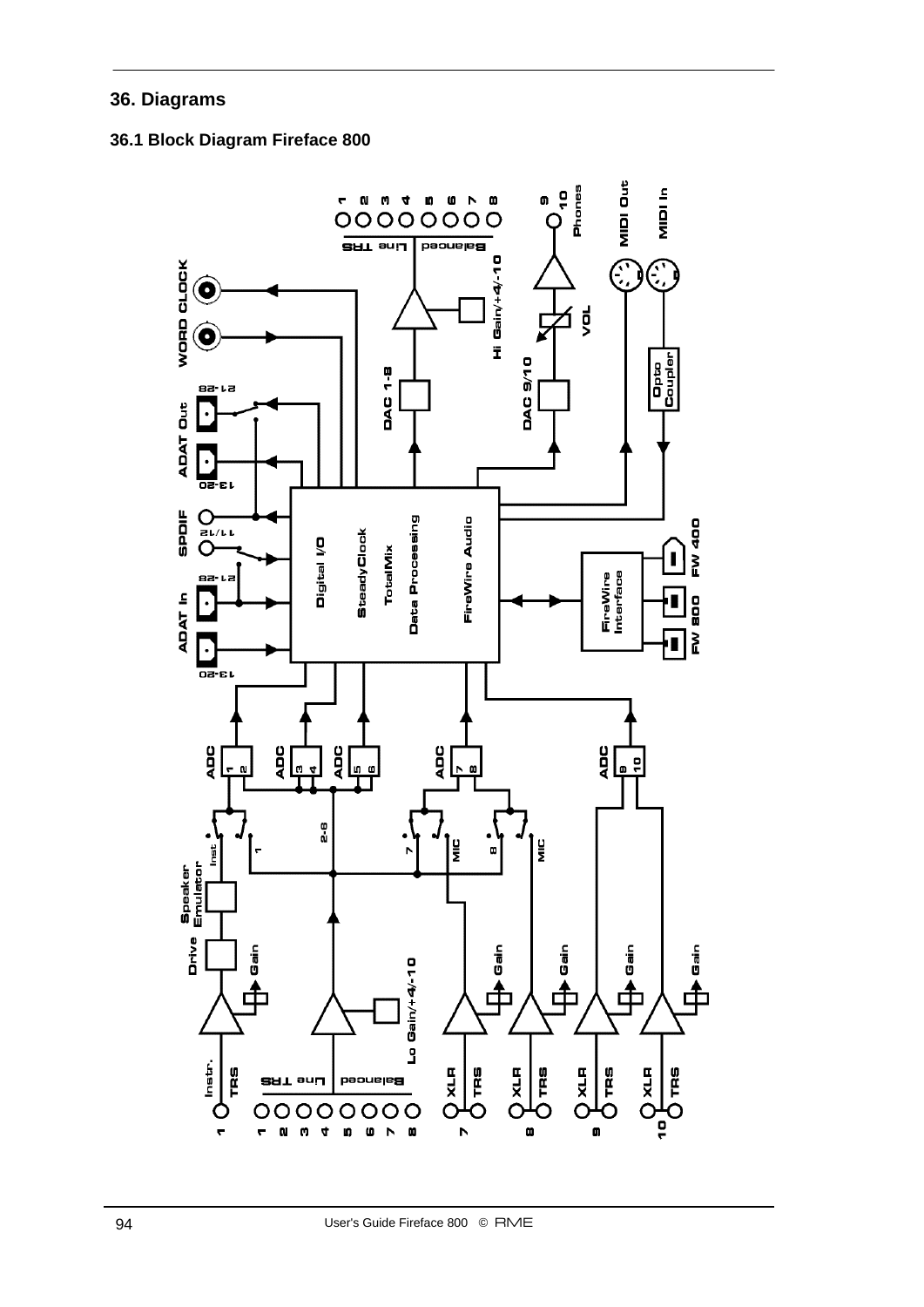# 36. Diagrams

## 36.1 Block Diagram Fireface 800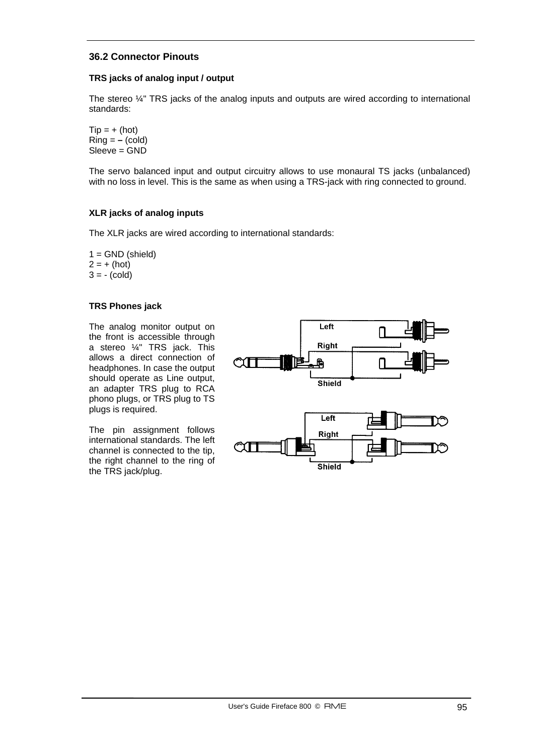## 36.2 Connector Pinouts

**TRS jacks of analog input / output**

The stereo ¼" TRS jacks of the analog inputs and outputs are wired according to international standards:

Tip = + (hot)
Ring = **–** (cold)
Sleeve = GND

The servo balanced input and output circuitry allows to use monaural TS jacks (unbalanced) with no loss in level. This is the same as when using a TRS-jack with ring connected to ground.

**XLR jacks of analog inputs**

The XLR jacks are wired according to international standards:

1 = GND (shield)
2 = + (hot)
3 = - (cold)

**TRS Phones jack**

The analog monitor output on the front is accessible through a stereo ¼" TRS jack. This allows a direct connection of headphones. In case the output should operate as Line output, an adapter TRS plug to RCA phono plugs, or TRS plug to TS plugs is required.

The pin assignment follows international standards. The left channel is connected to the tip, the right channel to the ring of the TRS jack/plug.

Left
Right
Shield

Left
Right
Shield